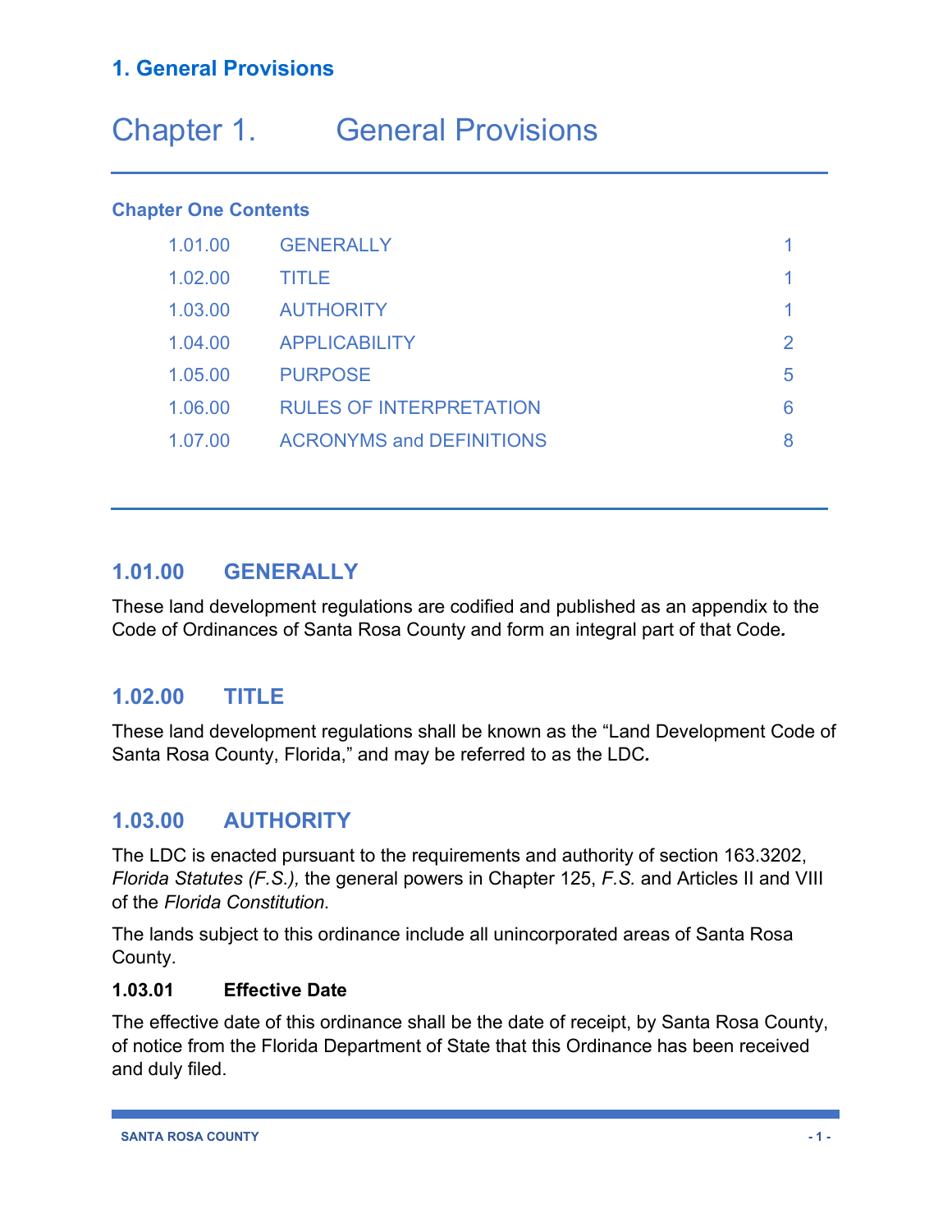# 1. General Provisions

# Chapter 1. General Provisions

### Chapter One Contents

| | | |
|---|---|---|
| 1.01.00 | GENERALLY | 1 |
| 1.02.00 | TITLE | 1 |
| 1.03.00 | AUTHORITY | 1 |
| 1.04.00 | APPLICABILITY | 2 |
| 1.05.00 | PURPOSE | 5 |
| 1.06.00 | RULES OF INTERPRETATION | 6 |
| 1.07.00 | ACRONYMS and DEFINITIONS | 8 |

## 1.01.00 GENERALLY

These land development regulations are codified and published as an appendix to the Code of Ordinances of Santa Rosa County and form an integral part of that Code***.***

## 1.02.00 TITLE

These land development regulations shall be known as the "Land Development Code of Santa Rosa County, Florida," and may be referred to as the LDC***.***

## 1.03.00 AUTHORITY

The LDC is enacted pursuant to the requirements and authority of section 163.3202, *Florida Statutes (F.S.),* the general powers in Chapter 125, *F.S.* and Articles II and VIII of the *Florida Constitution.*

The lands subject to this ordinance include all unincorporated areas of Santa Rosa County.

### 1.03.01 Effective Date

The effective date of this ordinance shall be the date of receipt, by Santa Rosa County, of notice from the Florida Department of State that this Ordinance has been received and duly filed.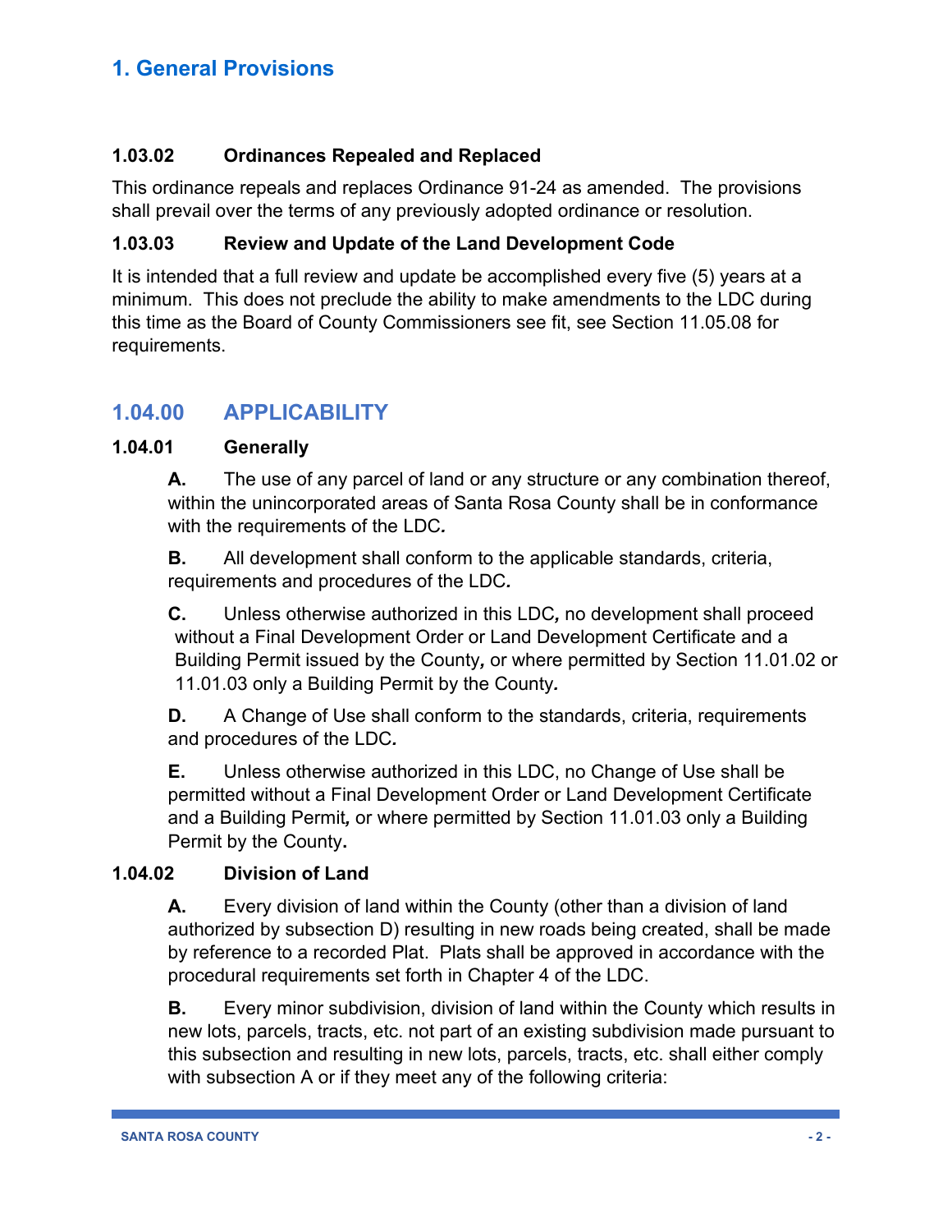## 1.03.02 Ordinances Repealed and Replaced

This ordinance repeals and replaces Ordinance 91-24 as amended. The provisions shall prevail over the terms of any previously adopted ordinance or resolution.

### 1.03.03 Review and Update of the Land Development Code

It is intended that a full review and update be accomplished every five (5) years at a minimum. This does not preclude the ability to make amendments to the LDC during this time as the Board of County Commissioners see fit, see Section 11.05.08 for requirements.

## 1.04.00 APPLICABILITY

### 1.04.01 Generally

**A.** The use of any parcel of land or any structure or any combination thereof, within the unincorporated areas of Santa Rosa County shall be in conformance with the requirements of the LDC*.*

**B.** All development shall conform to the applicable standards, criteria, requirements and procedures of the LDC*.*

**C.** Unless otherwise authorized in this LDC*,* no development shall proceed without a Final Development Order or Land Development Certificate and a Building Permit issued by the County*,* or where permitted by Section 11.01.02 or 11.01.03 only a Building Permit by the County*.*

**D.** A Change of Use shall conform to the standards, criteria, requirements and procedures of the LDC*.*

**E.** Unless otherwise authorized in this LDC, no Change of Use shall be permitted without a Final Development Order or Land Development Certificate and a Building Permit*,* or where permitted by Section 11.01.03 only a Building Permit by the County**.**

### 1.04.02 Division of Land

**A.** Every division of land within the County (other than a division of land authorized by subsection D) resulting in new roads being created, shall be made by reference to a recorded Plat. Plats shall be approved in accordance with the procedural requirements set forth in Chapter 4 of the LDC.

**B.** Every minor subdivision, division of land within the County which results in new lots, parcels, tracts, etc. not part of an existing subdivision made pursuant to this subsection and resulting in new lots, parcels, tracts, etc. shall either comply with subsection A or if they meet any of the following criteria: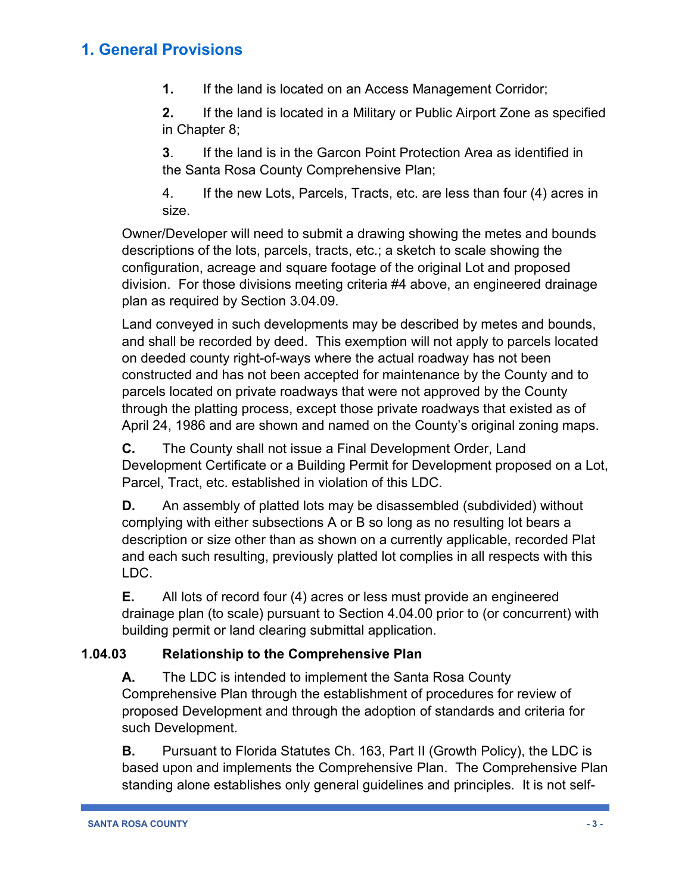# 1. General Provisions

**1.** If the land is located on an Access Management Corridor;

**2.** If the land is located in a Military or Public Airport Zone as specified in Chapter 8;

**3**. If the land is in the Garcon Point Protection Area as identified in the Santa Rosa County Comprehensive Plan;

4. If the new Lots, Parcels, Tracts, etc. are less than four (4) acres in size.

Owner/Developer will need to submit a drawing showing the metes and bounds descriptions of the lots, parcels, tracts, etc.; a sketch to scale showing the configuration, acreage and square footage of the original Lot and proposed division. For those divisions meeting criteria #4 above, an engineered drainage plan as required by Section 3.04.09.

Land conveyed in such developments may be described by metes and bounds, and shall be recorded by deed. This exemption will not apply to parcels located on deeded county right-of-ways where the actual roadway has not been constructed and has not been accepted for maintenance by the County and to parcels located on private roadways that were not approved by the County through the platting process, except those private roadways that existed as of April 24, 1986 and are shown and named on the County's original zoning maps.

**C.** The County shall not issue a Final Development Order, Land Development Certificate or a Building Permit for Development proposed on a Lot, Parcel, Tract, etc. established in violation of this LDC.

**D.** An assembly of platted lots may be disassembled (subdivided) without complying with either subsections A or B so long as no resulting lot bears a description or size other than as shown on a currently applicable, recorded Plat and each such resulting, previously platted lot complies in all respects with this LDC.

**E.** All lots of record four (4) acres or less must provide an engineered drainage plan (to scale) pursuant to Section 4.04.00 prior to (or concurrent) with building permit or land clearing submittal application.

### 1.04.03 Relationship to the Comprehensive Plan

**A.** The LDC is intended to implement the Santa Rosa County Comprehensive Plan through the establishment of procedures for review of proposed Development and through the adoption of standards and criteria for such Development.

**B.** Pursuant to Florida Statutes Ch. 163, Part II (Growth Policy), the LDC is based upon and implements the Comprehensive Plan. The Comprehensive Plan standing alone establishes only general guidelines and principles. It is not self-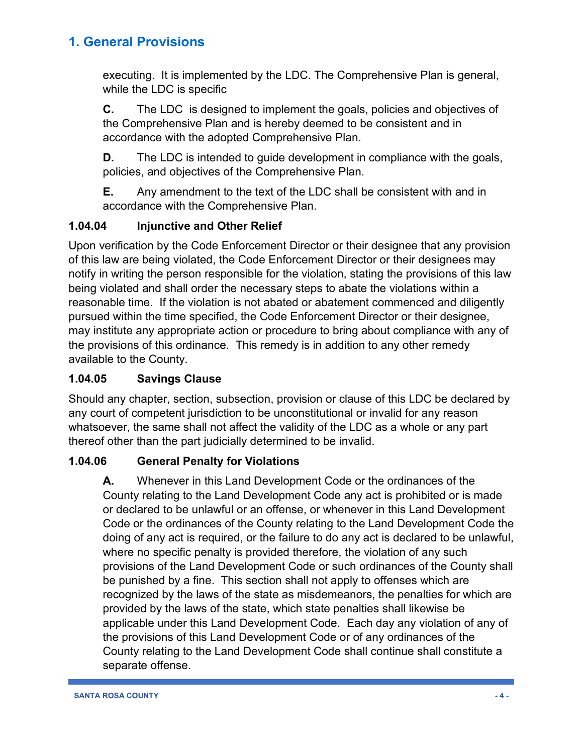executing. It is implemented by the LDC. The Comprehensive Plan is general, while the LDC is specific

**C.** The LDC is designed to implement the goals, policies and objectives of the Comprehensive Plan and is hereby deemed to be consistent and in accordance with the adopted Comprehensive Plan.

**D.** The LDC is intended to guide development in compliance with the goals, policies, and objectives of the Comprehensive Plan.

**E.** Any amendment to the text of the LDC shall be consistent with and in accordance with the Comprehensive Plan.

### 1.04.04 Injunctive and Other Relief

Upon verification by the Code Enforcement Director or their designee that any provision of this law are being violated, the Code Enforcement Director or their designees may notify in writing the person responsible for the violation, stating the provisions of this law being violated and shall order the necessary steps to abate the violations within a reasonable time. If the violation is not abated or abatement commenced and diligently pursued within the time specified, the Code Enforcement Director or their designee, may institute any appropriate action or procedure to bring about compliance with any of the provisions of this ordinance. This remedy is in addition to any other remedy available to the County.

### 1.04.05 Savings Clause

Should any chapter, section, subsection, provision or clause of this LDC be declared by any court of competent jurisdiction to be unconstitutional or invalid for any reason whatsoever, the same shall not affect the validity of the LDC as a whole or any part thereof other than the part judicially determined to be invalid.

### 1.04.06 General Penalty for Violations

**A.** Whenever in this Land Development Code or the ordinances of the County relating to the Land Development Code any act is prohibited or is made or declared to be unlawful or an offense, or whenever in this Land Development Code or the ordinances of the County relating to the Land Development Code the doing of any act is required, or the failure to do any act is declared to be unlawful, where no specific penalty is provided therefore, the violation of any such provisions of the Land Development Code or such ordinances of the County shall be punished by a fine. This section shall not apply to offenses which are recognized by the laws of the state as misdemeanors, the penalties for which are provided by the laws of the state, which state penalties shall likewise be applicable under this Land Development Code. Each day any violation of any of the provisions of this Land Development Code or of any ordinances of the County relating to the Land Development Code shall continue shall constitute a separate offense.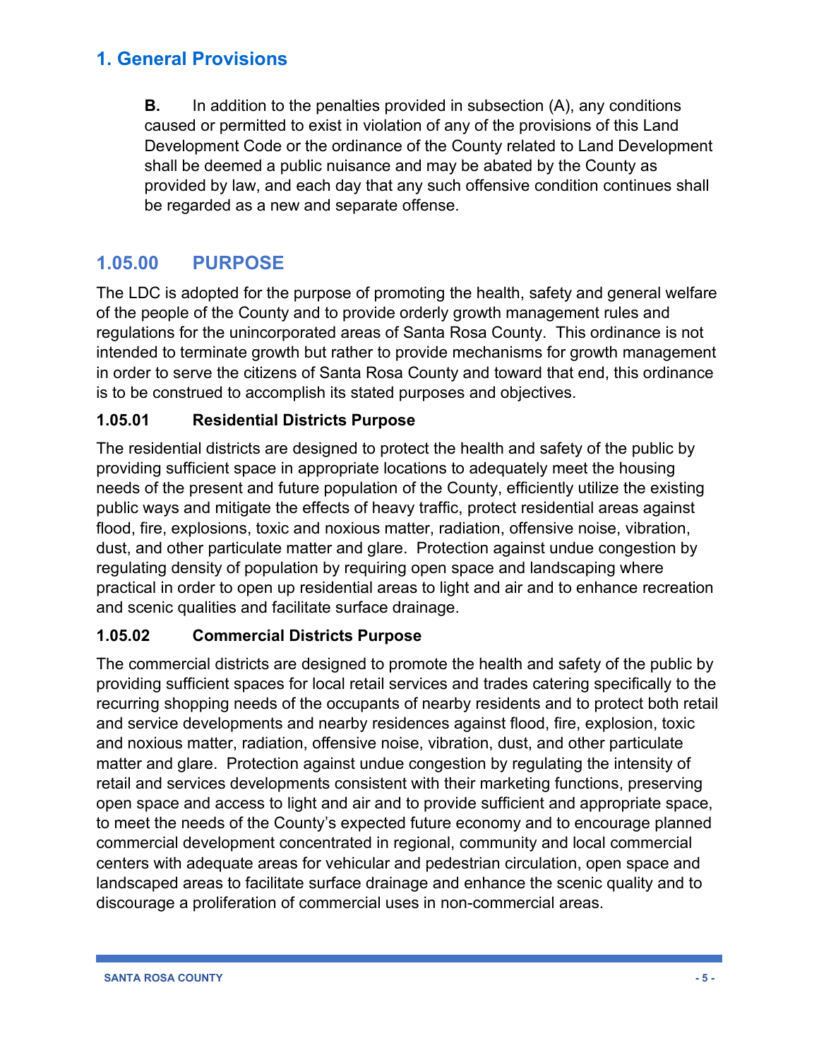# 1. General Provisions

**B.** In addition to the penalties provided in subsection (A), any conditions caused or permitted to exist in violation of any of the provisions of this Land Development Code or the ordinance of the County related to Land Development shall be deemed a public nuisance and may be abated by the County as provided by law, and each day that any such offensive condition continues shall be regarded as a new and separate offense.

## 1.05.00 PURPOSE

The LDC is adopted for the purpose of promoting the health, safety and general welfare of the people of the County and to provide orderly growth management rules and regulations for the unincorporated areas of Santa Rosa County. This ordinance is not intended to terminate growth but rather to provide mechanisms for growth management in order to serve the citizens of Santa Rosa County and toward that end, this ordinance is to be construed to accomplish its stated purposes and objectives.

### 1.05.01 Residential Districts Purpose

The residential districts are designed to protect the health and safety of the public by providing sufficient space in appropriate locations to adequately meet the housing needs of the present and future population of the County, efficiently utilize the existing public ways and mitigate the effects of heavy traffic, protect residential areas against flood, fire, explosions, toxic and noxious matter, radiation, offensive noise, vibration, dust, and other particulate matter and glare. Protection against undue congestion by regulating density of population by requiring open space and landscaping where practical in order to open up residential areas to light and air and to enhance recreation and scenic qualities and facilitate surface drainage.

### 1.05.02 Commercial Districts Purpose

The commercial districts are designed to promote the health and safety of the public by providing sufficient spaces for local retail services and trades catering specifically to the recurring shopping needs of the occupants of nearby residents and to protect both retail and service developments and nearby residences against flood, fire, explosion, toxic and noxious matter, radiation, offensive noise, vibration, dust, and other particulate matter and glare. Protection against undue congestion by regulating the intensity of retail and services developments consistent with their marketing functions, preserving open space and access to light and air and to provide sufficient and appropriate space, to meet the needs of the County's expected future economy and to encourage planned commercial development concentrated in regional, community and local commercial centers with adequate areas for vehicular and pedestrian circulation, open space and landscaped areas to facilitate surface drainage and enhance the scenic quality and to discourage a proliferation of commercial uses in non-commercial areas.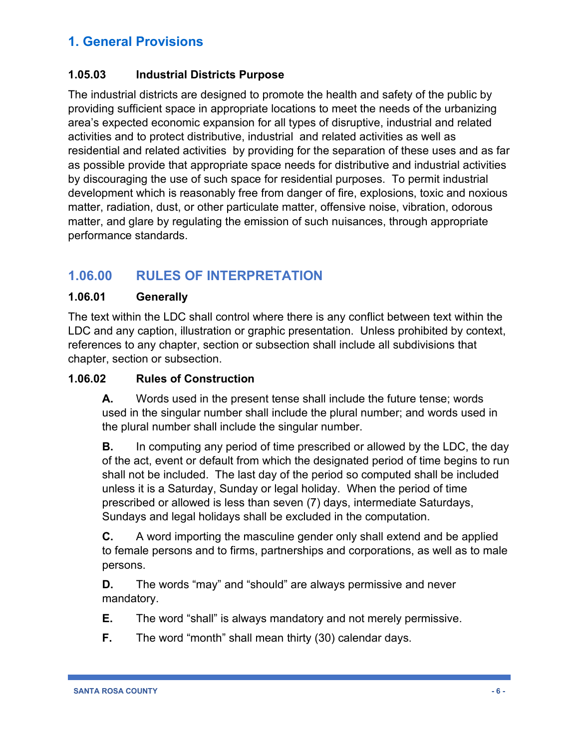# 1. General Provisions

### 1.05.03 Industrial Districts Purpose

The industrial districts are designed to promote the health and safety of the public by providing sufficient space in appropriate locations to meet the needs of the urbanizing area's expected economic expansion for all types of disruptive, industrial and related activities and to protect distributive, industrial and related activities as well as residential and related activities by providing for the separation of these uses and as far as possible provide that appropriate space needs for distributive and industrial activities by discouraging the use of such space for residential purposes. To permit industrial development which is reasonably free from danger of fire, explosions, toxic and noxious matter, radiation, dust, or other particulate matter, offensive noise, vibration, odorous matter, and glare by regulating the emission of such nuisances, through appropriate performance standards.

## 1.06.00 RULES OF INTERPRETATION

### 1.06.01 Generally

The text within the LDC shall control where there is any conflict between text within the LDC and any caption, illustration or graphic presentation. Unless prohibited by context, references to any chapter, section or subsection shall include all subdivisions that chapter, section or subsection.

### 1.06.02 Rules of Construction

**A.** Words used in the present tense shall include the future tense; words used in the singular number shall include the plural number; and words used in the plural number shall include the singular number.

**B.** In computing any period of time prescribed or allowed by the LDC, the day of the act, event or default from which the designated period of time begins to run shall not be included. The last day of the period so computed shall be included unless it is a Saturday, Sunday or legal holiday. When the period of time prescribed or allowed is less than seven (7) days, intermediate Saturdays, Sundays and legal holidays shall be excluded in the computation.

**C.** A word importing the masculine gender only shall extend and be applied to female persons and to firms, partnerships and corporations, as well as to male persons.

**D.** The words "may" and "should" are always permissive and never mandatory.

**E.** The word "shall" is always mandatory and not merely permissive.

**F.** The word "month" shall mean thirty (30) calendar days.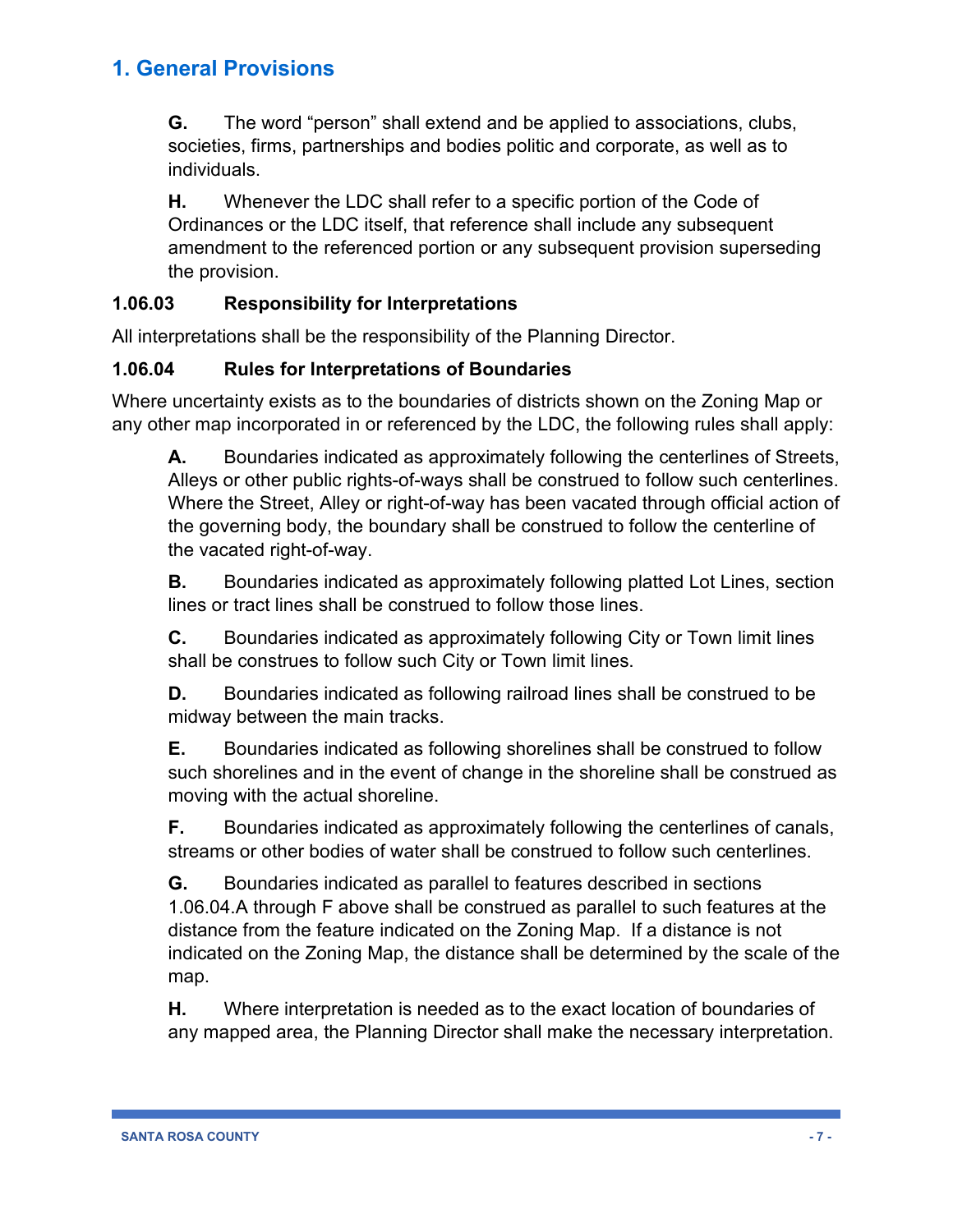# 1. General Provisions

**G.** The word "person" shall extend and be applied to associations, clubs, societies, firms, partnerships and bodies politic and corporate, as well as to individuals.

**H.** Whenever the LDC shall refer to a specific portion of the Code of Ordinances or the LDC itself, that reference shall include any subsequent amendment to the referenced portion or any subsequent provision superseding the provision.

### 1.06.03 Responsibility for Interpretations

All interpretations shall be the responsibility of the Planning Director.

### 1.06.04 Rules for Interpretations of Boundaries

Where uncertainty exists as to the boundaries of districts shown on the Zoning Map or any other map incorporated in or referenced by the LDC, the following rules shall apply:

**A.** Boundaries indicated as approximately following the centerlines of Streets, Alleys or other public rights-of-ways shall be construed to follow such centerlines. Where the Street, Alley or right-of-way has been vacated through official action of the governing body, the boundary shall be construed to follow the centerline of the vacated right-of-way.

**B.** Boundaries indicated as approximately following platted Lot Lines, section lines or tract lines shall be construed to follow those lines.

**C.** Boundaries indicated as approximately following City or Town limit lines shall be construes to follow such City or Town limit lines.

**D.** Boundaries indicated as following railroad lines shall be construed to be midway between the main tracks.

**E.** Boundaries indicated as following shorelines shall be construed to follow such shorelines and in the event of change in the shoreline shall be construed as moving with the actual shoreline.

**F.** Boundaries indicated as approximately following the centerlines of canals, streams or other bodies of water shall be construed to follow such centerlines.

**G.** Boundaries indicated as parallel to features described in sections 1.06.04.A through F above shall be construed as parallel to such features at the distance from the feature indicated on the Zoning Map. If a distance is not indicated on the Zoning Map, the distance shall be determined by the scale of the map.

**H.** Where interpretation is needed as to the exact location of boundaries of any mapped area, the Planning Director shall make the necessary interpretation.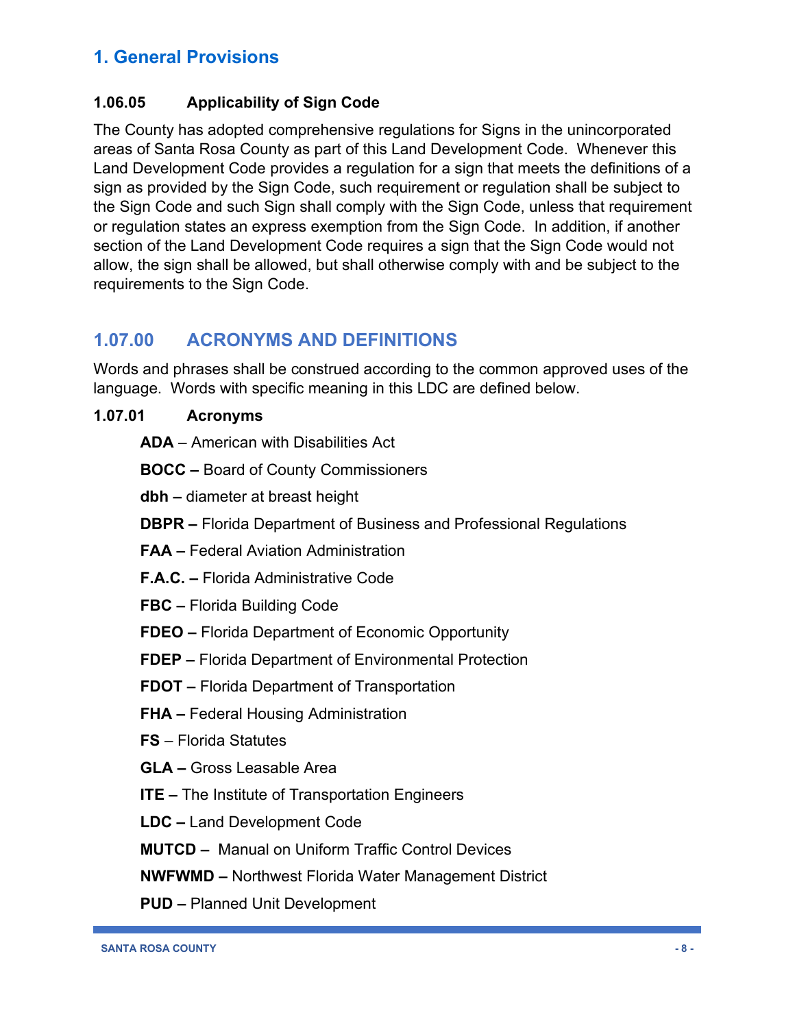# 1. General Provisions

### 1.06.05 Applicability of Sign Code

The County has adopted comprehensive regulations for Signs in the unincorporated areas of Santa Rosa County as part of this Land Development Code. Whenever this Land Development Code provides a regulation for a sign that meets the definitions of a sign as provided by the Sign Code, such requirement or regulation shall be subject to the Sign Code and such Sign shall comply with the Sign Code, unless that requirement or regulation states an express exemption from the Sign Code. In addition, if another section of the Land Development Code requires a sign that the Sign Code would not allow, the sign shall be allowed, but shall otherwise comply with and be subject to the requirements to the Sign Code.

## 1.07.00 ACRONYMS AND DEFINITIONS

Words and phrases shall be construed according to the common approved uses of the language. Words with specific meaning in this LDC are defined below.

### 1.07.01 Acronyms

**ADA** – American with Disabilities Act

**BOCC –** Board of County Commissioners

**dbh –** diameter at breast height

**DBPR –** Florida Department of Business and Professional Regulations

**FAA –** Federal Aviation Administration

**F.A.C. –** Florida Administrative Code

**FBC –** Florida Building Code

**FDEO –** Florida Department of Economic Opportunity

**FDEP –** Florida Department of Environmental Protection

**FDOT –** Florida Department of Transportation

**FHA –** Federal Housing Administration

**FS** – Florida Statutes

**GLA –** Gross Leasable Area

**ITE –** The Institute of Transportation Engineers

**LDC –** Land Development Code

**MUTCD –** Manual on Uniform Traffic Control Devices

**NWFWMD –** Northwest Florida Water Management District

**PUD –** Planned Unit Development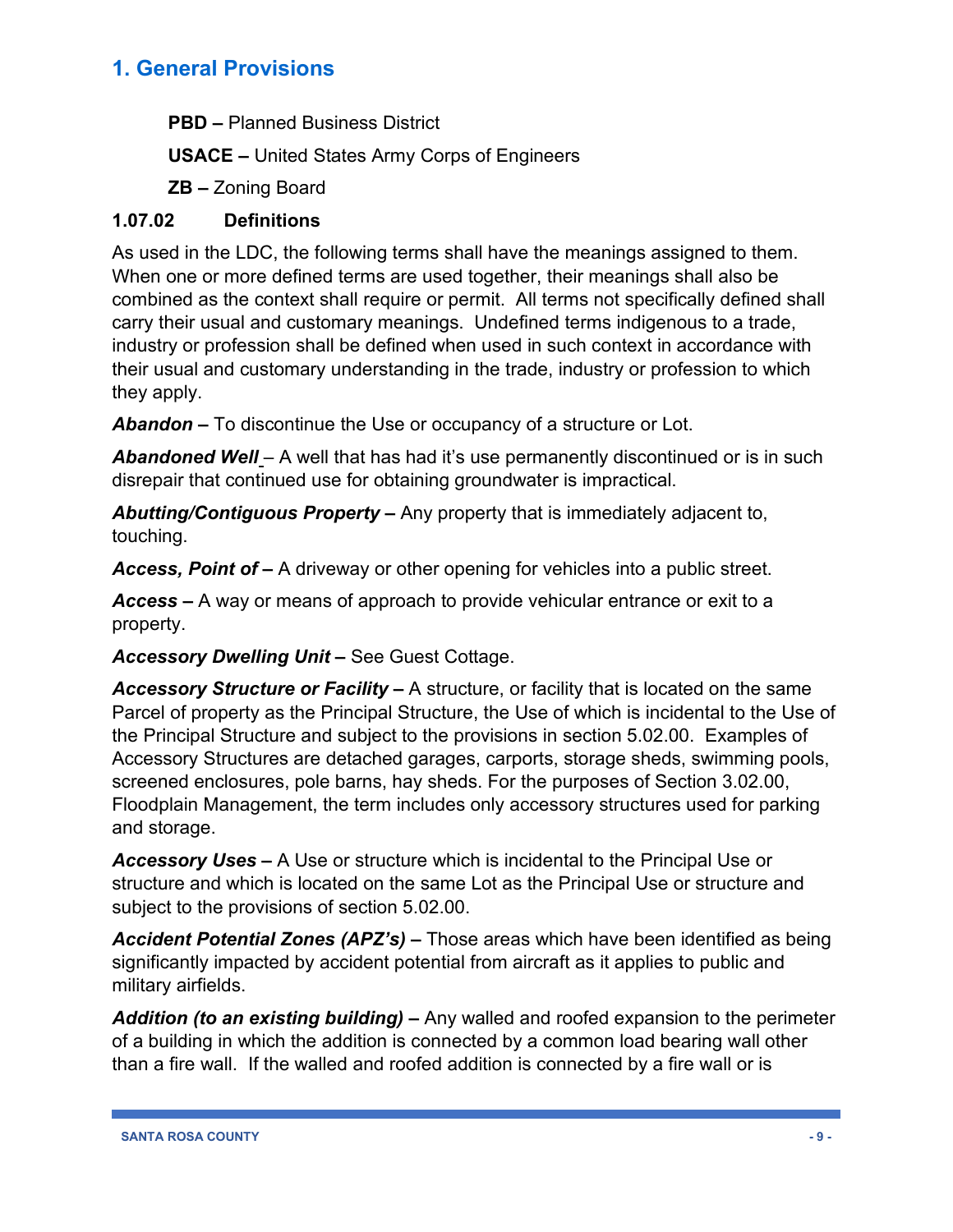# 1. General Provisions

**PBD –** Planned Business District

**USACE –** United States Army Corps of Engineers

**ZB –** Zoning Board

### 1.07.02 Definitions

As used in the LDC, the following terms shall have the meanings assigned to them. When one or more defined terms are used together, their meanings shall also be combined as the context shall require or permit. All terms not specifically defined shall carry their usual and customary meanings. Undefined terms indigenous to a trade, industry or profession shall be defined when used in such context in accordance with their usual and customary understanding in the trade, industry or profession to which they apply.

***Abandon* –** To discontinue the Use or occupancy of a structure or Lot.

***Abandoned Well*** – A well that has had it's use permanently discontinued or is in such disrepair that continued use for obtaining groundwater is impractical.

***Abutting/Contiguous Property* –** Any property that is immediately adjacent to, touching.

***Access, Point of* –** A driveway or other opening for vehicles into a public street.

***Access* –** A way or means of approach to provide vehicular entrance or exit to a property.

***Accessory Dwelling Unit* –** See Guest Cottage.

***Accessory Structure or Facility* –** A structure, or facility that is located on the same Parcel of property as the Principal Structure, the Use of which is incidental to the Use of the Principal Structure and subject to the provisions in section 5.02.00. Examples of Accessory Structures are detached garages, carports, storage sheds, swimming pools, screened enclosures, pole barns, hay sheds. For the purposes of Section 3.02.00, Floodplain Management, the term includes only accessory structures used for parking and storage.

***Accessory Uses* –** A Use or structure which is incidental to the Principal Use or structure and which is located on the same Lot as the Principal Use or structure and subject to the provisions of section 5.02.00.

***Accident Potential Zones (APZ's)* –** Those areas which have been identified as being significantly impacted by accident potential from aircraft as it applies to public and military airfields.

***Addition (to an existing building)* –** Any walled and roofed expansion to the perimeter of a building in which the addition is connected by a common load bearing wall other than a fire wall. If the walled and roofed addition is connected by a fire wall or is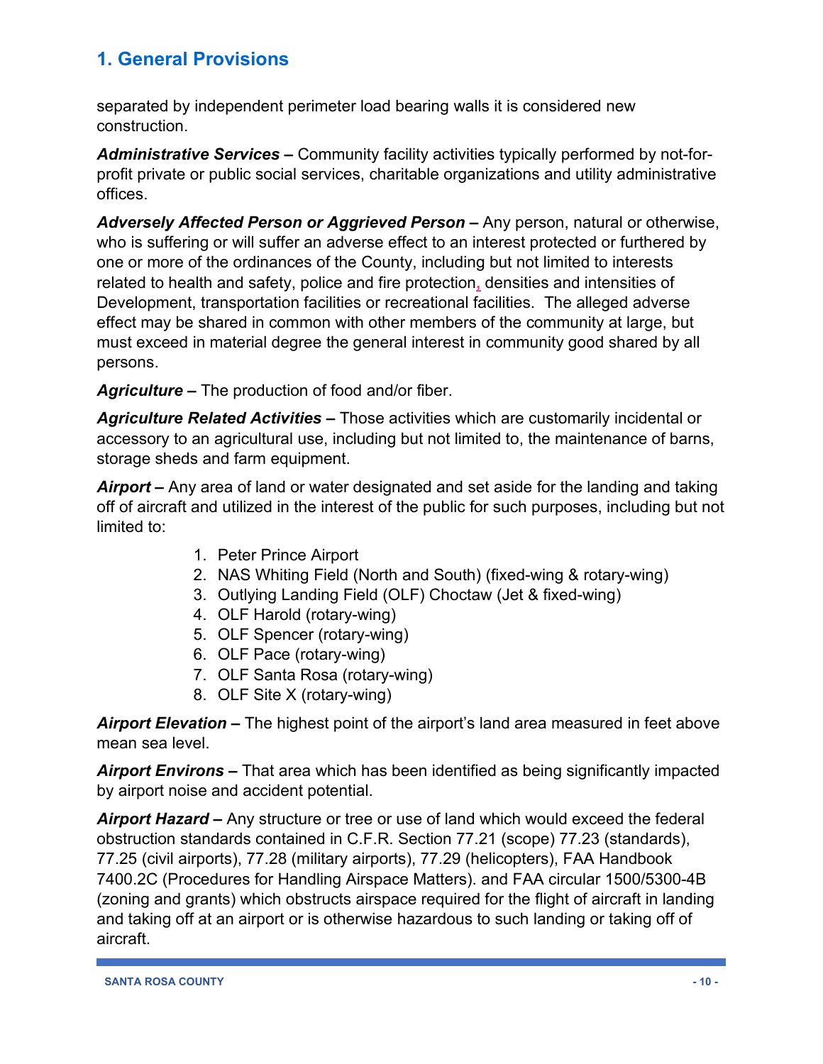## 1. General Provisions

separated by independent perimeter load bearing walls it is considered new construction.

***Administrative Services –*** Community facility activities typically performed by not-for-profit private or public social services, charitable organizations and utility administrative offices.

***Adversely Affected Person or Aggrieved Person –*** Any person, natural or otherwise, who is suffering or will suffer an adverse effect to an interest protected or furthered by one or more of the ordinances of the County, including but not limited to interests related to health and safety, police and fire protection, densities and intensities of Development, transportation facilities or recreational facilities. The alleged adverse effect may be shared in common with other members of the community at large, but must exceed in material degree the general interest in community good shared by all persons.

***Agriculture –*** The production of food and/or fiber.

***Agriculture Related Activities –*** Those activities which are customarily incidental or accessory to an agricultural use, including but not limited to, the maintenance of barns, storage sheds and farm equipment.

***Airport –*** Any area of land or water designated and set aside for the landing and taking off of aircraft and utilized in the interest of the public for such purposes, including but not limited to:

1. Peter Prince Airport
2. NAS Whiting Field (North and South) (fixed-wing & rotary-wing)
3. Outlying Landing Field (OLF) Choctaw (Jet & fixed-wing)
4. OLF Harold (rotary-wing)
5. OLF Spencer (rotary-wing)
6. OLF Pace (rotary-wing)
7. OLF Santa Rosa (rotary-wing)
8. OLF Site X (rotary-wing)

***Airport Elevation –*** The highest point of the airport's land area measured in feet above mean sea level.

***Airport Environs –*** That area which has been identified as being significantly impacted by airport noise and accident potential.

***Airport Hazard –*** Any structure or tree or use of land which would exceed the federal obstruction standards contained in C.F.R. Section 77.21 (scope) 77.23 (standards), 77.25 (civil airports), 77.28 (military airports), 77.29 (helicopters), FAA Handbook 7400.2C (Procedures for Handling Airspace Matters). and FAA circular 1500/5300-4B (zoning and grants) which obstructs airspace required for the flight of aircraft in landing and taking off at an airport or is otherwise hazardous to such landing or taking off of aircraft.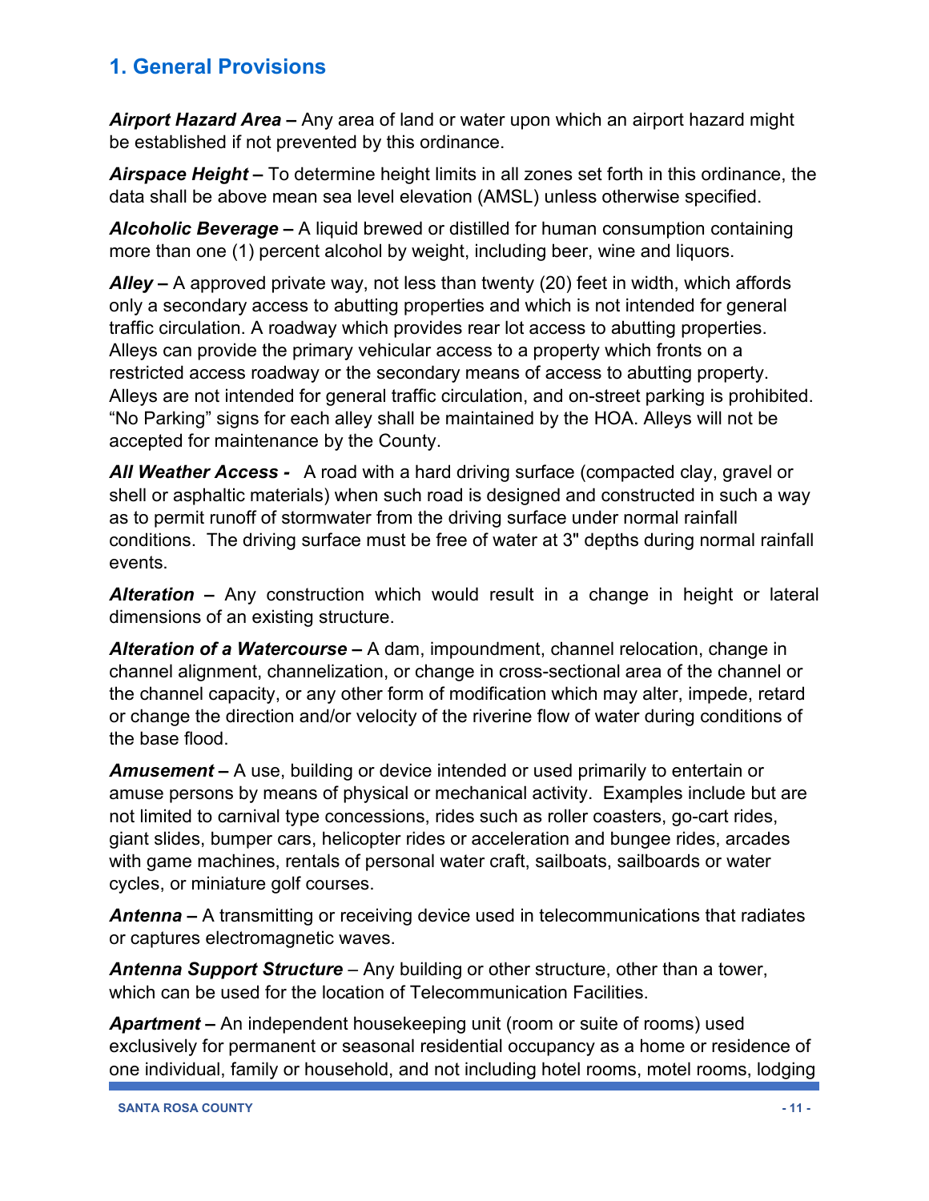## 1. General Provisions

***Airport Hazard Area –*** Any area of land or water upon which an airport hazard might be established if not prevented by this ordinance.

***Airspace Height –*** To determine height limits in all zones set forth in this ordinance, the data shall be above mean sea level elevation (AMSL) unless otherwise specified.

***Alcoholic Beverage –*** A liquid brewed or distilled for human consumption containing more than one (1) percent alcohol by weight, including beer, wine and liquors.

***Alley –*** A approved private way, not less than twenty (20) feet in width, which affords only a secondary access to abutting properties and which is not intended for general traffic circulation. A roadway which provides rear lot access to abutting properties. Alleys can provide the primary vehicular access to a property which fronts on a restricted access roadway or the secondary means of access to abutting property. Alleys are not intended for general traffic circulation, and on-street parking is prohibited. "No Parking" signs for each alley shall be maintained by the HOA. Alleys will not be accepted for maintenance by the County.

***All Weather Access -*** A road with a hard driving surface (compacted clay, gravel or shell or asphaltic materials) when such road is designed and constructed in such a way as to permit runoff of stormwater from the driving surface under normal rainfall conditions. The driving surface must be free of water at 3" depths during normal rainfall events.

***Alteration –*** Any construction which would result in a change in height or lateral dimensions of an existing structure.

***Alteration of a Watercourse –*** A dam, impoundment, channel relocation, change in channel alignment, channelization, or change in cross-sectional area of the channel or the channel capacity, or any other form of modification which may alter, impede, retard or change the direction and/or velocity of the riverine flow of water during conditions of the base flood.

***Amusement –*** A use, building or device intended or used primarily to entertain or amuse persons by means of physical or mechanical activity. Examples include but are not limited to carnival type concessions, rides such as roller coasters, go-cart rides, giant slides, bumper cars, helicopter rides or acceleration and bungee rides, arcades with game machines, rentals of personal water craft, sailboats, sailboards or water cycles, or miniature golf courses.

***Antenna –*** A transmitting or receiving device used in telecommunications that radiates or captures electromagnetic waves.

***Antenna Support Structure*** – Any building or other structure, other than a tower, which can be used for the location of Telecommunication Facilities.

***Apartment –*** An independent housekeeping unit (room or suite of rooms) used exclusively for permanent or seasonal residential occupancy as a home or residence of one individual, family or household, and not including hotel rooms, motel rooms, lodging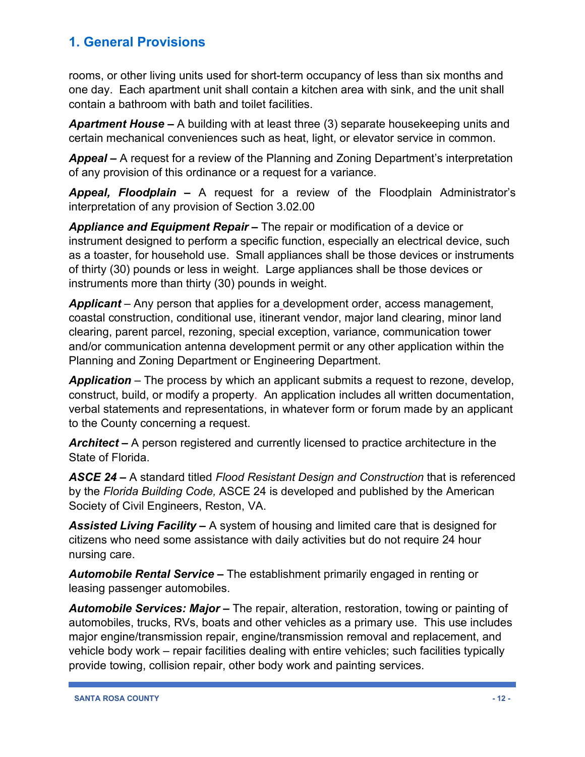# 1. General Provisions

rooms, or other living units used for short-term occupancy of less than six months and one day. Each apartment unit shall contain a kitchen area with sink, and the unit shall contain a bathroom with bath and toilet facilities.

***Apartment House –*** A building with at least three (3) separate housekeeping units and certain mechanical conveniences such as heat, light, or elevator service in common.

***Appeal –*** A request for a review of the Planning and Zoning Department's interpretation of any provision of this ordinance or a request for a variance.

***Appeal, Floodplain –*** A request for a review of the Floodplain Administrator's interpretation of any provision of Section 3.02.00

***Appliance and Equipment Repair –*** The repair or modification of a device or instrument designed to perform a specific function, especially an electrical device, such as a toaster, for household use. Small appliances shall be those devices or instruments of thirty (30) pounds or less in weight. Large appliances shall be those devices or instruments more than thirty (30) pounds in weight.

***Applicant*** – Any person that applies for a development order, access management, coastal construction, conditional use, itinerant vendor, major land clearing, minor land clearing, parent parcel, rezoning, special exception, variance, communication tower and/or communication antenna development permit or any other application within the Planning and Zoning Department or Engineering Department.

***Application*** – The process by which an applicant submits a request to rezone, develop, construct, build, or modify a property. An application includes all written documentation, verbal statements and representations, in whatever form or forum made by an applicant to the County concerning a request.

***Architect –*** A person registered and currently licensed to practice architecture in the State of Florida.

***ASCE 24 –*** A standard titled *Flood Resistant Design and Construction* that is referenced by the *Florida Building Code,* ASCE 24 is developed and published by the American Society of Civil Engineers, Reston, VA.

***Assisted Living Facility –*** A system of housing and limited care that is designed for citizens who need some assistance with daily activities but do not require 24 hour nursing care.

***Automobile Rental Service –*** The establishment primarily engaged in renting or leasing passenger automobiles.

***Automobile Services: Major –*** The repair, alteration, restoration, towing or painting of automobiles, trucks, RVs, boats and other vehicles as a primary use. This use includes major engine/transmission repair, engine/transmission removal and replacement, and vehicle body work – repair facilities dealing with entire vehicles; such facilities typically provide towing, collision repair, other body work and painting services.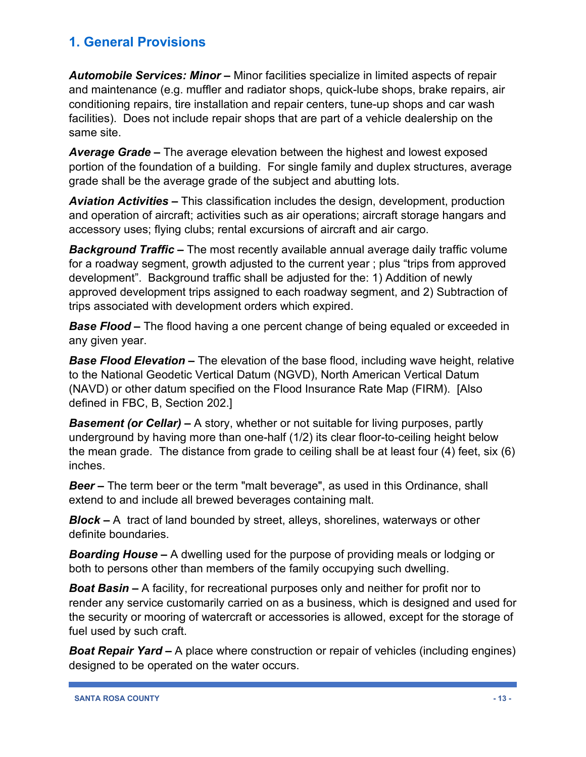## 1. General Provisions

***Automobile Services: Minor –*** Minor facilities specialize in limited aspects of repair and maintenance (e.g. muffler and radiator shops, quick-lube shops, brake repairs, air conditioning repairs, tire installation and repair centers, tune-up shops and car wash facilities). Does not include repair shops that are part of a vehicle dealership on the same site.

***Average Grade –*** The average elevation between the highest and lowest exposed portion of the foundation of a building. For single family and duplex structures, average grade shall be the average grade of the subject and abutting lots.

***Aviation Activities –*** This classification includes the design, development, production and operation of aircraft; activities such as air operations; aircraft storage hangars and accessory uses; flying clubs; rental excursions of aircraft and air cargo.

***Background Traffic –*** The most recently available annual average daily traffic volume for a roadway segment, growth adjusted to the current year ; plus "trips from approved development". Background traffic shall be adjusted for the: 1) Addition of newly approved development trips assigned to each roadway segment, and 2) Subtraction of trips associated with development orders which expired.

***Base Flood –*** The flood having a one percent change of being equaled or exceeded in any given year.

***Base Flood Elevation –*** The elevation of the base flood, including wave height, relative to the National Geodetic Vertical Datum (NGVD), North American Vertical Datum (NAVD) or other datum specified on the Flood Insurance Rate Map (FIRM). [Also defined in FBC, B, Section 202.]

***Basement (or Cellar) –*** A story, whether or not suitable for living purposes, partly underground by having more than one-half (1/2) its clear floor-to-ceiling height below the mean grade. The distance from grade to ceiling shall be at least four (4) feet, six (6) inches.

***Beer –*** The term beer or the term "malt beverage", as used in this Ordinance, shall extend to and include all brewed beverages containing malt.

***Block –*** A tract of land bounded by street, alleys, shorelines, waterways or other definite boundaries.

***Boarding House –*** A dwelling used for the purpose of providing meals or lodging or both to persons other than members of the family occupying such dwelling.

***Boat Basin –*** A facility, for recreational purposes only and neither for profit nor to render any service customarily carried on as a business, which is designed and used for the security or mooring of watercraft or accessories is allowed, except for the storage of fuel used by such craft.

***Boat Repair Yard –*** A place where construction or repair of vehicles (including engines) designed to be operated on the water occurs.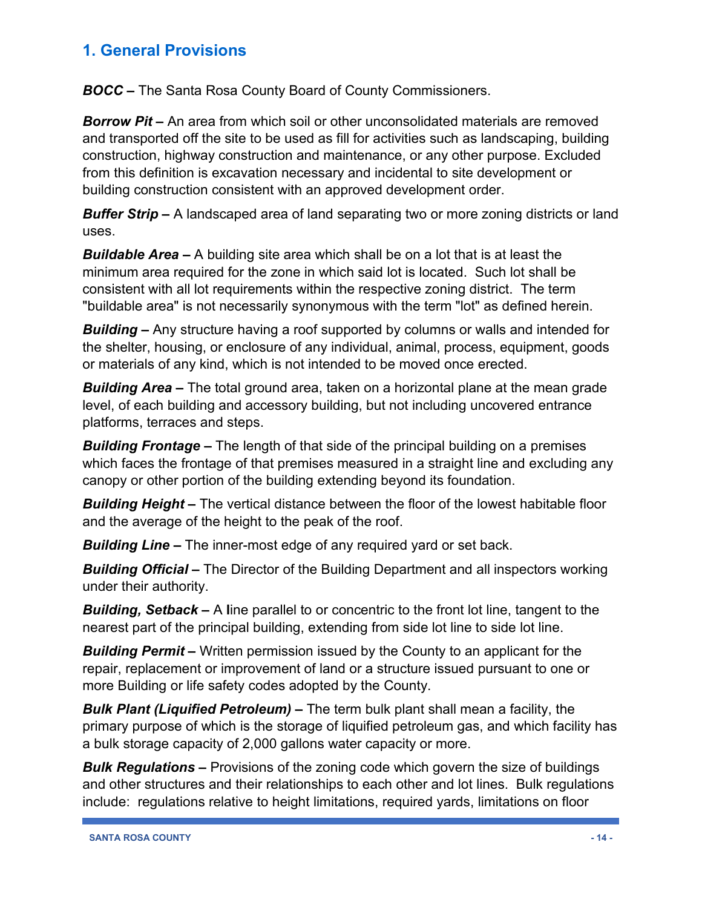## 1. General Provisions

***BOCC* –** The Santa Rosa County Board of County Commissioners.

***Borrow Pit* –** An area from which soil or other unconsolidated materials are removed and transported off the site to be used as fill for activities such as landscaping, building construction, highway construction and maintenance, or any other purpose. Excluded from this definition is excavation necessary and incidental to site development or building construction consistent with an approved development order.

***Buffer Strip* –** A landscaped area of land separating two or more zoning districts or land uses.

***Buildable Area* –** A building site area which shall be on a lot that is at least the minimum area required for the zone in which said lot is located. Such lot shall be consistent with all lot requirements within the respective zoning district. The term "buildable area" is not necessarily synonymous with the term "lot" as defined herein.

***Building* –** Any structure having a roof supported by columns or walls and intended for the shelter, housing, or enclosure of any individual, animal, process, equipment, goods or materials of any kind, which is not intended to be moved once erected.

***Building Area* –** The total ground area, taken on a horizontal plane at the mean grade level, of each building and accessory building, but not including uncovered entrance platforms, terraces and steps.

***Building Frontage* –** The length of that side of the principal building on a premises which faces the frontage of that premises measured in a straight line and excluding any canopy or other portion of the building extending beyond its foundation.

***Building Height* –** The vertical distance between the floor of the lowest habitable floor and the average of the height to the peak of the roof.

***Building Line* –** The inner-most edge of any required yard or set back.

***Building Official* –** The Director of the Building Department and all inspectors working under their authority.

***Building, Setback* –** A line parallel to or concentric to the front lot line, tangent to the nearest part of the principal building, extending from side lot line to side lot line.

***Building Permit* –** Written permission issued by the County to an applicant for the repair, replacement or improvement of land or a structure issued pursuant to one or more Building or life safety codes adopted by the County.

***Bulk Plant (Liquified Petroleum)* –** The term bulk plant shall mean a facility, the primary purpose of which is the storage of liquified petroleum gas, and which facility has a bulk storage capacity of 2,000 gallons water capacity or more.

***Bulk Regulations* –** Provisions of the zoning code which govern the size of buildings and other structures and their relationships to each other and lot lines. Bulk regulations include: regulations relative to height limitations, required yards, limitations on floor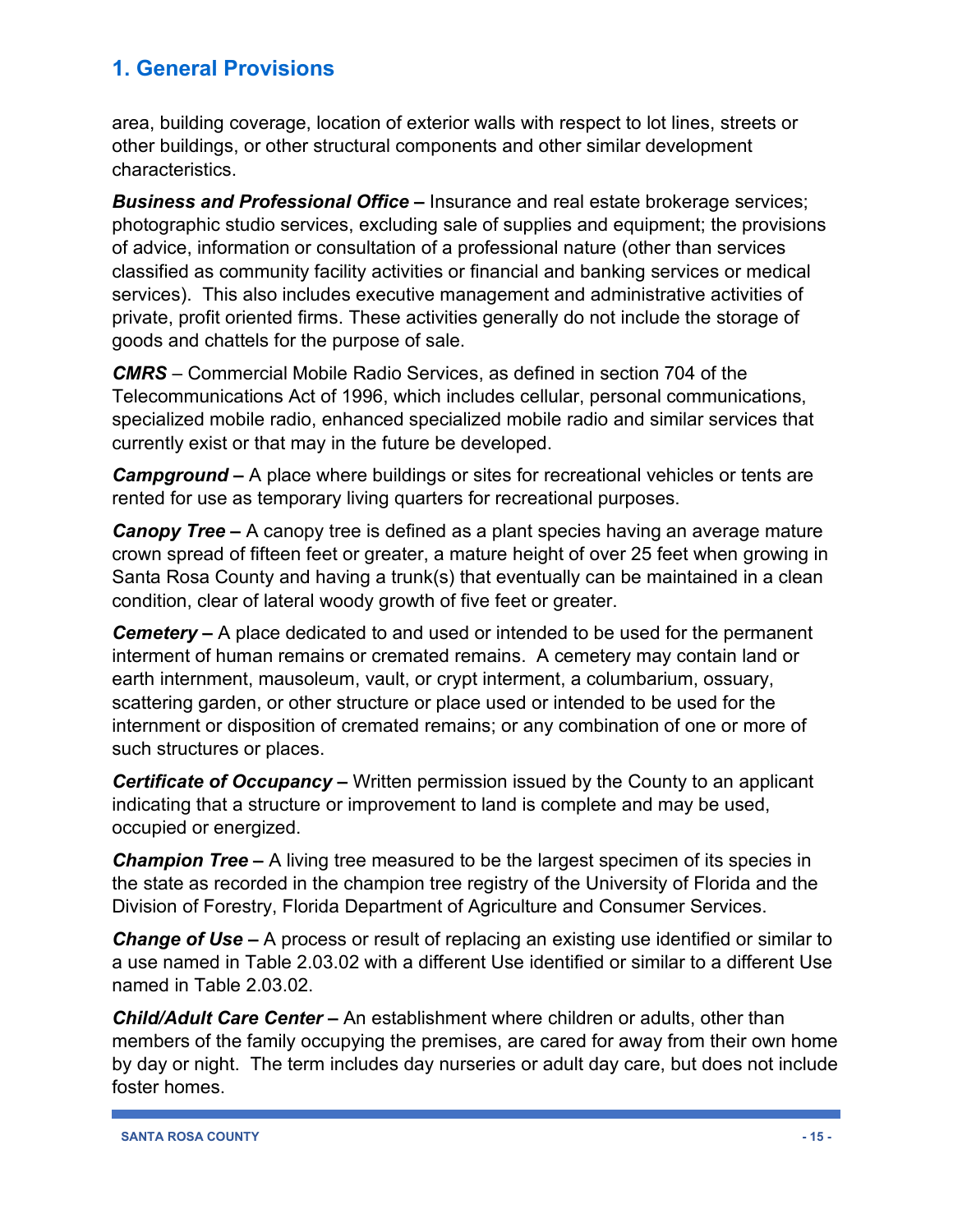area, building coverage, location of exterior walls with respect to lot lines, streets or other buildings, or other structural components and other similar development characteristics.

***Business and Professional Office –*** Insurance and real estate brokerage services; photographic studio services, excluding sale of supplies and equipment; the provisions of advice, information or consultation of a professional nature (other than services classified as community facility activities or financial and banking services or medical services). This also includes executive management and administrative activities of private, profit oriented firms. These activities generally do not include the storage of goods and chattels for the purpose of sale.

***CMRS*** – Commercial Mobile Radio Services, as defined in section 704 of the Telecommunications Act of 1996, which includes cellular, personal communications, specialized mobile radio, enhanced specialized mobile radio and similar services that currently exist or that may in the future be developed.

***Campground –*** A place where buildings or sites for recreational vehicles or tents are rented for use as temporary living quarters for recreational purposes.

***Canopy Tree –*** A canopy tree is defined as a plant species having an average mature crown spread of fifteen feet or greater, a mature height of over 25 feet when growing in Santa Rosa County and having a trunk(s) that eventually can be maintained in a clean condition, clear of lateral woody growth of five feet or greater.

***Cemetery –*** A place dedicated to and used or intended to be used for the permanent interment of human remains or cremated remains. A cemetery may contain land or earth internment, mausoleum, vault, or crypt interment, a columbarium, ossuary, scattering garden, or other structure or place used or intended to be used for the internment or disposition of cremated remains; or any combination of one or more of such structures or places.

***Certificate of Occupancy –*** Written permission issued by the County to an applicant indicating that a structure or improvement to land is complete and may be used, occupied or energized.

***Champion Tree –*** A living tree measured to be the largest specimen of its species in the state as recorded in the champion tree registry of the University of Florida and the Division of Forestry, Florida Department of Agriculture and Consumer Services.

***Change of Use –*** A process or result of replacing an existing use identified or similar to a use named in Table 2.03.02 with a different Use identified or similar to a different Use named in Table 2.03.02.

***Child/Adult Care Center –*** An establishment where children or adults, other than members of the family occupying the premises, are cared for away from their own home by day or night. The term includes day nurseries or adult day care, but does not include foster homes.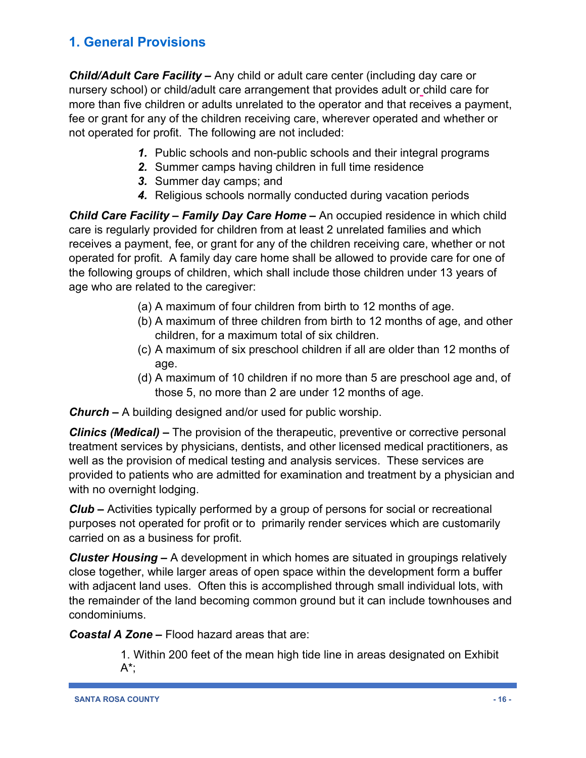## 1. General Provisions

***Child/Adult Care Facility –*** Any child or adult care center (including day care or nursery school) or child/adult care arrangement that provides adult or child care for more than five children or adults unrelated to the operator and that receives a payment, fee or grant for any of the children receiving care, wherever operated and whether or not operated for profit. The following are not included:

1. Public schools and non-public schools and their integral programs
2. Summer camps having children in full time residence
3. Summer day camps; and
4. Religious schools normally conducted during vacation periods

***Child Care Facility – Family Day Care Home –*** An occupied residence in which child care is regularly provided for children from at least 2 unrelated families and which receives a payment, fee, or grant for any of the children receiving care, whether or not operated for profit. A family day care home shall be allowed to provide care for one of the following groups of children, which shall include those children under 13 years of age who are related to the caregiver:

(a) A maximum of four children from birth to 12 months of age.
(b) A maximum of three children from birth to 12 months of age, and other children, for a maximum total of six children.
(c) A maximum of six preschool children if all are older than 12 months of age.
(d) A maximum of 10 children if no more than 5 are preschool age and, of those 5, no more than 2 are under 12 months of age.

***Church –*** A building designed and/or used for public worship.

***Clinics (Medical) –*** The provision of the therapeutic, preventive or corrective personal treatment services by physicians, dentists, and other licensed medical practitioners, as well as the provision of medical testing and analysis services. These services are provided to patients who are admitted for examination and treatment by a physician and with no overnight lodging.

***Club –*** Activities typically performed by a group of persons for social or recreational purposes not operated for profit or to primarily render services which are customarily carried on as a business for profit.

***Cluster Housing –*** A development in which homes are situated in groupings relatively close together, while larger areas of open space within the development form a buffer with adjacent land uses. Often this is accomplished through small individual lots, with the remainder of the land becoming common ground but it can include townhouses and condominiums.

***Coastal A Zone –*** Flood hazard areas that are:

1. Within 200 feet of the mean high tide line in areas designated on Exhibit A*;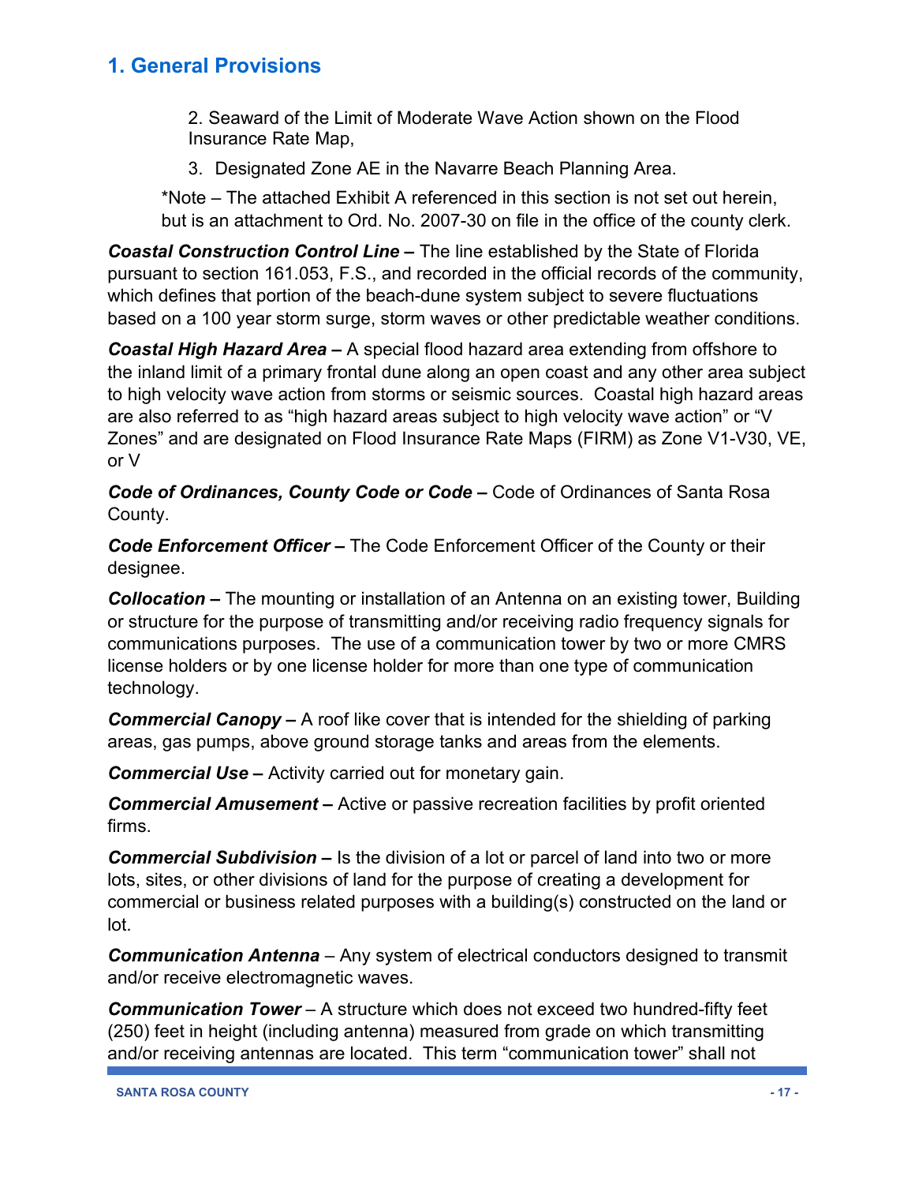2. Seaward of the Limit of Moderate Wave Action shown on the Flood Insurance Rate Map,

3. Designated Zone AE in the Navarre Beach Planning Area.

*Note – The attached Exhibit A referenced in this section is not set out herein, but is an attachment to Ord. No. 2007-30 on file in the office of the county clerk.

***Coastal Construction Control Line –*** The line established by the State of Florida pursuant to section 161.053, F.S., and recorded in the official records of the community, which defines that portion of the beach-dune system subject to severe fluctuations based on a 100 year storm surge, storm waves or other predictable weather conditions.

***Coastal High Hazard Area –*** A special flood hazard area extending from offshore to the inland limit of a primary frontal dune along an open coast and any other area subject to high velocity wave action from storms or seismic sources. Coastal high hazard areas are also referred to as "high hazard areas subject to high velocity wave action" or "V Zones" and are designated on Flood Insurance Rate Maps (FIRM) as Zone V1-V30, VE, or V

***Code of Ordinances, County Code or Code –*** Code of Ordinances of Santa Rosa County.

***Code Enforcement Officer –*** The Code Enforcement Officer of the County or their designee.

***Collocation –*** The mounting or installation of an Antenna on an existing tower, Building or structure for the purpose of transmitting and/or receiving radio frequency signals for communications purposes. The use of a communication tower by two or more CMRS license holders or by one license holder for more than one type of communication technology.

***Commercial Canopy –*** A roof like cover that is intended for the shielding of parking areas, gas pumps, above ground storage tanks and areas from the elements.

***Commercial Use –*** Activity carried out for monetary gain.

***Commercial Amusement –*** Active or passive recreation facilities by profit oriented firms.

***Commercial Subdivision –*** Is the division of a lot or parcel of land into two or more lots, sites, or other divisions of land for the purpose of creating a development for commercial or business related purposes with a building(s) constructed on the land or lot.

***Communication Antenna*** – Any system of electrical conductors designed to transmit and/or receive electromagnetic waves.

***Communication Tower*** – A structure which does not exceed two hundred-fifty feet (250) feet in height (including antenna) measured from grade on which transmitting and/or receiving antennas are located. This term "communication tower" shall not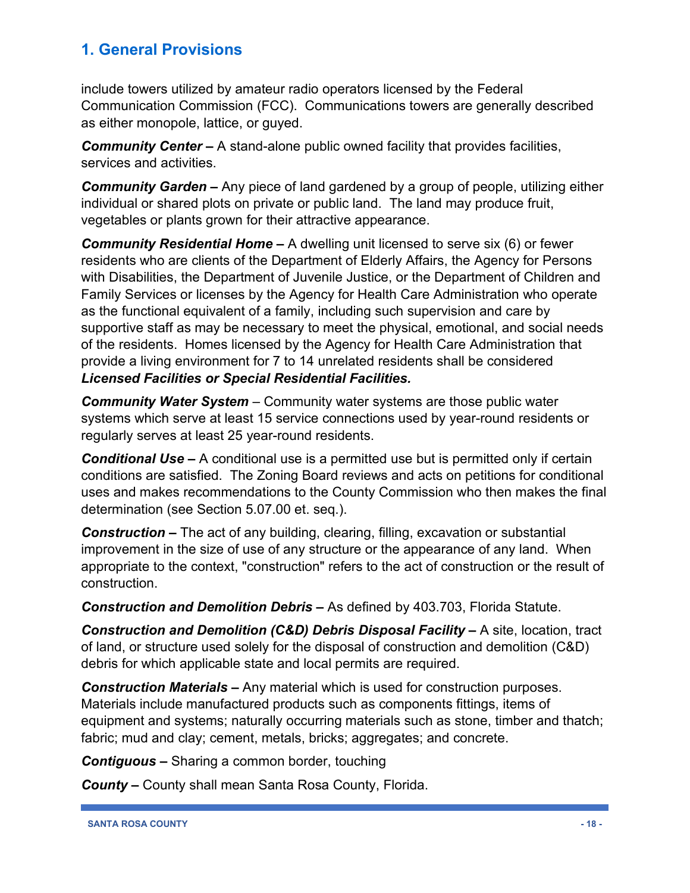# 1. General Provisions

include towers utilized by amateur radio operators licensed by the Federal Communication Commission (FCC). Communications towers are generally described as either monopole, lattice, or guyed.

***Community Center –*** A stand-alone public owned facility that provides facilities, services and activities.

***Community Garden –*** Any piece of land gardened by a group of people, utilizing either individual or shared plots on private or public land. The land may produce fruit, vegetables or plants grown for their attractive appearance.

***Community Residential Home –*** A dwelling unit licensed to serve six (6) or fewer residents who are clients of the Department of Elderly Affairs, the Agency for Persons with Disabilities, the Department of Juvenile Justice, or the Department of Children and Family Services or licenses by the Agency for Health Care Administration who operate as the functional equivalent of a family, including such supervision and care by supportive staff as may be necessary to meet the physical, emotional, and social needs of the residents. Homes licensed by the Agency for Health Care Administration that provide a living environment for 7 to 14 unrelated residents shall be considered ***Licensed Facilities or Special Residential Facilities.***

***Community Water System*** – Community water systems are those public water systems which serve at least 15 service connections used by year-round residents or regularly serves at least 25 year-round residents.

***Conditional Use –*** A conditional use is a permitted use but is permitted only if certain conditions are satisfied. The Zoning Board reviews and acts on petitions for conditional uses and makes recommendations to the County Commission who then makes the final determination (see Section 5.07.00 et. seq.).

***Construction –*** The act of any building, clearing, filling, excavation or substantial improvement in the size of use of any structure or the appearance of any land. When appropriate to the context, "construction" refers to the act of construction or the result of construction.

***Construction and Demolition Debris –*** As defined by 403.703, Florida Statute.

***Construction and Demolition (C&D) Debris Disposal Facility –*** A site, location, tract of land, or structure used solely for the disposal of construction and demolition (C&D) debris for which applicable state and local permits are required.

***Construction Materials –*** Any material which is used for construction purposes. Materials include manufactured products such as components fittings, items of equipment and systems; naturally occurring materials such as stone, timber and thatch; fabric; mud and clay; cement, metals, bricks; aggregates; and concrete.

***Contiguous –*** Sharing a common border, touching

***County –*** County shall mean Santa Rosa County, Florida.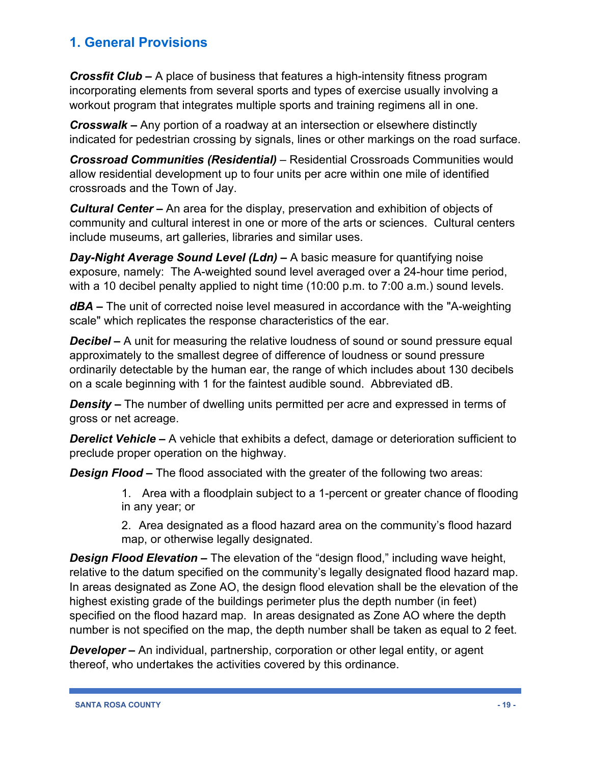## 1. General Provisions

***Crossfit Club –*** A place of business that features a high-intensity fitness program incorporating elements from several sports and types of exercise usually involving a workout program that integrates multiple sports and training regimens all in one.

***Crosswalk –*** Any portion of a roadway at an intersection or elsewhere distinctly indicated for pedestrian crossing by signals, lines or other markings on the road surface.

***Crossroad Communities (Residential)*** – Residential Crossroads Communities would allow residential development up to four units per acre within one mile of identified crossroads and the Town of Jay.

***Cultural Center –*** An area for the display, preservation and exhibition of objects of community and cultural interest in one or more of the arts or sciences. Cultural centers include museums, art galleries, libraries and similar uses.

***Day-Night Average Sound Level (Ldn) –*** A basic measure for quantifying noise exposure, namely: The A-weighted sound level averaged over a 24-hour time period, with a 10 decibel penalty applied to night time (10:00 p.m. to 7:00 a.m.) sound levels.

***dBA –*** The unit of corrected noise level measured in accordance with the "A-weighting scale" which replicates the response characteristics of the ear.

***Decibel –*** A unit for measuring the relative loudness of sound or sound pressure equal approximately to the smallest degree of difference of loudness or sound pressure ordinarily detectable by the human ear, the range of which includes about 130 decibels on a scale beginning with 1 for the faintest audible sound. Abbreviated dB.

***Density –*** The number of dwelling units permitted per acre and expressed in terms of gross or net acreage.

***Derelict Vehicle –*** A vehicle that exhibits a defect, damage or deterioration sufficient to preclude proper operation on the highway.

***Design Flood –*** The flood associated with the greater of the following two areas:

1. Area with a floodplain subject to a 1-percent or greater chance of flooding in any year; or
2. Area designated as a flood hazard area on the community's flood hazard map, or otherwise legally designated.

***Design Flood Elevation –*** The elevation of the "design flood," including wave height, relative to the datum specified on the community's legally designated flood hazard map. In areas designated as Zone AO, the design flood elevation shall be the elevation of the highest existing grade of the buildings perimeter plus the depth number (in feet) specified on the flood hazard map. In areas designated as Zone AO where the depth number is not specified on the map, the depth number shall be taken as equal to 2 feet.

***Developer –*** An individual, partnership, corporation or other legal entity, or agent thereof, who undertakes the activities covered by this ordinance.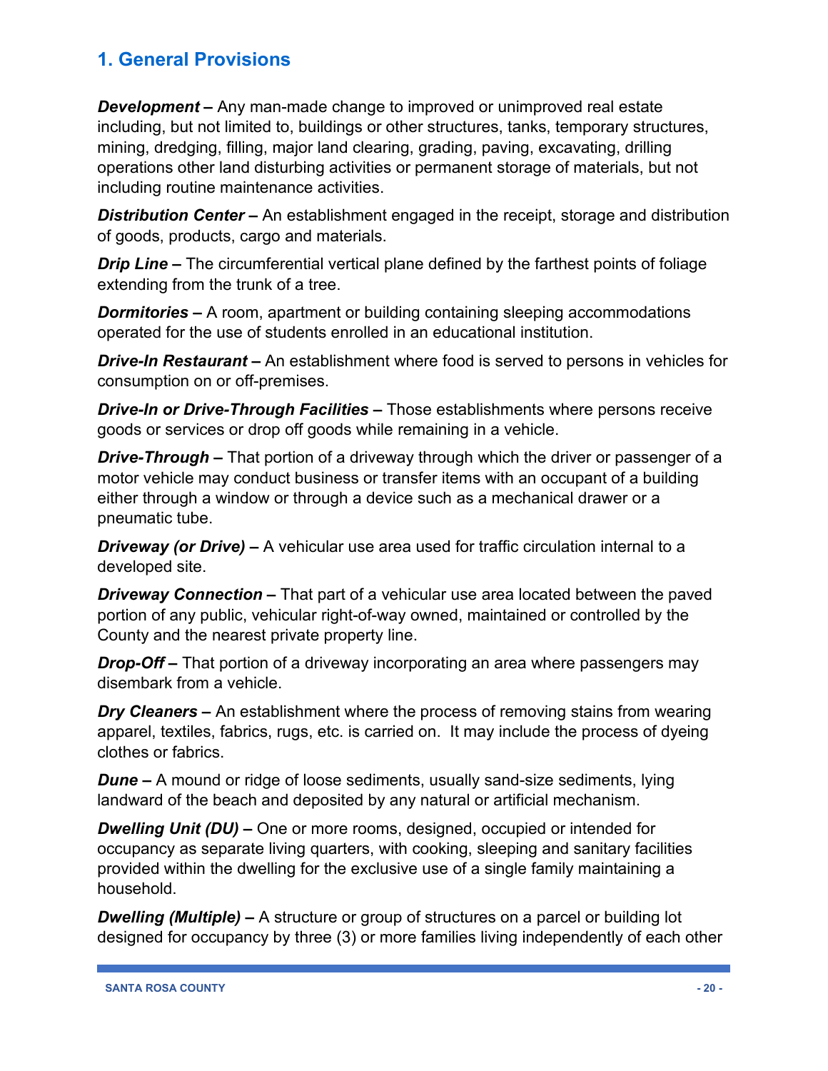# 1. General Provisions

***Development –*** Any man-made change to improved or unimproved real estate including, but not limited to, buildings or other structures, tanks, temporary structures, mining, dredging, filling, major land clearing, grading, paving, excavating, drilling operations other land disturbing activities or permanent storage of materials, but not including routine maintenance activities.

***Distribution Center –*** An establishment engaged in the receipt, storage and distribution of goods, products, cargo and materials.

***Drip Line –*** The circumferential vertical plane defined by the farthest points of foliage extending from the trunk of a tree.

***Dormitories –*** A room, apartment or building containing sleeping accommodations operated for the use of students enrolled in an educational institution.

***Drive-In Restaurant –*** An establishment where food is served to persons in vehicles for consumption on or off-premises.

***Drive-In or Drive-Through Facilities –*** Those establishments where persons receive goods or services or drop off goods while remaining in a vehicle.

***Drive-Through –*** That portion of a driveway through which the driver or passenger of a motor vehicle may conduct business or transfer items with an occupant of a building either through a window or through a device such as a mechanical drawer or a pneumatic tube.

***Driveway (or Drive) –*** A vehicular use area used for traffic circulation internal to a developed site.

***Driveway Connection –*** That part of a vehicular use area located between the paved portion of any public, vehicular right-of-way owned, maintained or controlled by the County and the nearest private property line.

***Drop-Off –*** That portion of a driveway incorporating an area where passengers may disembark from a vehicle.

***Dry Cleaners –*** An establishment where the process of removing stains from wearing apparel, textiles, fabrics, rugs, etc. is carried on. It may include the process of dyeing clothes or fabrics.

***Dune –*** A mound or ridge of loose sediments, usually sand-size sediments, lying landward of the beach and deposited by any natural or artificial mechanism.

***Dwelling Unit (DU) –*** One or more rooms, designed, occupied or intended for occupancy as separate living quarters, with cooking, sleeping and sanitary facilities provided within the dwelling for the exclusive use of a single family maintaining a household.

***Dwelling (Multiple) –*** A structure or group of structures on a parcel or building lot designed for occupancy by three (3) or more families living independently of each other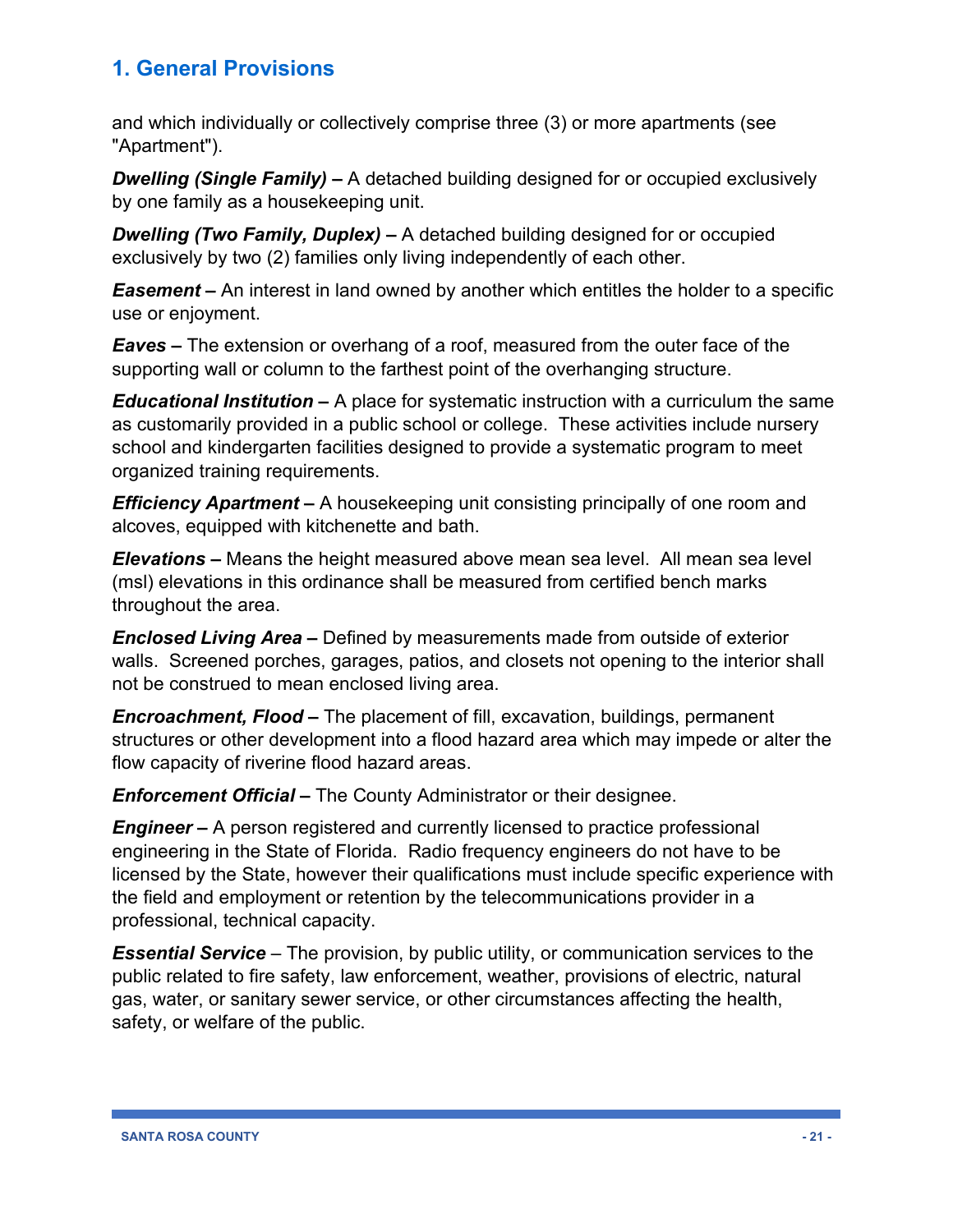# 1. General Provisions

and which individually or collectively comprise three (3) or more apartments (see "Apartment").

***Dwelling (Single Family)* –** A detached building designed for or occupied exclusively by one family as a housekeeping unit.

***Dwelling (Two Family, Duplex)* –** A detached building designed for or occupied exclusively by two (2) families only living independently of each other.

***Easement* –** An interest in land owned by another which entitles the holder to a specific use or enjoyment.

***Eaves* –** The extension or overhang of a roof, measured from the outer face of the supporting wall or column to the farthest point of the overhanging structure.

***Educational Institution* –** A place for systematic instruction with a curriculum the same as customarily provided in a public school or college. These activities include nursery school and kindergarten facilities designed to provide a systematic program to meet organized training requirements.

***Efficiency Apartment* –** A housekeeping unit consisting principally of one room and alcoves, equipped with kitchenette and bath.

***Elevations* –** Means the height measured above mean sea level. All mean sea level (msl) elevations in this ordinance shall be measured from certified bench marks throughout the area.

***Enclosed Living Area* –** Defined by measurements made from outside of exterior walls. Screened porches, garages, patios, and closets not opening to the interior shall not be construed to mean enclosed living area.

***Encroachment, Flood* –** The placement of fill, excavation, buildings, permanent structures or other development into a flood hazard area which may impede or alter the flow capacity of riverine flood hazard areas.

***Enforcement Official* –** The County Administrator or their designee.

***Engineer* –** A person registered and currently licensed to practice professional engineering in the State of Florida. Radio frequency engineers do not have to be licensed by the State, however their qualifications must include specific experience with the field and employment or retention by the telecommunications provider in a professional, technical capacity.

***Essential Service*** – The provision, by public utility, or communication services to the public related to fire safety, law enforcement, weather, provisions of electric, natural gas, water, or sanitary sewer service, or other circumstances affecting the health, safety, or welfare of the public.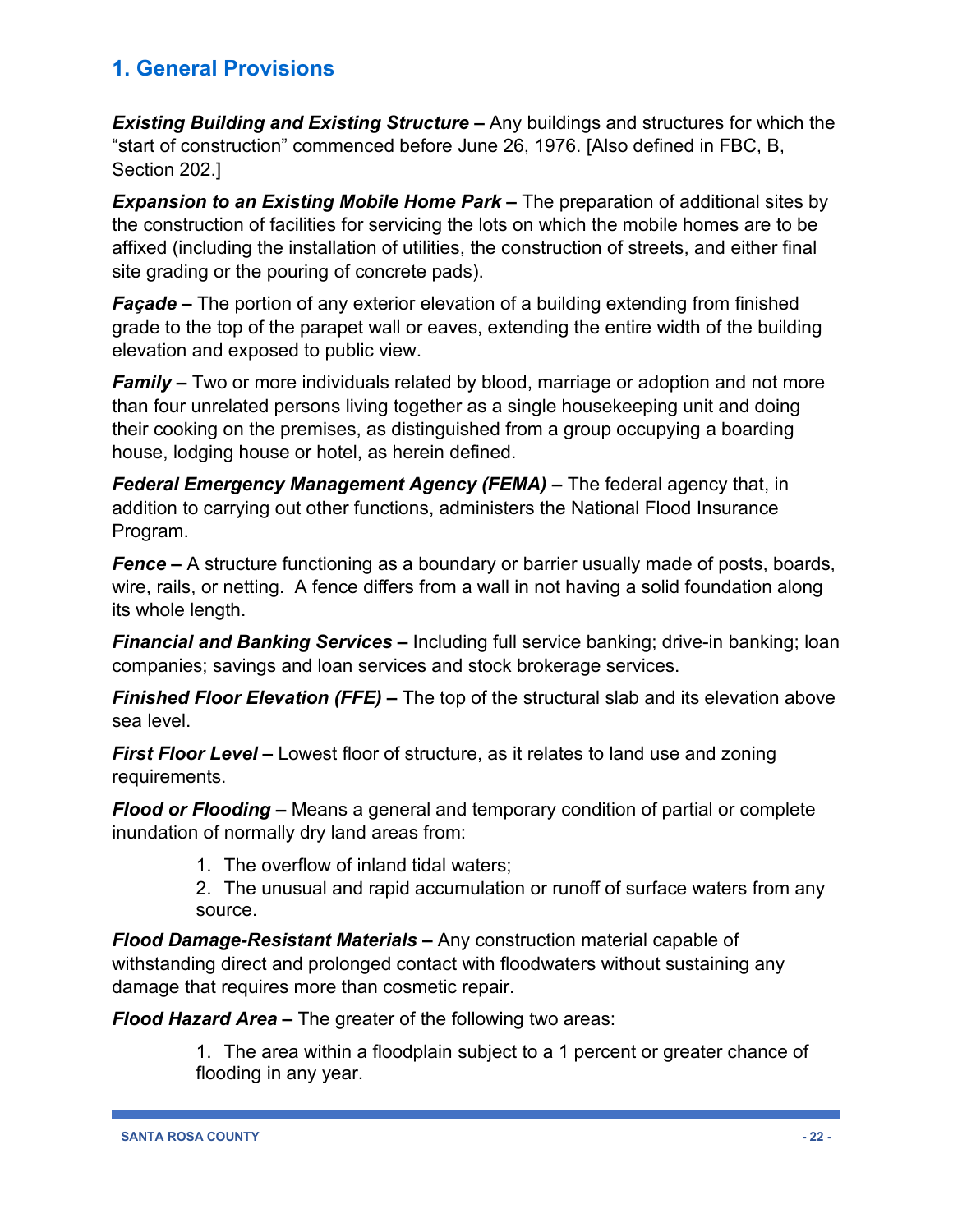## 1. General Provisions

***Existing Building and Existing Structure –*** Any buildings and structures for which the "start of construction" commenced before June 26, 1976. [Also defined in FBC, B, Section 202.]

***Expansion to an Existing Mobile Home Park –*** The preparation of additional sites by the construction of facilities for servicing the lots on which the mobile homes are to be affixed (including the installation of utilities, the construction of streets, and either final site grading or the pouring of concrete pads).

***Façade –*** The portion of any exterior elevation of a building extending from finished grade to the top of the parapet wall or eaves, extending the entire width of the building elevation and exposed to public view.

***Family –*** Two or more individuals related by blood, marriage or adoption and not more than four unrelated persons living together as a single housekeeping unit and doing their cooking on the premises, as distinguished from a group occupying a boarding house, lodging house or hotel, as herein defined.

***Federal Emergency Management Agency (FEMA) –*** The federal agency that, in addition to carrying out other functions, administers the National Flood Insurance Program.

***Fence –*** A structure functioning as a boundary or barrier usually made of posts, boards, wire, rails, or netting. A fence differs from a wall in not having a solid foundation along its whole length.

***Financial and Banking Services –*** Including full service banking; drive-in banking; loan companies; savings and loan services and stock brokerage services.

***Finished Floor Elevation (FFE) –*** The top of the structural slab and its elevation above sea level.

***First Floor Level –*** Lowest floor of structure, as it relates to land use and zoning requirements.

***Flood or Flooding –*** Means a general and temporary condition of partial or complete inundation of normally dry land areas from:

1. The overflow of inland tidal waters;
2. The unusual and rapid accumulation or runoff of surface waters from any source.

***Flood Damage-Resistant Materials –*** Any construction material capable of withstanding direct and prolonged contact with floodwaters without sustaining any damage that requires more than cosmetic repair.

***Flood Hazard Area –*** The greater of the following two areas:

1. The area within a floodplain subject to a 1 percent or greater chance of flooding in any year.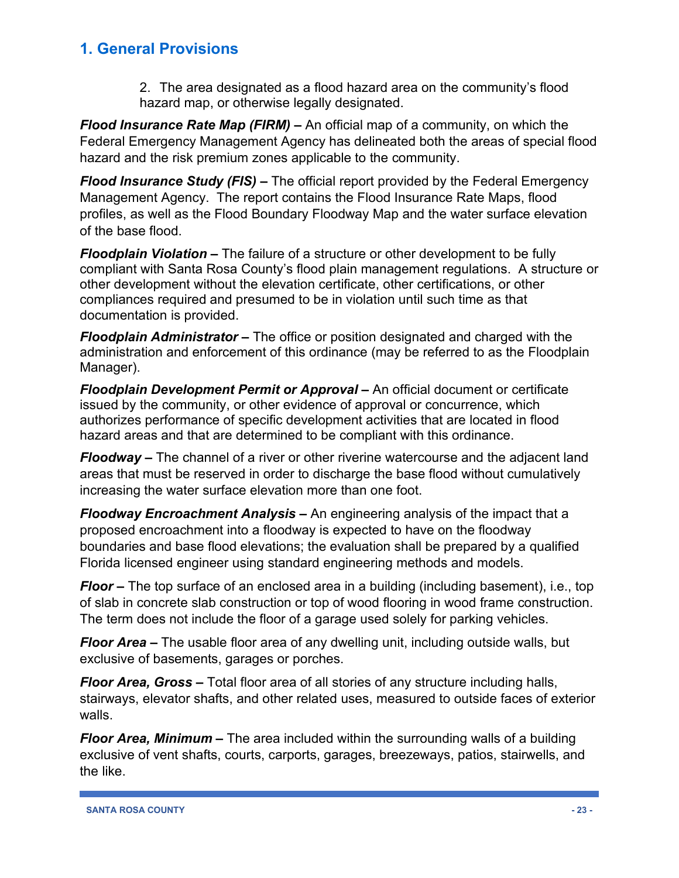# 1. General Provisions

2. The area designated as a flood hazard area on the community's flood hazard map, or otherwise legally designated.

***Flood Insurance Rate Map (FIRM) –*** An official map of a community, on which the Federal Emergency Management Agency has delineated both the areas of special flood hazard and the risk premium zones applicable to the community.

***Flood Insurance Study (FIS) –*** The official report provided by the Federal Emergency Management Agency. The report contains the Flood Insurance Rate Maps, flood profiles, as well as the Flood Boundary Floodway Map and the water surface elevation of the base flood.

***Floodplain Violation –*** The failure of a structure or other development to be fully compliant with Santa Rosa County's flood plain management regulations. A structure or other development without the elevation certificate, other certifications, or other compliances required and presumed to be in violation until such time as that documentation is provided.

***Floodplain Administrator –*** The office or position designated and charged with the administration and enforcement of this ordinance (may be referred to as the Floodplain Manager).

***Floodplain Development Permit or Approval –*** An official document or certificate issued by the community, or other evidence of approval or concurrence, which authorizes performance of specific development activities that are located in flood hazard areas and that are determined to be compliant with this ordinance.

***Floodway –*** The channel of a river or other riverine watercourse and the adjacent land areas that must be reserved in order to discharge the base flood without cumulatively increasing the water surface elevation more than one foot.

***Floodway Encroachment Analysis –*** An engineering analysis of the impact that a proposed encroachment into a floodway is expected to have on the floodway boundaries and base flood elevations; the evaluation shall be prepared by a qualified Florida licensed engineer using standard engineering methods and models.

***Floor –*** The top surface of an enclosed area in a building (including basement), i.e., top of slab in concrete slab construction or top of wood flooring in wood frame construction. The term does not include the floor of a garage used solely for parking vehicles.

***Floor Area –*** The usable floor area of any dwelling unit, including outside walls, but exclusive of basements, garages or porches.

***Floor Area, Gross –*** Total floor area of all stories of any structure including halls, stairways, elevator shafts, and other related uses, measured to outside faces of exterior walls.

***Floor Area, Minimum –*** The area included within the surrounding walls of a building exclusive of vent shafts, courts, carports, garages, breezeways, patios, stairwells, and the like.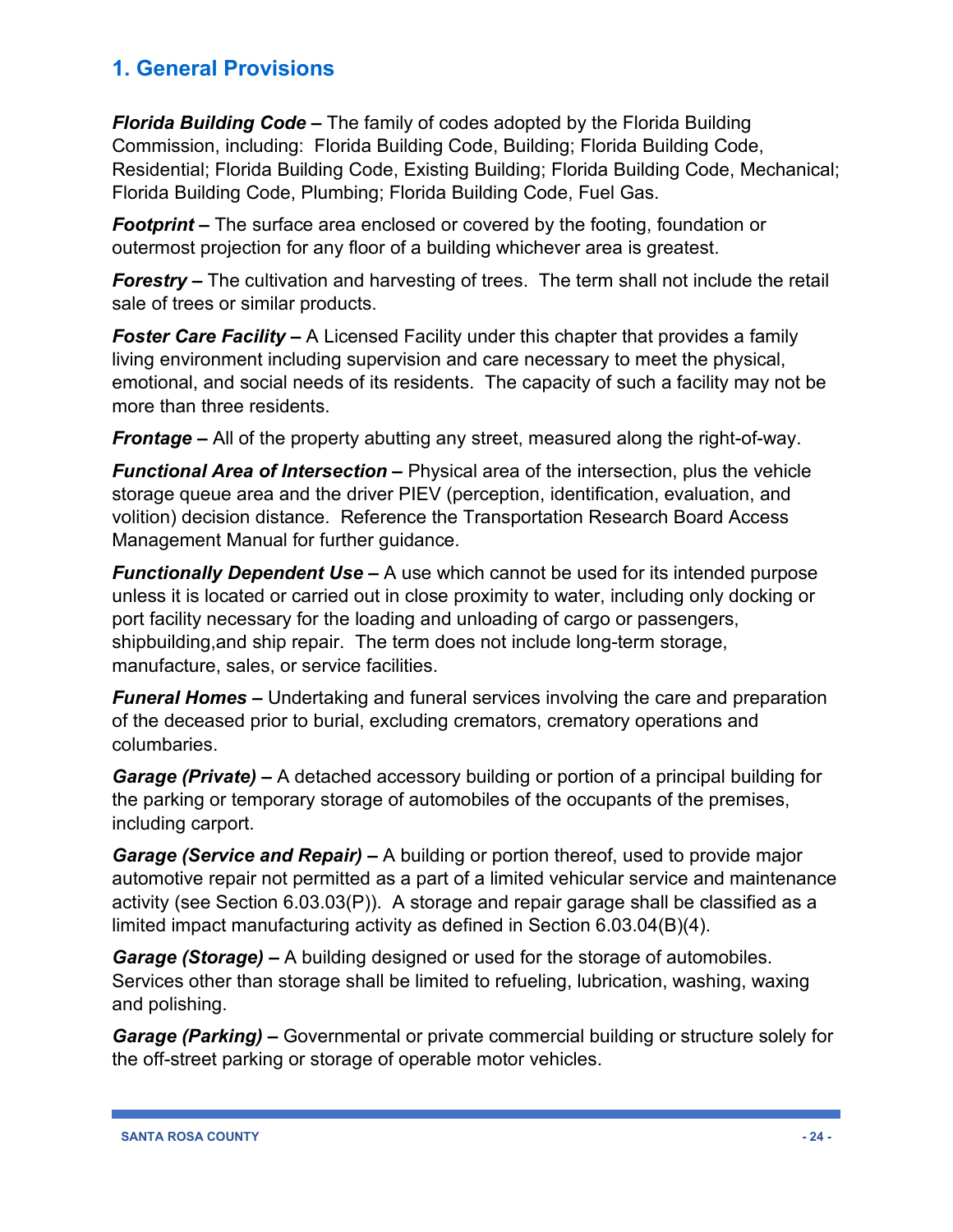## 1. General Provisions

***Florida Building Code –*** The family of codes adopted by the Florida Building Commission, including: Florida Building Code, Building; Florida Building Code, Residential; Florida Building Code, Existing Building; Florida Building Code, Mechanical; Florida Building Code, Plumbing; Florida Building Code, Fuel Gas.

***Footprint –*** The surface area enclosed or covered by the footing, foundation or outermost projection for any floor of a building whichever area is greatest.

***Forestry –*** The cultivation and harvesting of trees. The term shall not include the retail sale of trees or similar products.

***Foster Care Facility –*** A Licensed Facility under this chapter that provides a family living environment including supervision and care necessary to meet the physical, emotional, and social needs of its residents. The capacity of such a facility may not be more than three residents.

***Frontage –*** All of the property abutting any street, measured along the right-of-way.

***Functional Area of Intersection –*** Physical area of the intersection, plus the vehicle storage queue area and the driver PIEV (perception, identification, evaluation, and volition) decision distance. Reference the Transportation Research Board Access Management Manual for further guidance.

***Functionally Dependent Use –*** A use which cannot be used for its intended purpose unless it is located or carried out in close proximity to water, including only docking or port facility necessary for the loading and unloading of cargo or passengers, shipbuilding,and ship repair. The term does not include long-term storage, manufacture, sales, or service facilities.

***Funeral Homes –*** Undertaking and funeral services involving the care and preparation of the deceased prior to burial, excluding cremators, crematory operations and columbaries.

***Garage (Private) –*** A detached accessory building or portion of a principal building for the parking or temporary storage of automobiles of the occupants of the premises, including carport.

***Garage (Service and Repair) –*** A building or portion thereof, used to provide major automotive repair not permitted as a part of a limited vehicular service and maintenance activity (see Section 6.03.03(P)). A storage and repair garage shall be classified as a limited impact manufacturing activity as defined in Section 6.03.04(B)(4).

***Garage (Storage) –*** A building designed or used for the storage of automobiles. Services other than storage shall be limited to refueling, lubrication, washing, waxing and polishing.

***Garage (Parking) –*** Governmental or private commercial building or structure solely for the off-street parking or storage of operable motor vehicles.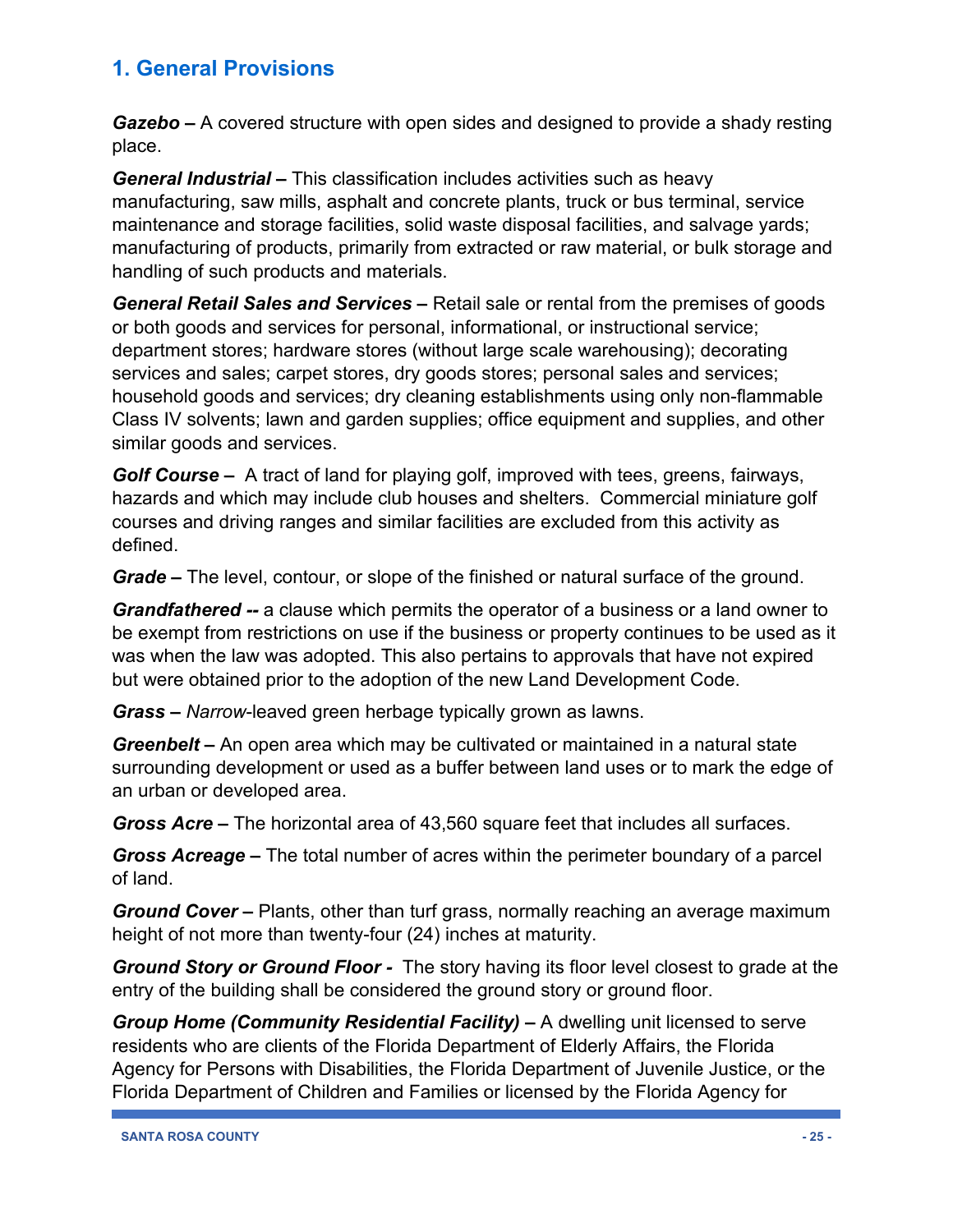## 1. General Provisions

***Gazebo –*** A covered structure with open sides and designed to provide a shady resting place.

***General Industrial –*** This classification includes activities such as heavy manufacturing, saw mills, asphalt and concrete plants, truck or bus terminal, service maintenance and storage facilities, solid waste disposal facilities, and salvage yards; manufacturing of products, primarily from extracted or raw material, or bulk storage and handling of such products and materials.

***General Retail Sales and Services –*** Retail sale or rental from the premises of goods or both goods and services for personal, informational, or instructional service; department stores; hardware stores (without large scale warehousing); decorating services and sales; carpet stores, dry goods stores; personal sales and services; household goods and services; dry cleaning establishments using only non-flammable Class IV solvents; lawn and garden supplies; office equipment and supplies, and other similar goods and services.

***Golf Course –*** A tract of land for playing golf, improved with tees, greens, fairways, hazards and which may include club houses and shelters. Commercial miniature golf courses and driving ranges and similar facilities are excluded from this activity as defined.

***Grade –*** The level, contour, or slope of the finished or natural surface of the ground.

***Grandfathered --*** a clause which permits the operator of a business or a land owner to be exempt from restrictions on use if the business or property continues to be used as it was when the law was adopted. This also pertains to approvals that have not expired but were obtained prior to the adoption of the new Land Development Code.

***Grass –*** *Narrow*-leaved green herbage typically grown as lawns.

***Greenbelt –*** An open area which may be cultivated or maintained in a natural state surrounding development or used as a buffer between land uses or to mark the edge of an urban or developed area.

***Gross Acre –*** The horizontal area of 43,560 square feet that includes all surfaces.

***Gross Acreage –*** The total number of acres within the perimeter boundary of a parcel of land.

***Ground Cover –*** Plants, other than turf grass, normally reaching an average maximum height of not more than twenty-four (24) inches at maturity.

***Ground Story or Ground Floor -*** The story having its floor level closest to grade at the entry of the building shall be considered the ground story or ground floor.

***Group Home (Community Residential Facility) –*** A dwelling unit licensed to serve residents who are clients of the Florida Department of Elderly Affairs, the Florida Agency for Persons with Disabilities, the Florida Department of Juvenile Justice, or the Florida Department of Children and Families or licensed by the Florida Agency for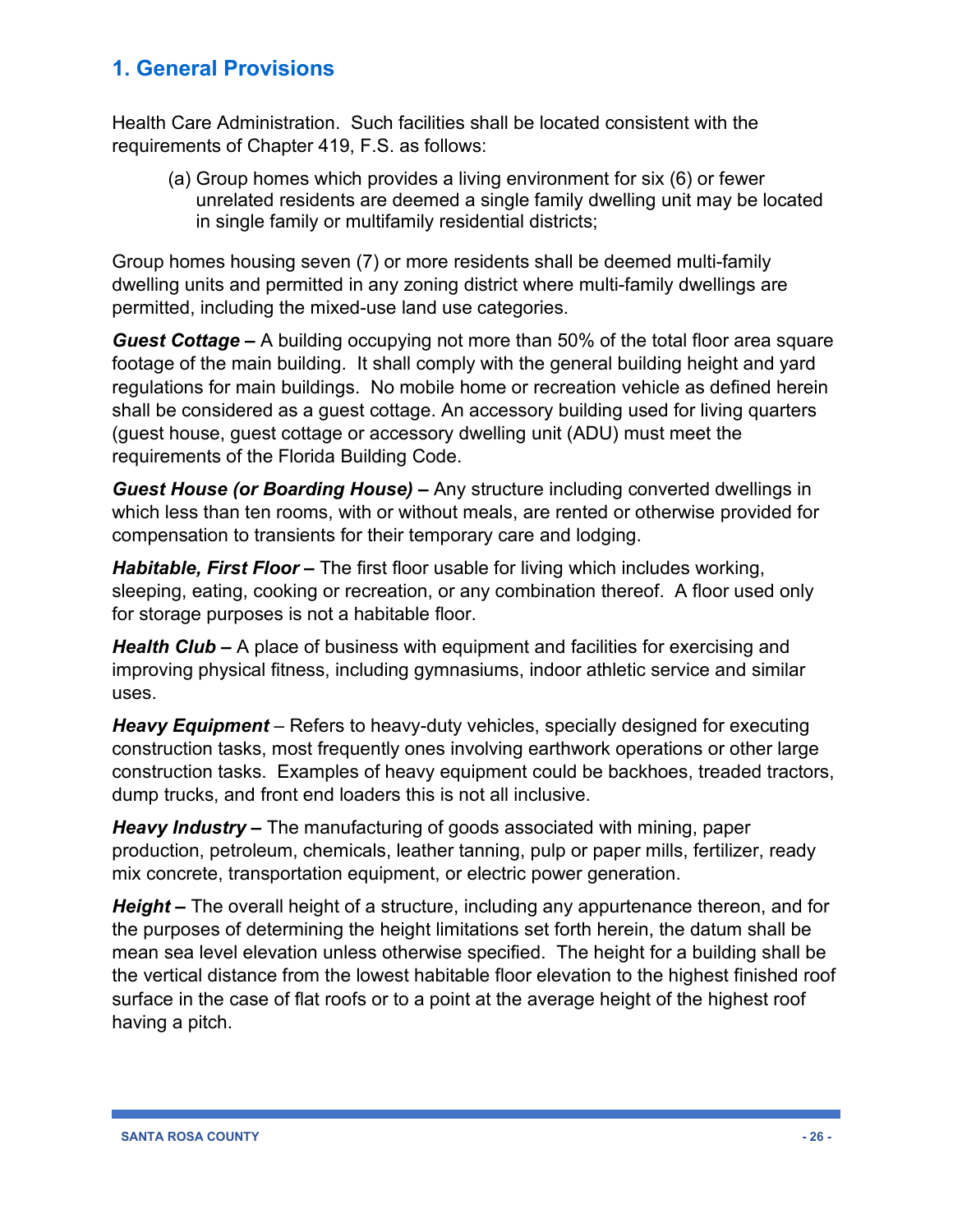## 1. General Provisions

Health Care Administration. Such facilities shall be located consistent with the requirements of Chapter 419, F.S. as follows:

(a) Group homes which provides a living environment for six (6) or fewer unrelated residents are deemed a single family dwelling unit may be located in single family or multifamily residential districts;

Group homes housing seven (7) or more residents shall be deemed multi-family dwelling units and permitted in any zoning district where multi-family dwellings are permitted, including the mixed-use land use categories.

***Guest Cottage –*** A building occupying not more than 50% of the total floor area square footage of the main building. It shall comply with the general building height and yard regulations for main buildings. No mobile home or recreation vehicle as defined herein shall be considered as a guest cottage. An accessory building used for living quarters (guest house, guest cottage or accessory dwelling unit (ADU) must meet the requirements of the Florida Building Code.

***Guest House (or Boarding House) –*** Any structure including converted dwellings in which less than ten rooms, with or without meals, are rented or otherwise provided for compensation to transients for their temporary care and lodging.

***Habitable, First Floor –*** The first floor usable for living which includes working, sleeping, eating, cooking or recreation, or any combination thereof. A floor used only for storage purposes is not a habitable floor.

***Health Club –*** A place of business with equipment and facilities for exercising and improving physical fitness, including gymnasiums, indoor athletic service and similar uses.

***Heavy Equipment*** – Refers to heavy-duty vehicles, specially designed for executing construction tasks, most frequently ones involving earthwork operations or other large construction tasks. Examples of heavy equipment could be backhoes, treaded tractors, dump trucks, and front end loaders this is not all inclusive.

***Heavy Industry –*** The manufacturing of goods associated with mining, paper production, petroleum, chemicals, leather tanning, pulp or paper mills, fertilizer, ready mix concrete, transportation equipment, or electric power generation.

***Height –*** The overall height of a structure, including any appurtenance thereon, and for the purposes of determining the height limitations set forth herein, the datum shall be mean sea level elevation unless otherwise specified. The height for a building shall be the vertical distance from the lowest habitable floor elevation to the highest finished roof surface in the case of flat roofs or to a point at the average height of the highest roof having a pitch.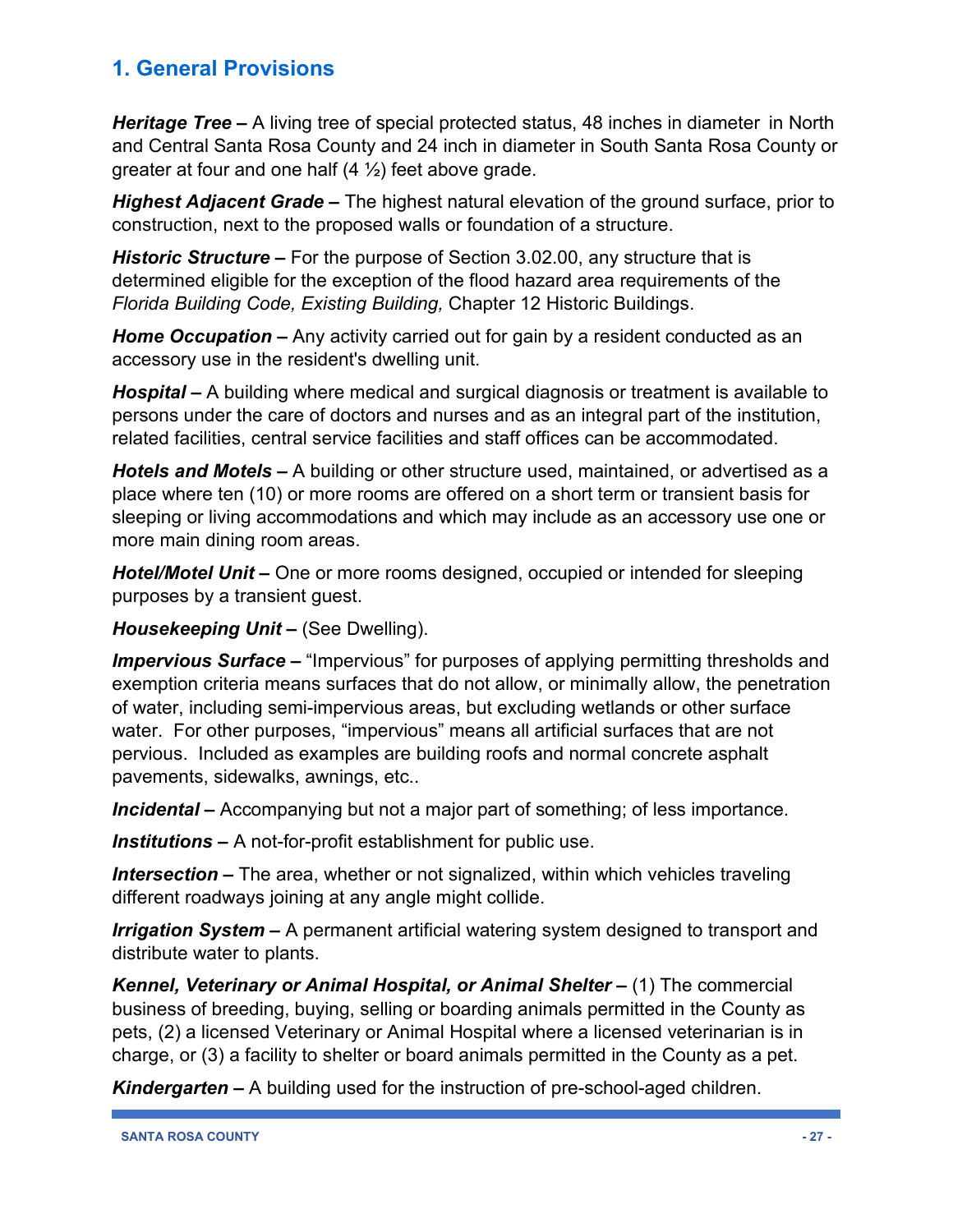## 1. General Provisions

***Heritage Tree –*** A living tree of special protected status, 48 inches in diameter in North and Central Santa Rosa County and 24 inch in diameter in South Santa Rosa County or greater at four and one half (4 ½) feet above grade.

***Highest Adjacent Grade –*** The highest natural elevation of the ground surface, prior to construction, next to the proposed walls or foundation of a structure.

***Historic Structure –*** For the purpose of Section 3.02.00, any structure that is determined eligible for the exception of the flood hazard area requirements of the *Florida Building Code, Existing Building,* Chapter 12 Historic Buildings.

***Home Occupation –*** Any activity carried out for gain by a resident conducted as an accessory use in the resident's dwelling unit.

***Hospital –*** A building where medical and surgical diagnosis or treatment is available to persons under the care of doctors and nurses and as an integral part of the institution, related facilities, central service facilities and staff offices can be accommodated.

***Hotels and Motels –*** A building or other structure used, maintained, or advertised as a place where ten (10) or more rooms are offered on a short term or transient basis for sleeping or living accommodations and which may include as an accessory use one or more main dining room areas.

***Hotel/Motel Unit –*** One or more rooms designed, occupied or intended for sleeping purposes by a transient guest.

***Housekeeping Unit –*** (See Dwelling).

***Impervious Surface –*** "Impervious" for purposes of applying permitting thresholds and exemption criteria means surfaces that do not allow, or minimally allow, the penetration of water, including semi-impervious areas, but excluding wetlands or other surface water. For other purposes, "impervious" means all artificial surfaces that are not pervious. Included as examples are building roofs and normal concrete asphalt pavements, sidewalks, awnings, etc..

***Incidental –*** Accompanying but not a major part of something; of less importance.

***Institutions –*** A not-for-profit establishment for public use.

***Intersection –*** The area, whether or not signalized, within which vehicles traveling different roadways joining at any angle might collide.

***Irrigation System –*** A permanent artificial watering system designed to transport and distribute water to plants.

***Kennel, Veterinary or Animal Hospital, or Animal Shelter –*** (1) The commercial business of breeding, buying, selling or boarding animals permitted in the County as pets, (2) a licensed Veterinary or Animal Hospital where a licensed veterinarian is in charge, or (3) a facility to shelter or board animals permitted in the County as a pet.

***Kindergarten –*** A building used for the instruction of pre-school-aged children.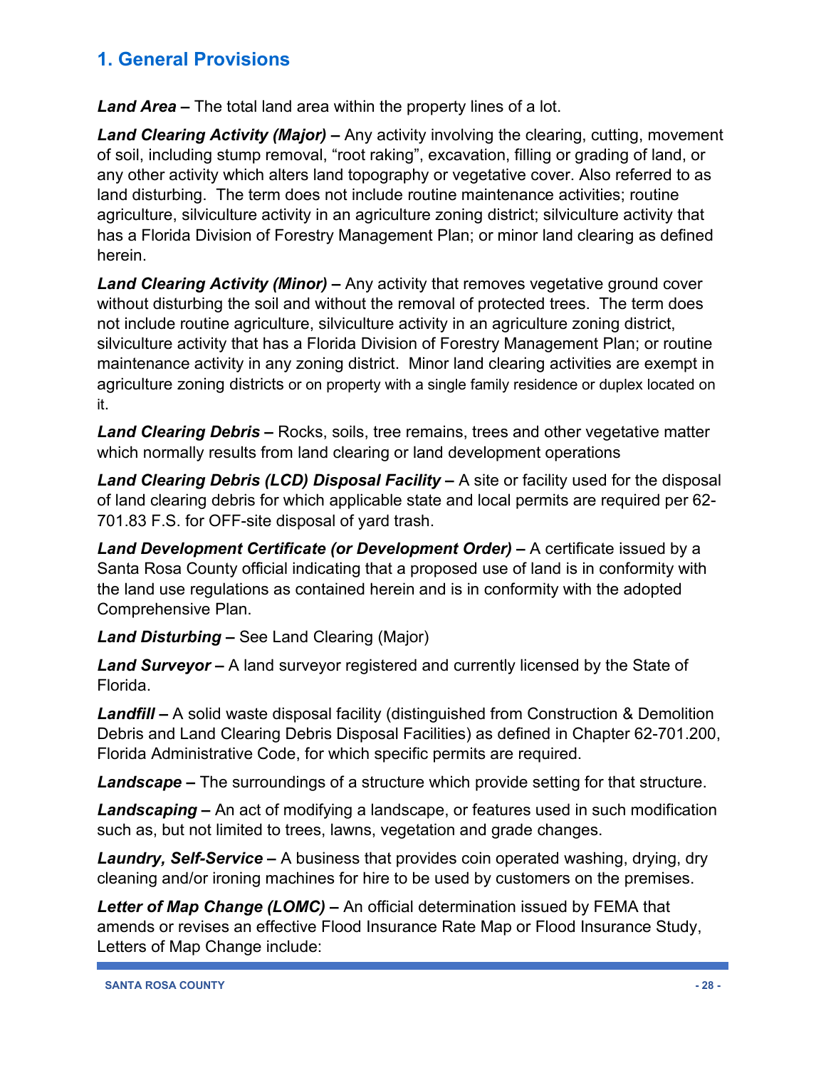## 1. General Provisions

***Land Area –*** The total land area within the property lines of a lot.

***Land Clearing Activity (Major) –*** Any activity involving the clearing, cutting, movement of soil, including stump removal, "root raking", excavation, filling or grading of land, or any other activity which alters land topography or vegetative cover. Also referred to as land disturbing. The term does not include routine maintenance activities; routine agriculture, silviculture activity in an agriculture zoning district; silviculture activity that has a Florida Division of Forestry Management Plan; or minor land clearing as defined herein.

***Land Clearing Activity (Minor) –*** Any activity that removes vegetative ground cover without disturbing the soil and without the removal of protected trees. The term does not include routine agriculture, silviculture activity in an agriculture zoning district, silviculture activity that has a Florida Division of Forestry Management Plan; or routine maintenance activity in any zoning district. Minor land clearing activities are exempt in agriculture zoning districts or on property with a single family residence or duplex located on it.

***Land Clearing Debris –*** Rocks, soils, tree remains, trees and other vegetative matter which normally results from land clearing or land development operations

***Land Clearing Debris (LCD) Disposal Facility –*** A site or facility used for the disposal of land clearing debris for which applicable state and local permits are required per 62-701.83 F.S. for OFF-site disposal of yard trash.

***Land Development Certificate (or Development Order) –*** A certificate issued by a Santa Rosa County official indicating that a proposed use of land is in conformity with the land use regulations as contained herein and is in conformity with the adopted Comprehensive Plan.

***Land Disturbing –*** See Land Clearing (Major)

***Land Surveyor –*** A land surveyor registered and currently licensed by the State of Florida.

***Landfill –*** A solid waste disposal facility (distinguished from Construction & Demolition Debris and Land Clearing Debris Disposal Facilities) as defined in Chapter 62-701.200, Florida Administrative Code, for which specific permits are required.

***Landscape –*** The surroundings of a structure which provide setting for that structure.

***Landscaping –*** An act of modifying a landscape, or features used in such modification such as, but not limited to trees, lawns, vegetation and grade changes.

***Laundry, Self-Service –*** A business that provides coin operated washing, drying, dry cleaning and/or ironing machines for hire to be used by customers on the premises.

***Letter of Map Change (LOMC) –*** An official determination issued by FEMA that amends or revises an effective Flood Insurance Rate Map or Flood Insurance Study, Letters of Map Change include: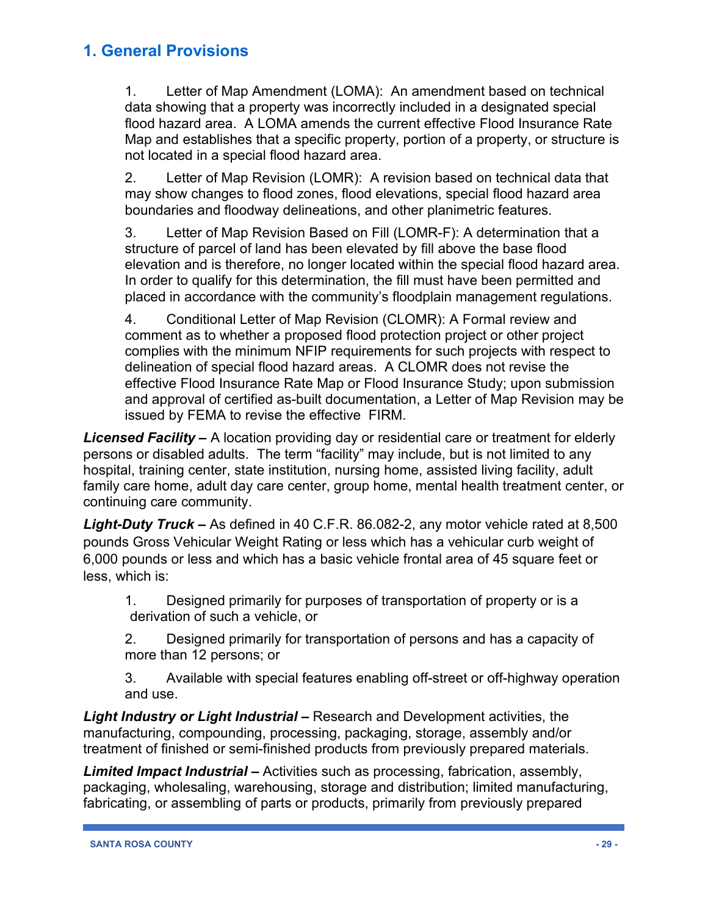# 1. General Provisions

1. Letter of Map Amendment (LOMA): An amendment based on technical data showing that a property was incorrectly included in a designated special flood hazard area. A LOMA amends the current effective Flood Insurance Rate Map and establishes that a specific property, portion of a property, or structure is not located in a special flood hazard area.

2. Letter of Map Revision (LOMR): A revision based on technical data that may show changes to flood zones, flood elevations, special flood hazard area boundaries and floodway delineations, and other planimetric features.

3. Letter of Map Revision Based on Fill (LOMR-F): A determination that a structure of parcel of land has been elevated by fill above the base flood elevation and is therefore, no longer located within the special flood hazard area. In order to qualify for this determination, the fill must have been permitted and placed in accordance with the community's floodplain management regulations.

4. Conditional Letter of Map Revision (CLOMR): A Formal review and comment as to whether a proposed flood protection project or other project complies with the minimum NFIP requirements for such projects with respect to delineation of special flood hazard areas. A CLOMR does not revise the effective Flood Insurance Rate Map or Flood Insurance Study; upon submission and approval of certified as-built documentation, a Letter of Map Revision may be issued by FEMA to revise the effective FIRM.

***Licensed Facility –*** A location providing day or residential care or treatment for elderly persons or disabled adults. The term "facility" may include, but is not limited to any hospital, training center, state institution, nursing home, assisted living facility, adult family care home, adult day care center, group home, mental health treatment center, or continuing care community.

***Light-Duty Truck –*** As defined in 40 C.F.R. 86.082-2, any motor vehicle rated at 8,500 pounds Gross Vehicular Weight Rating or less which has a vehicular curb weight of 6,000 pounds or less and which has a basic vehicle frontal area of 45 square feet or less, which is:

1. Designed primarily for purposes of transportation of property or is a derivation of such a vehicle, or

2. Designed primarily for transportation of persons and has a capacity of more than 12 persons; or

3. Available with special features enabling off-street or off-highway operation and use.

***Light Industry or Light Industrial –*** Research and Development activities, the manufacturing, compounding, processing, packaging, storage, assembly and/or treatment of finished or semi-finished products from previously prepared materials.

***Limited Impact Industrial –*** Activities such as processing, fabrication, assembly, packaging, wholesaling, warehousing, storage and distribution; limited manufacturing, fabricating, or assembling of parts or products, primarily from previously prepared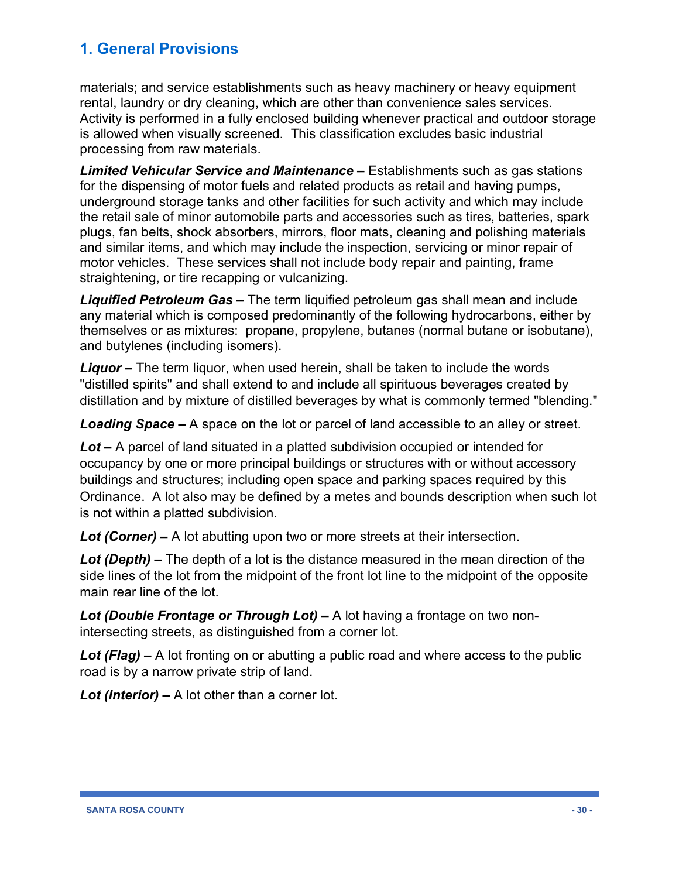materials; and service establishments such as heavy machinery or heavy equipment rental, laundry or dry cleaning, which are other than convenience sales services. Activity is performed in a fully enclosed building whenever practical and outdoor storage is allowed when visually screened. This classification excludes basic industrial processing from raw materials.

***Limited Vehicular Service and Maintenance –*** Establishments such as gas stations for the dispensing of motor fuels and related products as retail and having pumps, underground storage tanks and other facilities for such activity and which may include the retail sale of minor automobile parts and accessories such as tires, batteries, spark plugs, fan belts, shock absorbers, mirrors, floor mats, cleaning and polishing materials and similar items, and which may include the inspection, servicing or minor repair of motor vehicles. These services shall not include body repair and painting, frame straightening, or tire recapping or vulcanizing.

***Liquified Petroleum Gas –*** The term liquified petroleum gas shall mean and include any material which is composed predominantly of the following hydrocarbons, either by themselves or as mixtures: propane, propylene, butanes (normal butane or isobutane), and butylenes (including isomers).

***Liquor –*** The term liquor, when used herein, shall be taken to include the words "distilled spirits" and shall extend to and include all spirituous beverages created by distillation and by mixture of distilled beverages by what is commonly termed "blending."

***Loading Space –*** A space on the lot or parcel of land accessible to an alley or street.

***Lot –*** A parcel of land situated in a platted subdivision occupied or intended for occupancy by one or more principal buildings or structures with or without accessory buildings and structures; including open space and parking spaces required by this Ordinance. A lot also may be defined by a metes and bounds description when such lot is not within a platted subdivision.

***Lot (Corner) –*** A lot abutting upon two or more streets at their intersection.

***Lot (Depth) –*** The depth of a lot is the distance measured in the mean direction of the side lines of the lot from the midpoint of the front lot line to the midpoint of the opposite main rear line of the lot.

***Lot (Double Frontage or Through Lot) –*** A lot having a frontage on two non-intersecting streets, as distinguished from a corner lot.

***Lot (Flag) –*** A lot fronting on or abutting a public road and where access to the public road is by a narrow private strip of land.

***Lot (Interior) –*** A lot other than a corner lot.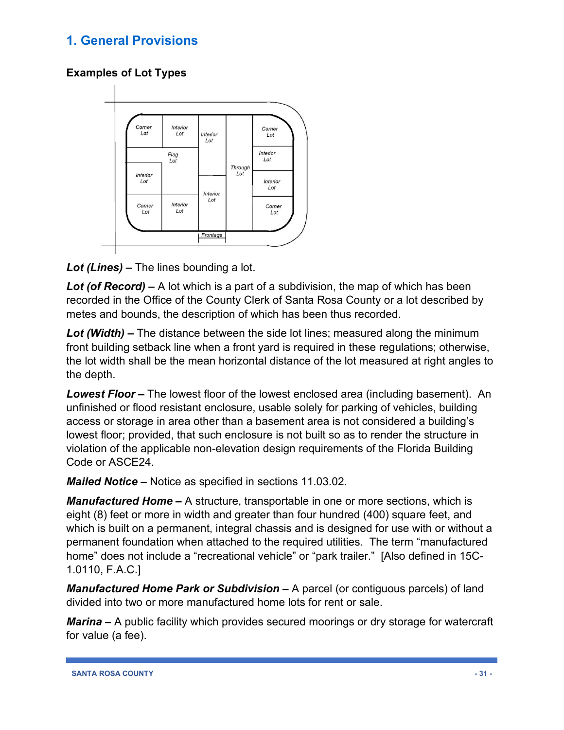# 1. General Provisions

**Examples of Lot Types**

***Lot (Lines) –*** The lines bounding a lot.

***Lot (of Record) –*** A lot which is a part of a subdivision, the map of which has been recorded in the Office of the County Clerk of Santa Rosa County or a lot described by metes and bounds, the description of which has been thus recorded.

***Lot (Width) –*** The distance between the side lot lines; measured along the minimum front building setback line when a front yard is required in these regulations; otherwise, the lot width shall be the mean horizontal distance of the lot measured at right angles to the depth.

***Lowest Floor –*** The lowest floor of the lowest enclosed area (including basement). An unfinished or flood resistant enclosure, usable solely for parking of vehicles, building access or storage in area other than a basement area is not considered a building's lowest floor; provided, that such enclosure is not built so as to render the structure in violation of the applicable non-elevation design requirements of the Florida Building Code or ASCE24.

***Mailed Notice –*** Notice as specified in sections 11.03.02.

***Manufactured Home –*** A structure, transportable in one or more sections, which is eight (8) feet or more in width and greater than four hundred (400) square feet, and which is built on a permanent, integral chassis and is designed for use with or without a permanent foundation when attached to the required utilities. The term "manufactured home" does not include a "recreational vehicle" or "park trailer." [Also defined in 15C-1.0110, F.A.C.]

***Manufactured Home Park or Subdivision –*** A parcel (or contiguous parcels) of land divided into two or more manufactured home lots for rent or sale.

***Marina –*** A public facility which provides secured moorings or dry storage for watercraft for value (a fee).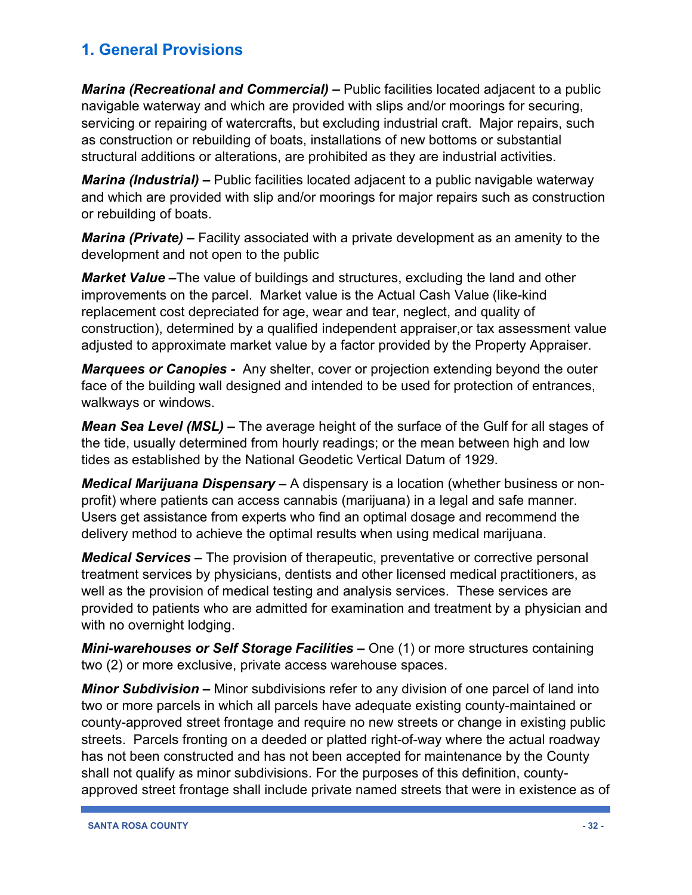## 1. General Provisions

***Marina (Recreational and Commercial)* –** Public facilities located adjacent to a public navigable waterway and which are provided with slips and/or moorings for securing, servicing or repairing of watercrafts, but excluding industrial craft. Major repairs, such as construction or rebuilding of boats, installations of new bottoms or substantial structural additions or alterations, are prohibited as they are industrial activities.

***Marina (Industrial)* –** Public facilities located adjacent to a public navigable waterway and which are provided with slip and/or moorings for major repairs such as construction or rebuilding of boats.

***Marina (Private)* –** Facility associated with a private development as an amenity to the development and not open to the public

***Market Value* –**The value of buildings and structures, excluding the land and other improvements on the parcel. Market value is the Actual Cash Value (like-kind replacement cost depreciated for age, wear and tear, neglect, and quality of construction), determined by a qualified independent appraiser,or tax assessment value adjusted to approximate market value by a factor provided by the Property Appraiser.

***Marquees or Canopies* -** Any shelter, cover or projection extending beyond the outer face of the building wall designed and intended to be used for protection of entrances, walkways or windows.

***Mean Sea Level (MSL)* –** The average height of the surface of the Gulf for all stages of the tide, usually determined from hourly readings; or the mean between high and low tides as established by the National Geodetic Vertical Datum of 1929.

***Medical Marijuana Dispensary* –** A dispensary is a location (whether business or non-profit) where patients can access cannabis (marijuana) in a legal and safe manner. Users get assistance from experts who find an optimal dosage and recommend the delivery method to achieve the optimal results when using medical marijuana.

***Medical Services* –** The provision of therapeutic, preventative or corrective personal treatment services by physicians, dentists and other licensed medical practitioners, as well as the provision of medical testing and analysis services. These services are provided to patients who are admitted for examination and treatment by a physician and with no overnight lodging.

***Mini-warehouses or Self Storage Facilities* –** One (1) or more structures containing two (2) or more exclusive, private access warehouse spaces.

***Minor Subdivision* –** Minor subdivisions refer to any division of one parcel of land into two or more parcels in which all parcels have adequate existing county-maintained or county-approved street frontage and require no new streets or change in existing public streets. Parcels fronting on a deeded or platted right-of-way where the actual roadway has not been constructed and has not been accepted for maintenance by the County shall not qualify as minor subdivisions. For the purposes of this definition, county-approved street frontage shall include private named streets that were in existence as of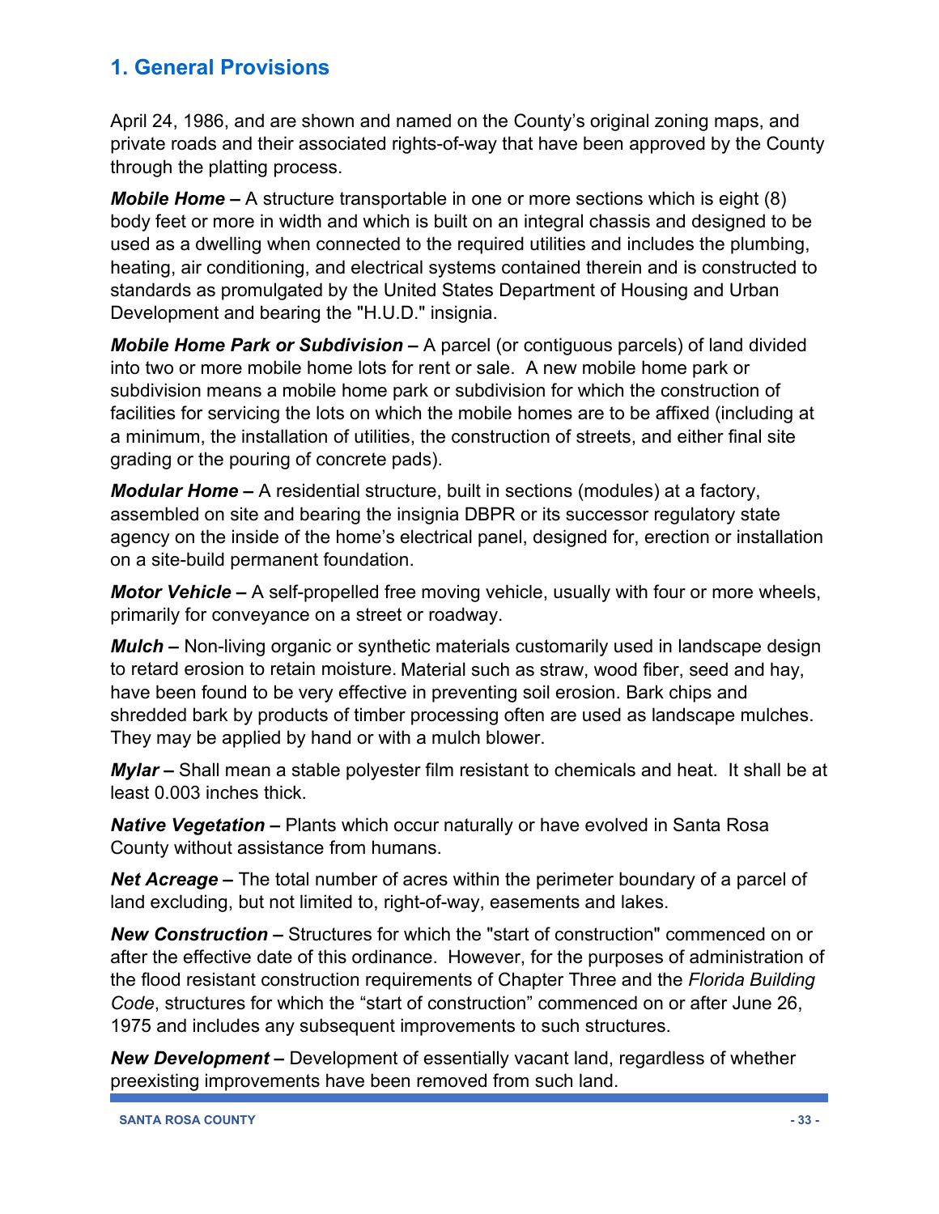## 1. General Provisions

April 24, 1986, and are shown and named on the County's original zoning maps, and private roads and their associated rights-of-way that have been approved by the County through the platting process.

***Mobile Home –*** A structure transportable in one or more sections which is eight (8) body feet or more in width and which is built on an integral chassis and designed to be used as a dwelling when connected to the required utilities and includes the plumbing, heating, air conditioning, and electrical systems contained therein and is constructed to standards as promulgated by the United States Department of Housing and Urban Development and bearing the "H.U.D." insignia.

***Mobile Home Park or Subdivision –*** A parcel (or contiguous parcels) of land divided into two or more mobile home lots for rent or sale. A new mobile home park or subdivision means a mobile home park or subdivision for which the construction of facilities for servicing the lots on which the mobile homes are to be affixed (including at a minimum, the installation of utilities, the construction of streets, and either final site grading or the pouring of concrete pads).

***Modular Home –*** A residential structure, built in sections (modules) at a factory, assembled on site and bearing the insignia DBPR or its successor regulatory state agency on the inside of the home's electrical panel, designed for, erection or installation on a site-build permanent foundation.

***Motor Vehicle –*** A self-propelled free moving vehicle, usually with four or more wheels, primarily for conveyance on a street or roadway.

***Mulch –*** Non-living organic or synthetic materials customarily used in landscape design to retard erosion to retain moisture. Material such as straw, wood fiber, seed and hay, have been found to be very effective in preventing soil erosion. Bark chips and shredded bark by products of timber processing often are used as landscape mulches. They may be applied by hand or with a mulch blower.

***Mylar –*** Shall mean a stable polyester film resistant to chemicals and heat. It shall be at least 0.003 inches thick.

***Native Vegetation –*** Plants which occur naturally or have evolved in Santa Rosa County without assistance from humans.

***Net Acreage –*** The total number of acres within the perimeter boundary of a parcel of land excluding, but not limited to, right-of-way, easements and lakes.

***New Construction –*** Structures for which the "start of construction" commenced on or after the effective date of this ordinance. However, for the purposes of administration of the flood resistant construction requirements of Chapter Three and the *Florida Building Code*, structures for which the "start of construction" commenced on or after June 26, 1975 and includes any subsequent improvements to such structures.

***New Development –*** Development of essentially vacant land, regardless of whether preexisting improvements have been removed from such land.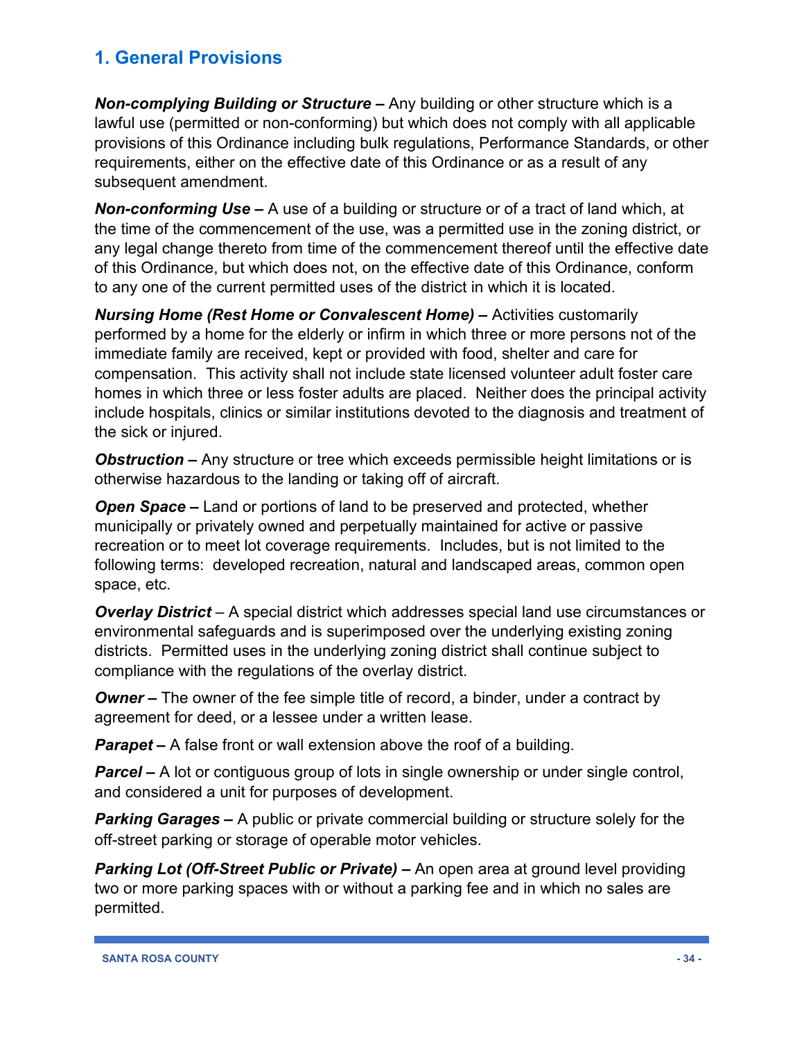## 1. General Provisions

***Non-complying Building or Structure –*** Any building or other structure which is a lawful use (permitted or non-conforming) but which does not comply with all applicable provisions of this Ordinance including bulk regulations, Performance Standards, or other requirements, either on the effective date of this Ordinance or as a result of any subsequent amendment.

***Non-conforming Use –*** A use of a building or structure or of a tract of land which, at the time of the commencement of the use, was a permitted use in the zoning district, or any legal change thereto from time of the commencement thereof until the effective date of this Ordinance, but which does not, on the effective date of this Ordinance, conform to any one of the current permitted uses of the district in which it is located.

***Nursing Home (Rest Home or Convalescent Home) –*** Activities customarily performed by a home for the elderly or infirm in which three or more persons not of the immediate family are received, kept or provided with food, shelter and care for compensation. This activity shall not include state licensed volunteer adult foster care homes in which three or less foster adults are placed. Neither does the principal activity include hospitals, clinics or similar institutions devoted to the diagnosis and treatment of the sick or injured.

***Obstruction –*** Any structure or tree which exceeds permissible height limitations or is otherwise hazardous to the landing or taking off of aircraft.

***Open Space –*** Land or portions of land to be preserved and protected, whether municipally or privately owned and perpetually maintained for active or passive recreation or to meet lot coverage requirements. Includes, but is not limited to the following terms: developed recreation, natural and landscaped areas, common open space, etc.

***Overlay District*** – A special district which addresses special land use circumstances or environmental safeguards and is superimposed over the underlying existing zoning districts. Permitted uses in the underlying zoning district shall continue subject to compliance with the regulations of the overlay district.

***Owner –*** The owner of the fee simple title of record, a binder, under a contract by agreement for deed, or a lessee under a written lease.

***Parapet –*** A false front or wall extension above the roof of a building.

***Parcel –*** A lot or contiguous group of lots in single ownership or under single control, and considered a unit for purposes of development.

***Parking Garages –*** A public or private commercial building or structure solely for the off-street parking or storage of operable motor vehicles.

***Parking Lot (Off-Street Public or Private) –*** An open area at ground level providing two or more parking spaces with or without a parking fee and in which no sales are permitted.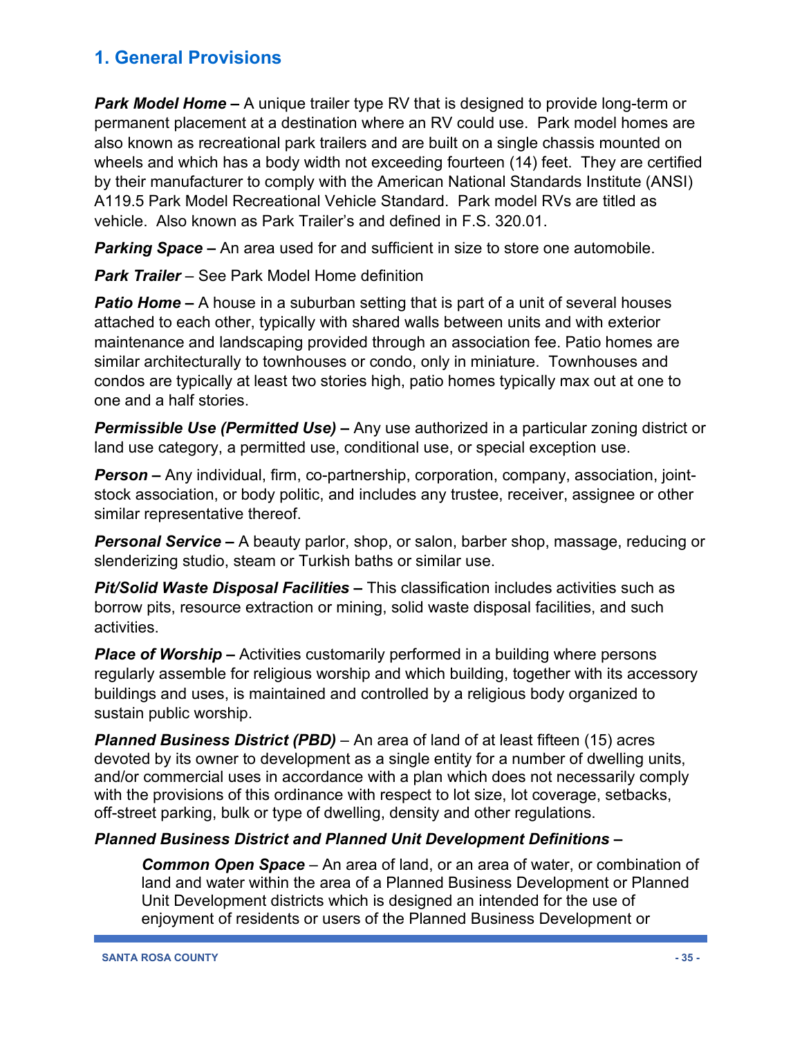## 1. General Provisions

***Park Model Home –*** A unique trailer type RV that is designed to provide long-term or permanent placement at a destination where an RV could use. Park model homes are also known as recreational park trailers and are built on a single chassis mounted on wheels and which has a body width not exceeding fourteen (14) feet. They are certified by their manufacturer to comply with the American National Standards Institute (ANSI) A119.5 Park Model Recreational Vehicle Standard. Park model RVs are titled as vehicle. Also known as Park Trailer's and defined in F.S. 320.01.

***Parking Space –*** An area used for and sufficient in size to store one automobile.

***Park Trailer*** – See Park Model Home definition

***Patio Home –*** A house in a suburban setting that is part of a unit of several houses attached to each other, typically with shared walls between units and with exterior maintenance and landscaping provided through an association fee. Patio homes are similar architecturally to townhouses or condo, only in miniature. Townhouses and condos are typically at least two stories high, patio homes typically max out at one to one and a half stories.

***Permissible Use (Permitted Use) –*** Any use authorized in a particular zoning district or land use category, a permitted use, conditional use, or special exception use.

***Person –*** Any individual, firm, co-partnership, corporation, company, association, joint-stock association, or body politic, and includes any trustee, receiver, assignee or other similar representative thereof.

***Personal Service –*** A beauty parlor, shop, or salon, barber shop, massage, reducing or slenderizing studio, steam or Turkish baths or similar use.

***Pit/Solid Waste Disposal Facilities –*** This classification includes activities such as borrow pits, resource extraction or mining, solid waste disposal facilities, and such activities.

***Place of Worship –*** Activities customarily performed in a building where persons regularly assemble for religious worship and which building, together with its accessory buildings and uses, is maintained and controlled by a religious body organized to sustain public worship.

***Planned Business District (PBD)*** – An area of land of at least fifteen (15) acres devoted by its owner to development as a single entity for a number of dwelling units, and/or commercial uses in accordance with a plan which does not necessarily comply with the provisions of this ordinance with respect to lot size, lot coverage, setbacks, off-street parking, bulk or type of dwelling, density and other regulations.

***Planned Business District and Planned Unit Development Definitions –***

> ***Common Open Space*** – An area of land, or an area of water, or combination of land and water within the area of a Planned Business Development or Planned Unit Development districts which is designed an intended for the use of enjoyment of residents or users of the Planned Business Development or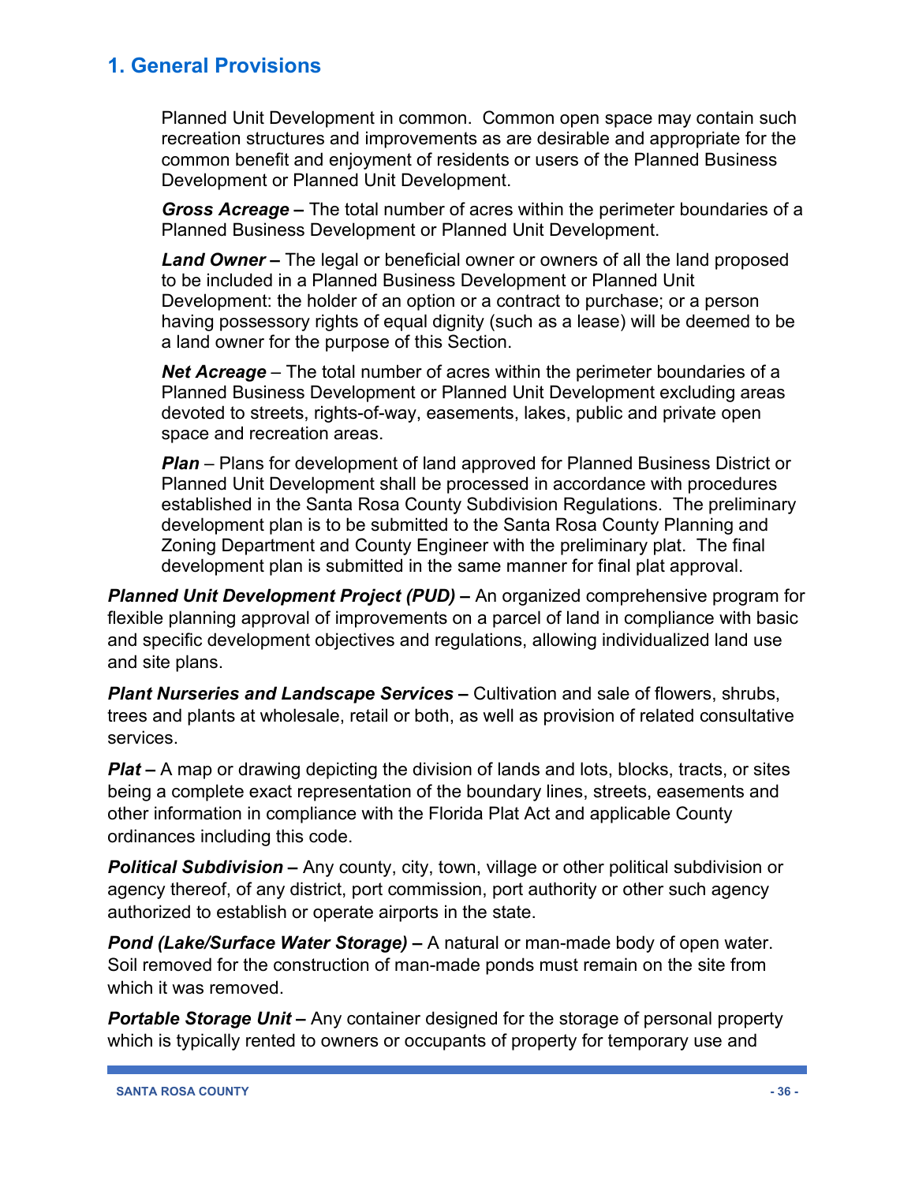# 1. General Provisions

Planned Unit Development in common. Common open space may contain such recreation structures and improvements as are desirable and appropriate for the common benefit and enjoyment of residents or users of the Planned Business Development or Planned Unit Development.

***Gross Acreage –*** The total number of acres within the perimeter boundaries of a Planned Business Development or Planned Unit Development.

***Land Owner –*** The legal or beneficial owner or owners of all the land proposed to be included in a Planned Business Development or Planned Unit Development: the holder of an option or a contract to purchase; or a person having possessory rights of equal dignity (such as a lease) will be deemed to be a land owner for the purpose of this Section.

***Net Acreage*** – The total number of acres within the perimeter boundaries of a Planned Business Development or Planned Unit Development excluding areas devoted to streets, rights-of-way, easements, lakes, public and private open space and recreation areas.

***Plan*** – Plans for development of land approved for Planned Business District or Planned Unit Development shall be processed in accordance with procedures established in the Santa Rosa County Subdivision Regulations. The preliminary development plan is to be submitted to the Santa Rosa County Planning and Zoning Department and County Engineer with the preliminary plat. The final development plan is submitted in the same manner for final plat approval.

***Planned Unit Development Project (PUD) –*** An organized comprehensive program for flexible planning approval of improvements on a parcel of land in compliance with basic and specific development objectives and regulations, allowing individualized land use and site plans.

***Plant Nurseries and Landscape Services –*** Cultivation and sale of flowers, shrubs, trees and plants at wholesale, retail or both, as well as provision of related consultative services.

***Plat –*** A map or drawing depicting the division of lands and lots, blocks, tracts, or sites being a complete exact representation of the boundary lines, streets, easements and other information in compliance with the Florida Plat Act and applicable County ordinances including this code.

***Political Subdivision –*** Any county, city, town, village or other political subdivision or agency thereof, of any district, port commission, port authority or other such agency authorized to establish or operate airports in the state.

***Pond (Lake/Surface Water Storage) –*** A natural or man-made body of open water. Soil removed for the construction of man-made ponds must remain on the site from which it was removed.

***Portable Storage Unit –*** Any container designed for the storage of personal property which is typically rented to owners or occupants of property for temporary use and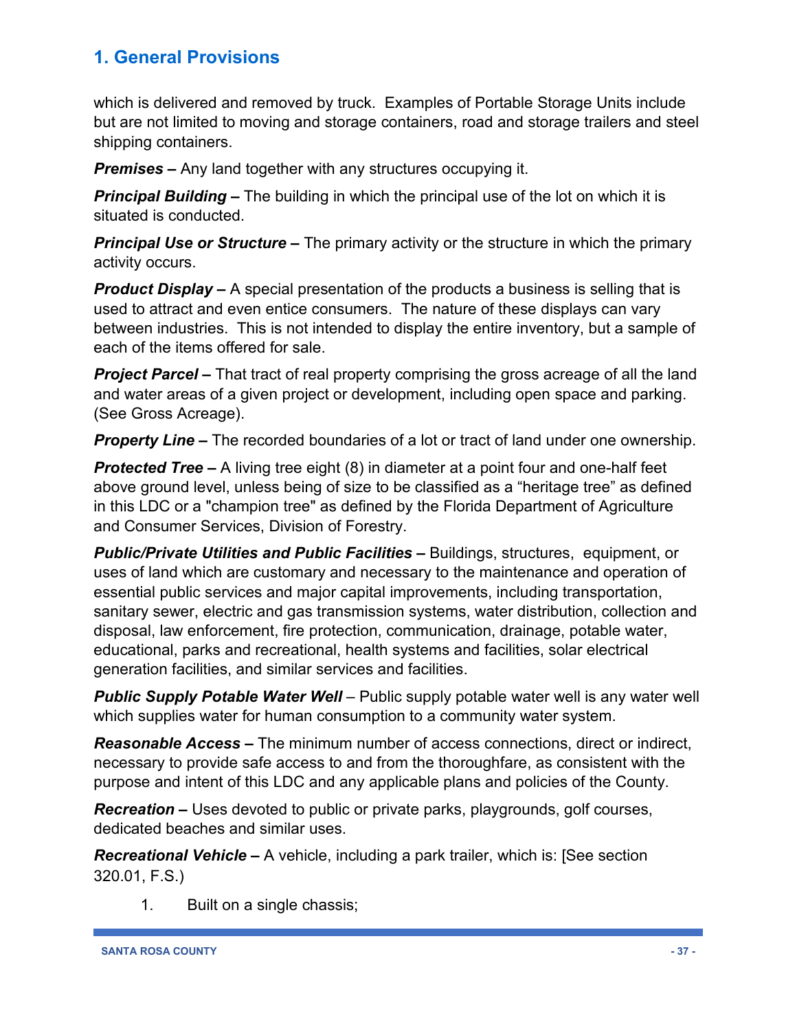which is delivered and removed by truck.  Examples of Portable Storage Units include but are not limited to moving and storage containers, road and storage trailers and steel shipping containers.

***Premises –*** Any land together with any structures occupying it.

***Principal Building –*** The building in which the principal use of the lot on which it is situated is conducted.

***Principal Use or Structure –*** The primary activity or the structure in which the primary activity occurs.

***Product Display –*** A special presentation of the products a business is selling that is used to attract and even entice consumers.  The nature of these displays can vary between industries.  This is not intended to display the entire inventory, but a sample of each of the items offered for sale.

***Project Parcel –*** That tract of real property comprising the gross acreage of all the land and water areas of a given project or development, including open space and parking. (See Gross Acreage).

***Property Line –*** The recorded boundaries of a lot or tract of land under one ownership.

***Protected Tree –*** A living tree eight (8) in diameter at a point four and one-half feet above ground level, unless being of size to be classified as a “heritage tree” as defined in this LDC or a "champion tree" as defined by the Florida Department of Agriculture and Consumer Services, Division of Forestry.

***Public/Private Utilities and Public Facilities –*** Buildings, structures,  equipment, or uses of land which are customary and necessary to the maintenance and operation of essential public services and major capital improvements, including transportation, sanitary sewer, electric and gas transmission systems, water distribution, collection and disposal, law enforcement, fire protection, communication, drainage, potable water, educational, parks and recreational, health systems and facilities, solar electrical generation facilities, and similar services and facilities.

***Public Supply Potable Water Well*** – Public supply potable water well is any water well which supplies water for human consumption to a community water system.

***Reasonable Access –*** The minimum number of access connections, direct or indirect, necessary to provide safe access to and from the thoroughfare, as consistent with the purpose and intent of this LDC and any applicable plans and policies of the County.

***Recreation –*** Uses devoted to public or private parks, playgrounds, golf courses, dedicated beaches and similar uses.

***Recreational Vehicle –*** A vehicle, including a park trailer, which is: [See section 320.01, F.S.)

1. Built on a single chassis;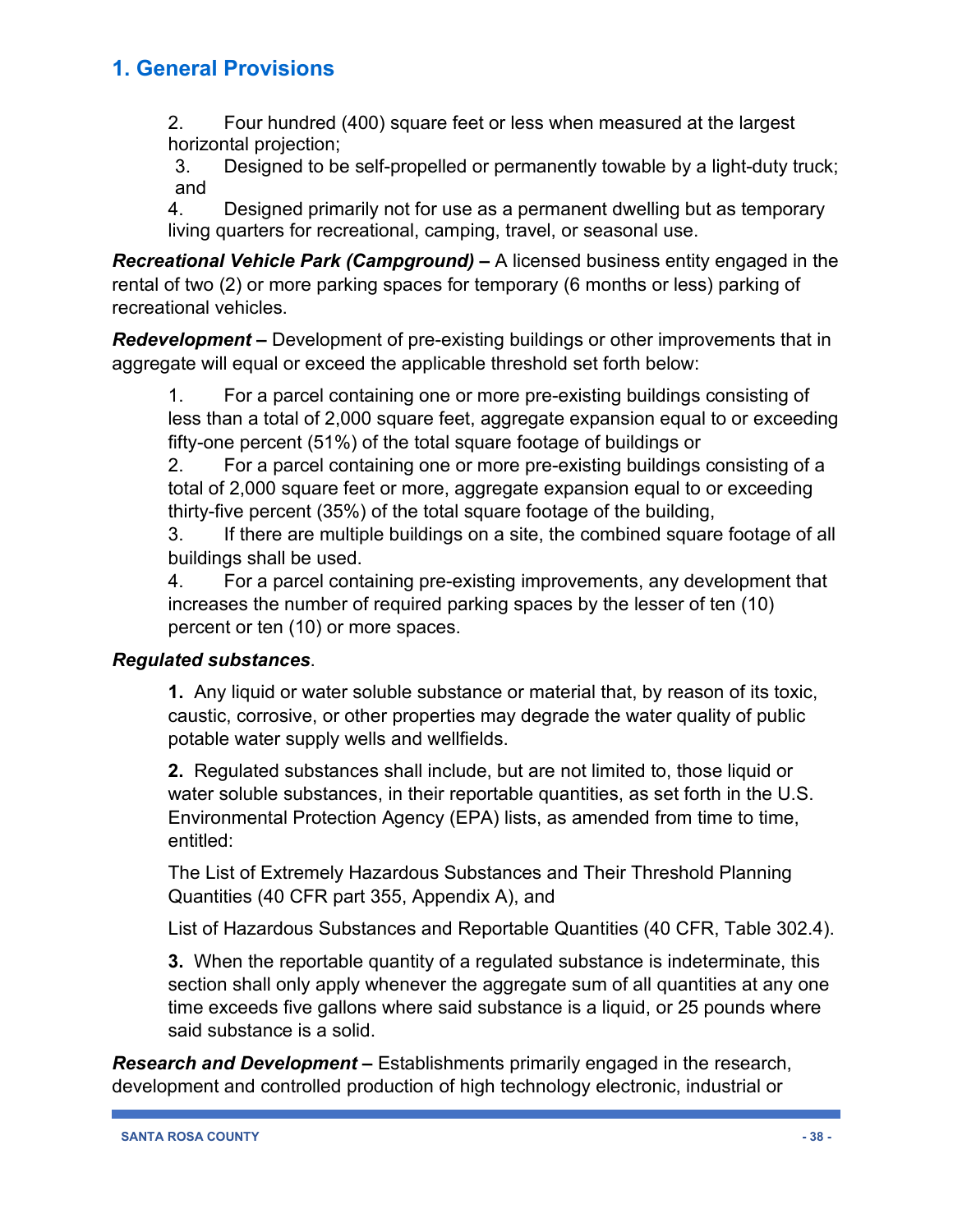# 1. General Provisions

2. Four hundred (400) square feet or less when measured at the largest horizontal projection;
3. Designed to be self-propelled or permanently towable by a light-duty truck; and
4. Designed primarily not for use as a permanent dwelling but as temporary living quarters for recreational, camping, travel, or seasonal use.

***Recreational Vehicle Park (Campground) –*** A licensed business entity engaged in the rental of two (2) or more parking spaces for temporary (6 months or less) parking of recreational vehicles.

***Redevelopment –*** Development of pre-existing buildings or other improvements that in aggregate will equal or exceed the applicable threshold set forth below:

1. For a parcel containing one or more pre-existing buildings consisting of less than a total of 2,000 square feet, aggregate expansion equal to or exceeding fifty-one percent (51%) of the total square footage of buildings or
2. For a parcel containing one or more pre-existing buildings consisting of a total of 2,000 square feet or more, aggregate expansion equal to or exceeding thirty-five percent (35%) of the total square footage of the building,
3. If there are multiple buildings on a site, the combined square footage of all buildings shall be used.
4. For a parcel containing pre-existing improvements, any development that increases the number of required parking spaces by the lesser of ten (10) percent or ten (10) or more spaces.

***Regulated substances***.

**1.** Any liquid or water soluble substance or material that, by reason of its toxic, caustic, corrosive, or other properties may degrade the water quality of public potable water supply wells and wellfields.

**2.** Regulated substances shall include, but are not limited to, those liquid or water soluble substances, in their reportable quantities, as set forth in the U.S. Environmental Protection Agency (EPA) lists, as amended from time to time, entitled:

The List of Extremely Hazardous Substances and Their Threshold Planning Quantities (40 CFR part 355, Appendix A), and

List of Hazardous Substances and Reportable Quantities (40 CFR, Table 302.4).

**3.** When the reportable quantity of a regulated substance is indeterminate, this section shall only apply whenever the aggregate sum of all quantities at any one time exceeds five gallons where said substance is a liquid, or 25 pounds where said substance is a solid.

***Research and Development –*** Establishments primarily engaged in the research, development and controlled production of high technology electronic, industrial or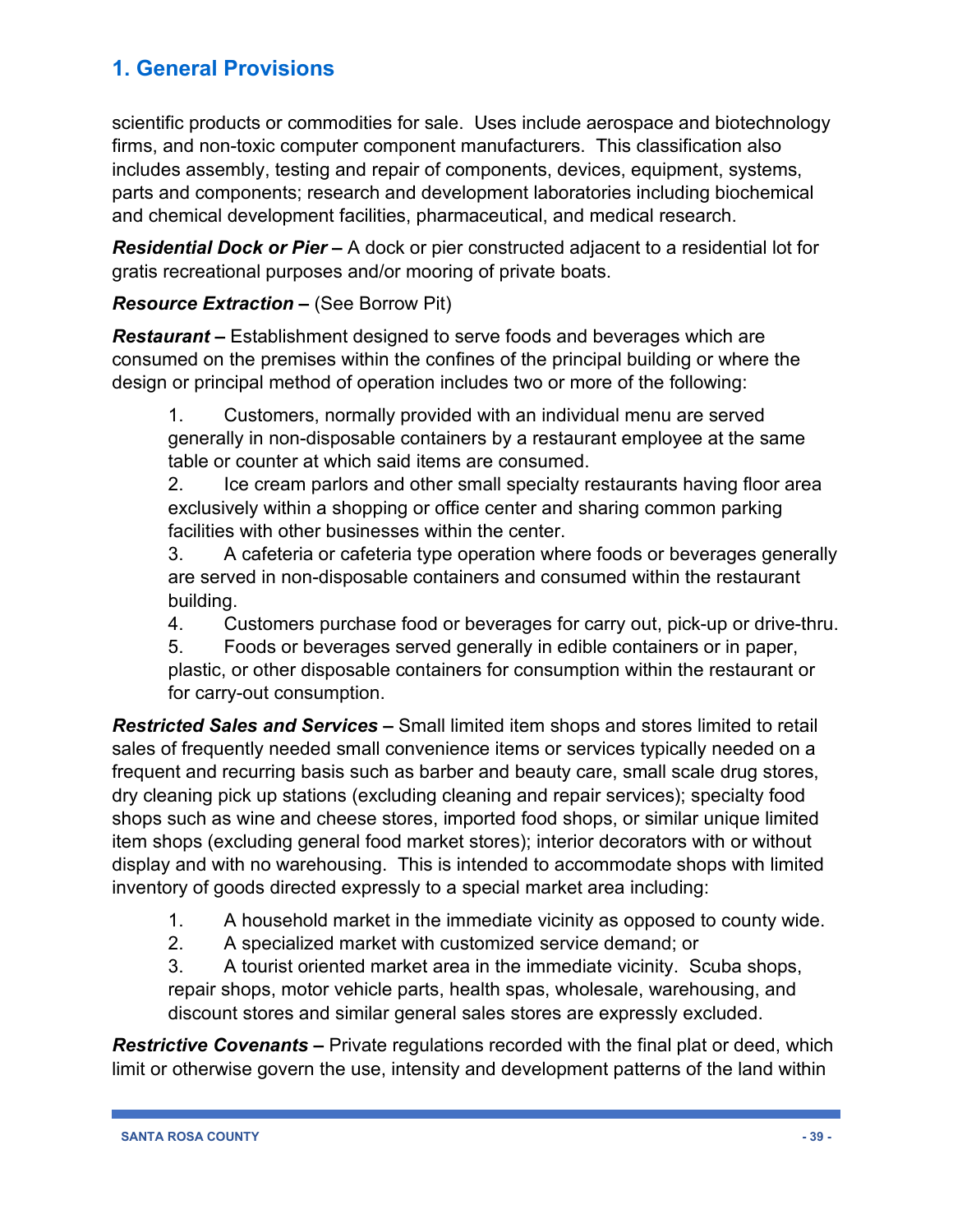scientific products or commodities for sale. Uses include aerospace and biotechnology firms, and non-toxic computer component manufacturers. This classification also includes assembly, testing and repair of components, devices, equipment, systems, parts and components; research and development laboratories including biochemical and chemical development facilities, pharmaceutical, and medical research.

***Residential Dock or Pier –*** A dock or pier constructed adjacent to a residential lot for gratis recreational purposes and/or mooring of private boats.

***Resource Extraction –*** (See Borrow Pit)

***Restaurant –*** Establishment designed to serve foods and beverages which are consumed on the premises within the confines of the principal building or where the design or principal method of operation includes two or more of the following:

1. Customers, normally provided with an individual menu are served generally in non-disposable containers by a restaurant employee at the same table or counter at which said items are consumed.
2. Ice cream parlors and other small specialty restaurants having floor area exclusively within a shopping or office center and sharing common parking facilities with other businesses within the center.
3. A cafeteria or cafeteria type operation where foods or beverages generally are served in non-disposable containers and consumed within the restaurant building.
4. Customers purchase food or beverages for carry out, pick-up or drive-thru.
5. Foods or beverages served generally in edible containers or in paper, plastic, or other disposable containers for consumption within the restaurant or for carry-out consumption.

***Restricted Sales and Services –*** Small limited item shops and stores limited to retail sales of frequently needed small convenience items or services typically needed on a frequent and recurring basis such as barber and beauty care, small scale drug stores, dry cleaning pick up stations (excluding cleaning and repair services); specialty food shops such as wine and cheese stores, imported food shops, or similar unique limited item shops (excluding general food market stores); interior decorators with or without display and with no warehousing. This is intended to accommodate shops with limited inventory of goods directed expressly to a special market area including:

1. A household market in the immediate vicinity as opposed to county wide.
2. A specialized market with customized service demand; or
3. A tourist oriented market area in the immediate vicinity. Scuba shops, repair shops, motor vehicle parts, health spas, wholesale, warehousing, and discount stores and similar general sales stores are expressly excluded.

***Restrictive Covenants –*** Private regulations recorded with the final plat or deed, which limit or otherwise govern the use, intensity and development patterns of the land within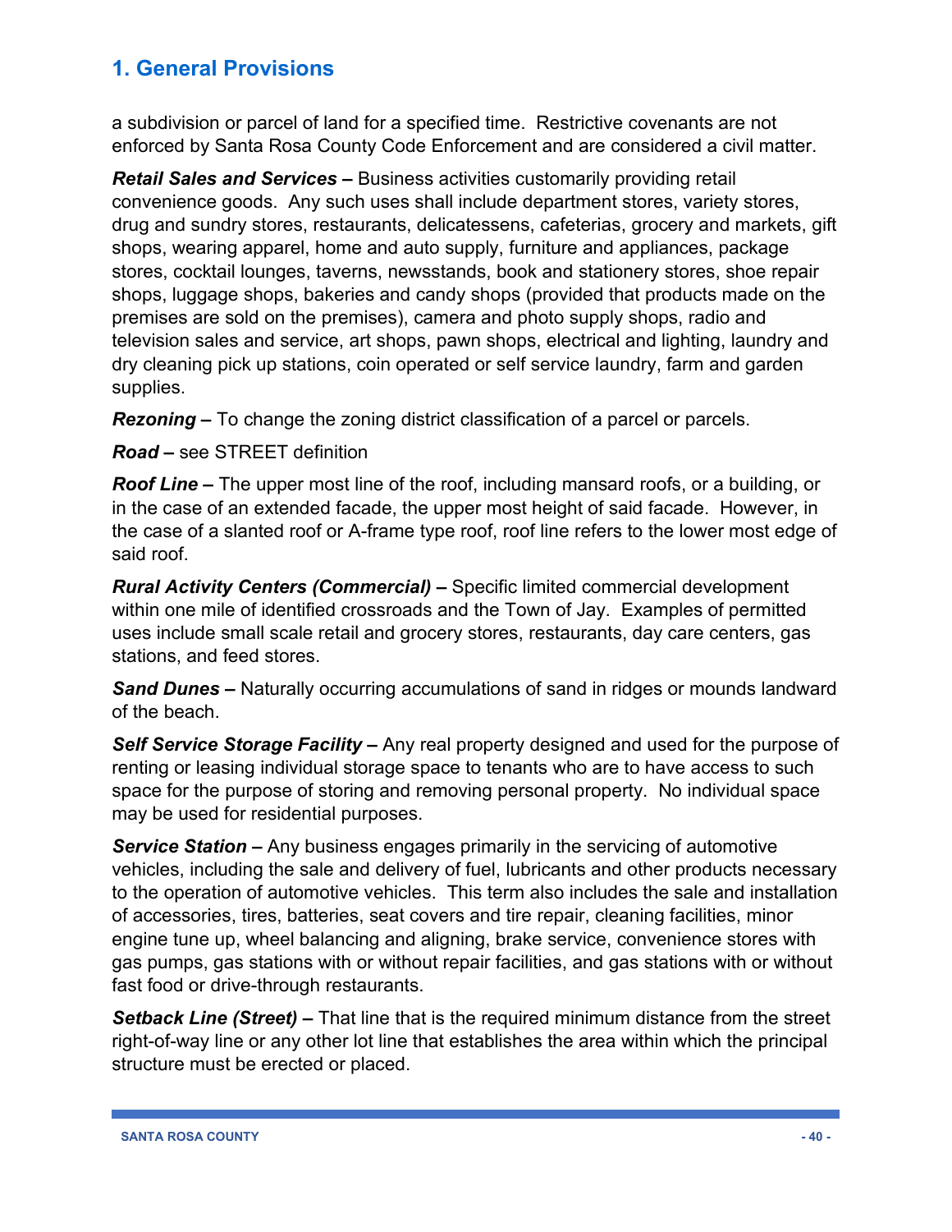# 1. General Provisions

a subdivision or parcel of land for a specified time. Restrictive covenants are not enforced by Santa Rosa County Code Enforcement and are considered a civil matter.

***Retail Sales and Services* –** Business activities customarily providing retail convenience goods. Any such uses shall include department stores, variety stores, drug and sundry stores, restaurants, delicatessens, cafeterias, grocery and markets, gift shops, wearing apparel, home and auto supply, furniture and appliances, package stores, cocktail lounges, taverns, newsstands, book and stationery stores, shoe repair shops, luggage shops, bakeries and candy shops (provided that products made on the premises are sold on the premises), camera and photo supply shops, radio and television sales and service, art shops, pawn shops, electrical and lighting, laundry and dry cleaning pick up stations, coin operated or self service laundry, farm and garden supplies.

***Rezoning* –** To change the zoning district classification of a parcel or parcels.

***Road* –** see STREET definition

***Roof Line* –** The upper most line of the roof, including mansard roofs, or a building, or in the case of an extended facade, the upper most height of said facade. However, in the case of a slanted roof or A-frame type roof, roof line refers to the lower most edge of said roof.

***Rural Activity Centers (Commercial)* –** Specific limited commercial development within one mile of identified crossroads and the Town of Jay. Examples of permitted uses include small scale retail and grocery stores, restaurants, day care centers, gas stations, and feed stores.

***Sand Dunes* –** Naturally occurring accumulations of sand in ridges or mounds landward of the beach.

***Self Service Storage Facility* –** Any real property designed and used for the purpose of renting or leasing individual storage space to tenants who are to have access to such space for the purpose of storing and removing personal property. No individual space may be used for residential purposes.

***Service Station* –** Any business engages primarily in the servicing of automotive vehicles, including the sale and delivery of fuel, lubricants and other products necessary to the operation of automotive vehicles. This term also includes the sale and installation of accessories, tires, batteries, seat covers and tire repair, cleaning facilities, minor engine tune up, wheel balancing and aligning, brake service, convenience stores with gas pumps, gas stations with or without repair facilities, and gas stations with or without fast food or drive-through restaurants.

***Setback Line (Street)* –** That line that is the required minimum distance from the street right-of-way line or any other lot line that establishes the area within which the principal structure must be erected or placed.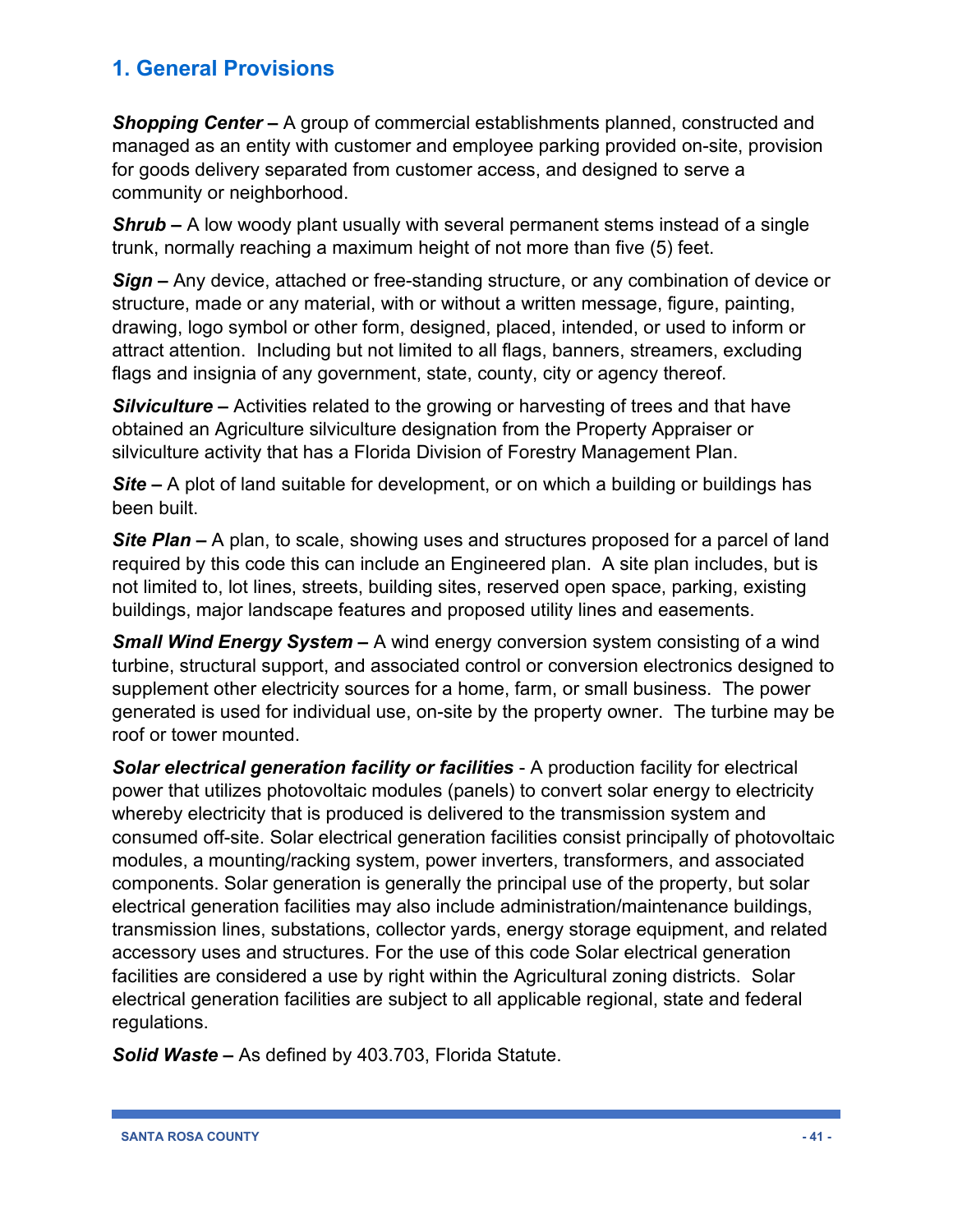## 1. General Provisions

***Shopping Center –*** A group of commercial establishments planned, constructed and managed as an entity with customer and employee parking provided on-site, provision for goods delivery separated from customer access, and designed to serve a community or neighborhood.

***Shrub –*** A low woody plant usually with several permanent stems instead of a single trunk, normally reaching a maximum height of not more than five (5) feet.

***Sign –*** Any device, attached or free-standing structure, or any combination of device or structure, made or any material, with or without a written message, figure, painting, drawing, logo symbol or other form, designed, placed, intended, or used to inform or attract attention. Including but not limited to all flags, banners, streamers, excluding flags and insignia of any government, state, county, city or agency thereof.

***Silviculture –*** Activities related to the growing or harvesting of trees and that have obtained an Agriculture silviculture designation from the Property Appraiser or silviculture activity that has a Florida Division of Forestry Management Plan.

***Site –*** A plot of land suitable for development, or on which a building or buildings has been built.

***Site Plan –*** A plan, to scale, showing uses and structures proposed for a parcel of land required by this code this can include an Engineered plan. A site plan includes, but is not limited to, lot lines, streets, building sites, reserved open space, parking, existing buildings, major landscape features and proposed utility lines and easements.

***Small Wind Energy System –*** A wind energy conversion system consisting of a wind turbine, structural support, and associated control or conversion electronics designed to supplement other electricity sources for a home, farm, or small business. The power generated is used for individual use, on-site by the property owner. The turbine may be roof or tower mounted.

***Solar electrical generation facility or facilities*** - A production facility for electrical power that utilizes photovoltaic modules (panels) to convert solar energy to electricity whereby electricity that is produced is delivered to the transmission system and consumed off-site. Solar electrical generation facilities consist principally of photovoltaic modules, a mounting/racking system, power inverters, transformers, and associated components. Solar generation is generally the principal use of the property, but solar electrical generation facilities may also include administration/maintenance buildings, transmission lines, substations, collector yards, energy storage equipment, and related accessory uses and structures. For the use of this code Solar electrical generation facilities are considered a use by right within the Agricultural zoning districts. Solar electrical generation facilities are subject to all applicable regional, state and federal regulations.

***Solid Waste –*** As defined by 403.703, Florida Statute.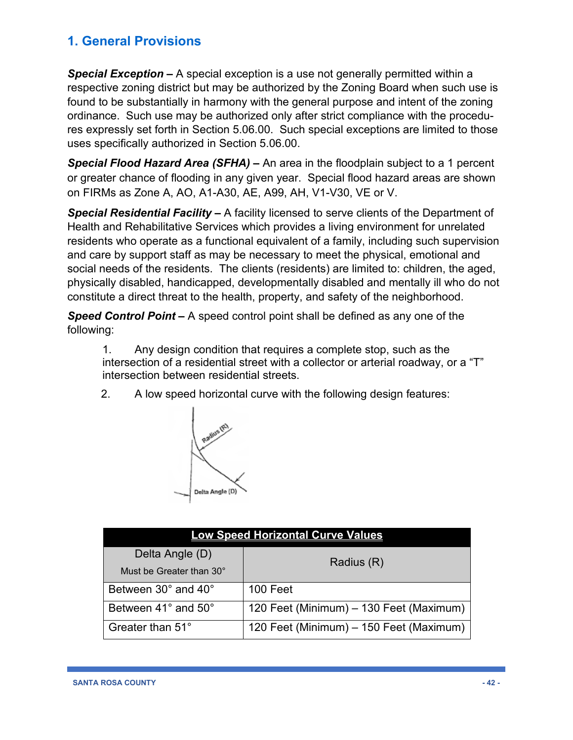# 1. General Provisions

***Special Exception –*** A special exception is a use not generally permitted within a respective zoning district but may be authorized by the Zoning Board when such use is found to be substantially in harmony with the general purpose and intent of the zoning ordinance. Such use may be authorized only after strict compliance with the procedures expressly set forth in Section 5.06.00. Such special exceptions are limited to those uses specifically authorized in Section 5.06.00.

***Special Flood Hazard Area (SFHA) –*** An area in the floodplain subject to a 1 percent or greater chance of flooding in any given year. Special flood hazard areas are shown on FIRMs as Zone A, AO, A1-A30, AE, A99, AH, V1-V30, VE or V.

***Special Residential Facility –*** A facility licensed to serve clients of the Department of Health and Rehabilitative Services which provides a living environment for unrelated residents who operate as a functional equivalent of a family, including such supervision and care by support staff as may be necessary to meet the physical, emotional and social needs of the residents. The clients (residents) are limited to: children, the aged, physically disabled, handicapped, developmentally disabled and mentally ill who do not constitute a direct threat to the health, property, and safety of the neighborhood.

***Speed Control Point –*** A speed control point shall be defined as any one of the following:

1. Any design condition that requires a complete stop, such as the intersection of a residential street with a collector or arterial roadway, or a "T" intersection between residential streets.
2. A low speed horizontal curve with the following design features:

Radius (R)

Delta Angle (D)

| Low Speed Horizontal Curve Values | |
|---|---|
| Delta Angle (D)<br>Must be Greater than 30° | Radius (R) |
| Between 30° and 40° | 100 Feet |
| Between 41° and 50° | 120 Feet (Minimum) – 130 Feet (Maximum) |
| Greater than 51° | 120 Feet (Minimum) – 150 Feet (Maximum) |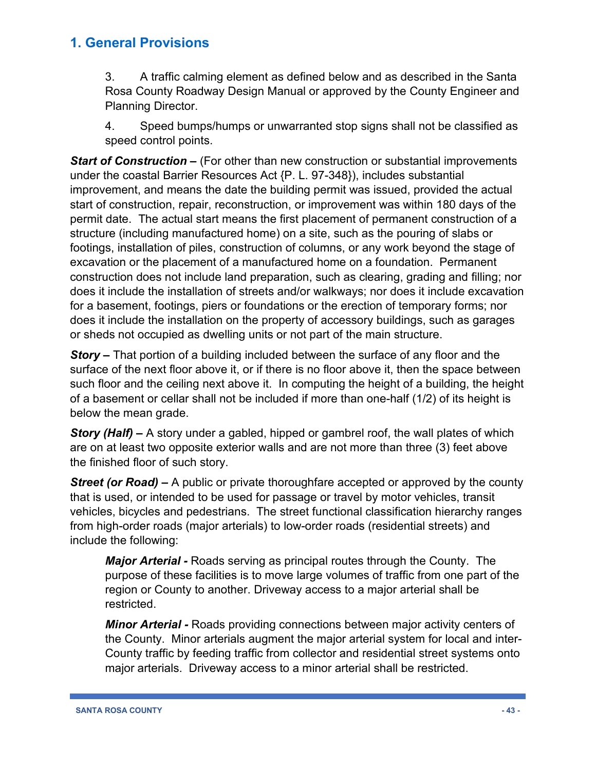# 1. General Provisions

3. A traffic calming element as defined below and as described in the Santa Rosa County Roadway Design Manual or approved by the County Engineer and Planning Director.

4. Speed bumps/humps or unwarranted stop signs shall not be classified as speed control points.

***Start of Construction –*** (For other than new construction or substantial improvements under the coastal Barrier Resources Act {P. L. 97-348}), includes substantial improvement, and means the date the building permit was issued, provided the actual start of construction, repair, reconstruction, or improvement was within 180 days of the permit date. The actual start means the first placement of permanent construction of a structure (including manufactured home) on a site, such as the pouring of slabs or footings, installation of piles, construction of columns, or any work beyond the stage of excavation or the placement of a manufactured home on a foundation. Permanent construction does not include land preparation, such as clearing, grading and filling; nor does it include the installation of streets and/or walkways; nor does it include excavation for a basement, footings, piers or foundations or the erection of temporary forms; nor does it include the installation on the property of accessory buildings, such as garages or sheds not occupied as dwelling units or not part of the main structure.

***Story –*** That portion of a building included between the surface of any floor and the surface of the next floor above it, or if there is no floor above it, then the space between such floor and the ceiling next above it. In computing the height of a building, the height of a basement or cellar shall not be included if more than one-half (1/2) of its height is below the mean grade.

***Story (Half) –*** A story under a gabled, hipped or gambrel roof, the wall plates of which are on at least two opposite exterior walls and are not more than three (3) feet above the finished floor of such story.

***Street (or Road) –*** A public or private thoroughfare accepted or approved by the county that is used, or intended to be used for passage or travel by motor vehicles, transit vehicles, bicycles and pedestrians. The street functional classification hierarchy ranges from high-order roads (major arterials) to low-order roads (residential streets) and include the following:

> ***Major Arterial -*** Roads serving as principal routes through the County. The purpose of these facilities is to move large volumes of traffic from one part of the region or County to another. Driveway access to a major arterial shall be restricted.
>
> ***Minor Arterial -*** Roads providing connections between major activity centers of the County. Minor arterials augment the major arterial system for local and inter-County traffic by feeding traffic from collector and residential street systems onto major arterials. Driveway access to a minor arterial shall be restricted.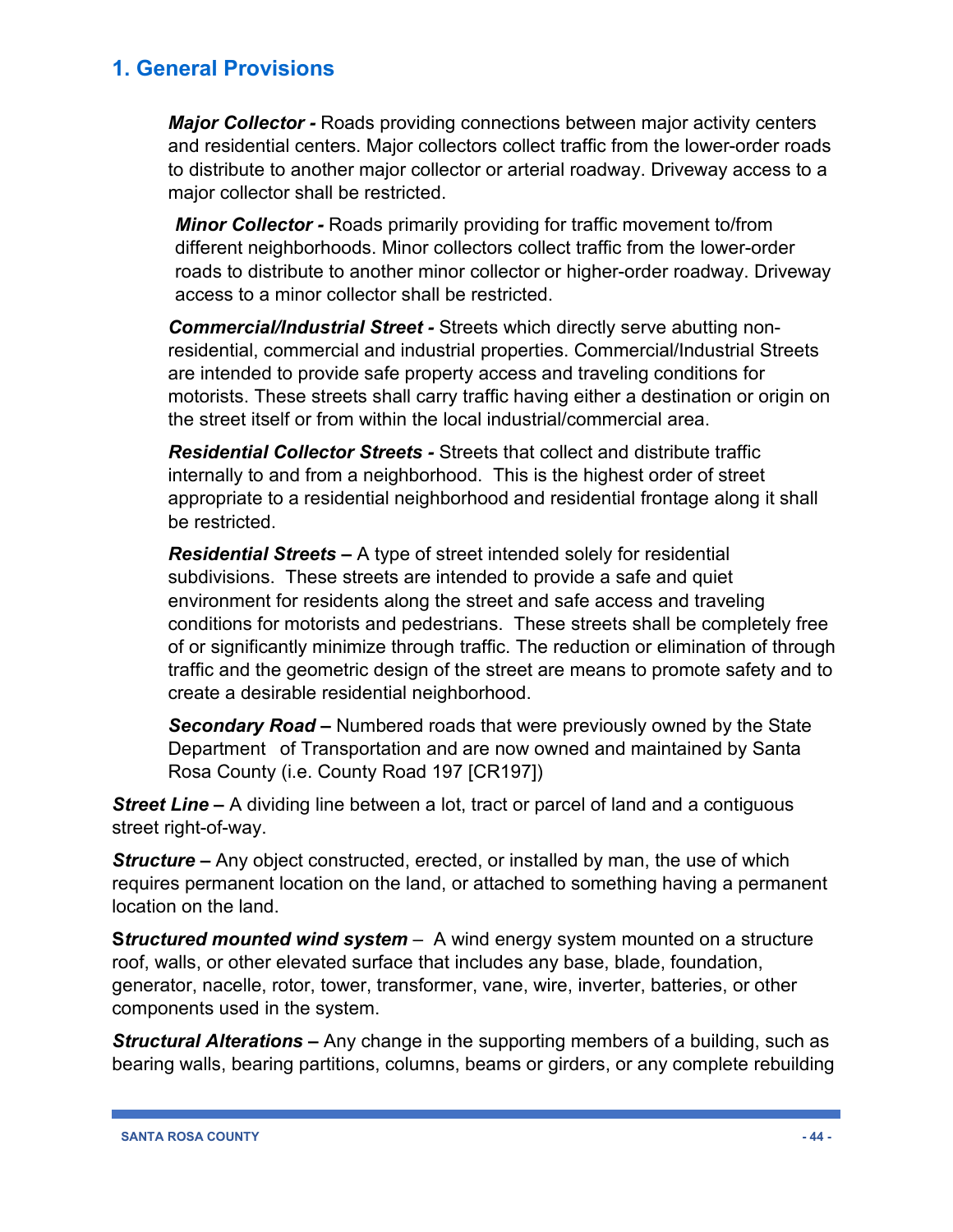## 1. General Provisions

***Major Collector -*** Roads providing connections between major activity centers and residential centers. Major collectors collect traffic from the lower-order roads to distribute to another major collector or arterial roadway. Driveway access to a major collector shall be restricted.

***Minor Collector -*** Roads primarily providing for traffic movement to/from different neighborhoods. Minor collectors collect traffic from the lower-order roads to distribute to another minor collector or higher-order roadway. Driveway access to a minor collector shall be restricted.

***Commercial/Industrial Street -*** Streets which directly serve abutting non-residential, commercial and industrial properties. Commercial/Industrial Streets are intended to provide safe property access and traveling conditions for motorists. These streets shall carry traffic having either a destination or origin on the street itself or from within the local industrial/commercial area.

***Residential Collector Streets -*** Streets that collect and distribute traffic internally to and from a neighborhood. This is the highest order of street appropriate to a residential neighborhood and residential frontage along it shall be restricted.

***Residential Streets –*** A type of street intended solely for residential subdivisions. These streets are intended to provide a safe and quiet environment for residents along the street and safe access and traveling conditions for motorists and pedestrians. These streets shall be completely free of or significantly minimize through traffic. The reduction or elimination of through traffic and the geometric design of the street are means to promote safety and to create a desirable residential neighborhood.

***Secondary Road –*** Numbered roads that were previously owned by the State Department of Transportation and are now owned and maintained by Santa Rosa County (i.e. County Road 197 [CR197])

***Street Line –*** A dividing line between a lot, tract or parcel of land and a contiguous street right-of-way.

***Structure –*** Any object constructed, erected, or installed by man, the use of which requires permanent location on the land, or attached to something having a permanent location on the land.

***Structured mounted wind system*** – A wind energy system mounted on a structure roof, walls, or other elevated surface that includes any base, blade, foundation, generator, nacelle, rotor, tower, transformer, vane, wire, inverter, batteries, or other components used in the system.

***Structural Alterations –*** Any change in the supporting members of a building, such as bearing walls, bearing partitions, columns, beams or girders, or any complete rebuilding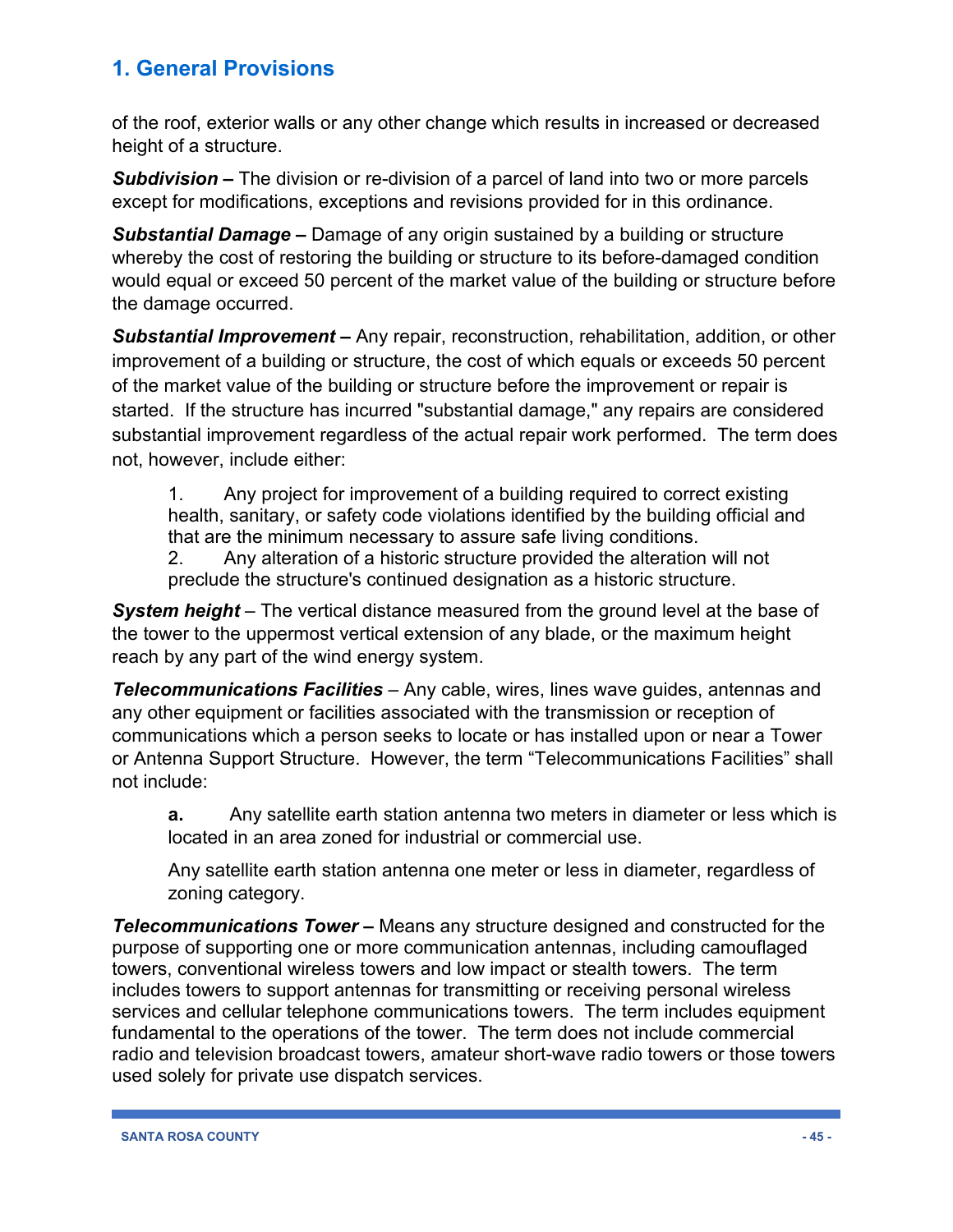# 1. General Provisions

of the roof, exterior walls or any other change which results in increased or decreased height of a structure.

***Subdivision –*** The division or re-division of a parcel of land into two or more parcels except for modifications, exceptions and revisions provided for in this ordinance.

***Substantial Damage –*** Damage of any origin sustained by a building or structure whereby the cost of restoring the building or structure to its before-damaged condition would equal or exceed 50 percent of the market value of the building or structure before the damage occurred.

***Substantial Improvement –*** Any repair, reconstruction, rehabilitation, addition, or other improvement of a building or structure, the cost of which equals or exceeds 50 percent of the market value of the building or structure before the improvement or repair is started. If the structure has incurred "substantial damage," any repairs are considered substantial improvement regardless of the actual repair work performed. The term does not, however, include either:

1. Any project for improvement of a building required to correct existing health, sanitary, or safety code violations identified by the building official and that are the minimum necessary to assure safe living conditions.
2. Any alteration of a historic structure provided the alteration will not preclude the structure's continued designation as a historic structure.

***System height*** – The vertical distance measured from the ground level at the base of the tower to the uppermost vertical extension of any blade, or the maximum height reach by any part of the wind energy system.

***Telecommunications Facilities*** – Any cable, wires, lines wave guides, antennas and any other equipment or facilities associated with the transmission or reception of communications which a person seeks to locate or has installed upon or near a Tower or Antenna Support Structure. However, the term “Telecommunications Facilities” shall not include:

> **a.** Any satellite earth station antenna two meters in diameter or less which is located in an area zoned for industrial or commercial use.
>
> Any satellite earth station antenna one meter or less in diameter, regardless of zoning category.

***Telecommunications Tower –*** Means any structure designed and constructed for the purpose of supporting one or more communication antennas, including camouflaged towers, conventional wireless towers and low impact or stealth towers. The term includes towers to support antennas for transmitting or receiving personal wireless services and cellular telephone communications towers. The term includes equipment fundamental to the operations of the tower. The term does not include commercial radio and television broadcast towers, amateur short-wave radio towers or those towers used solely for private use dispatch services.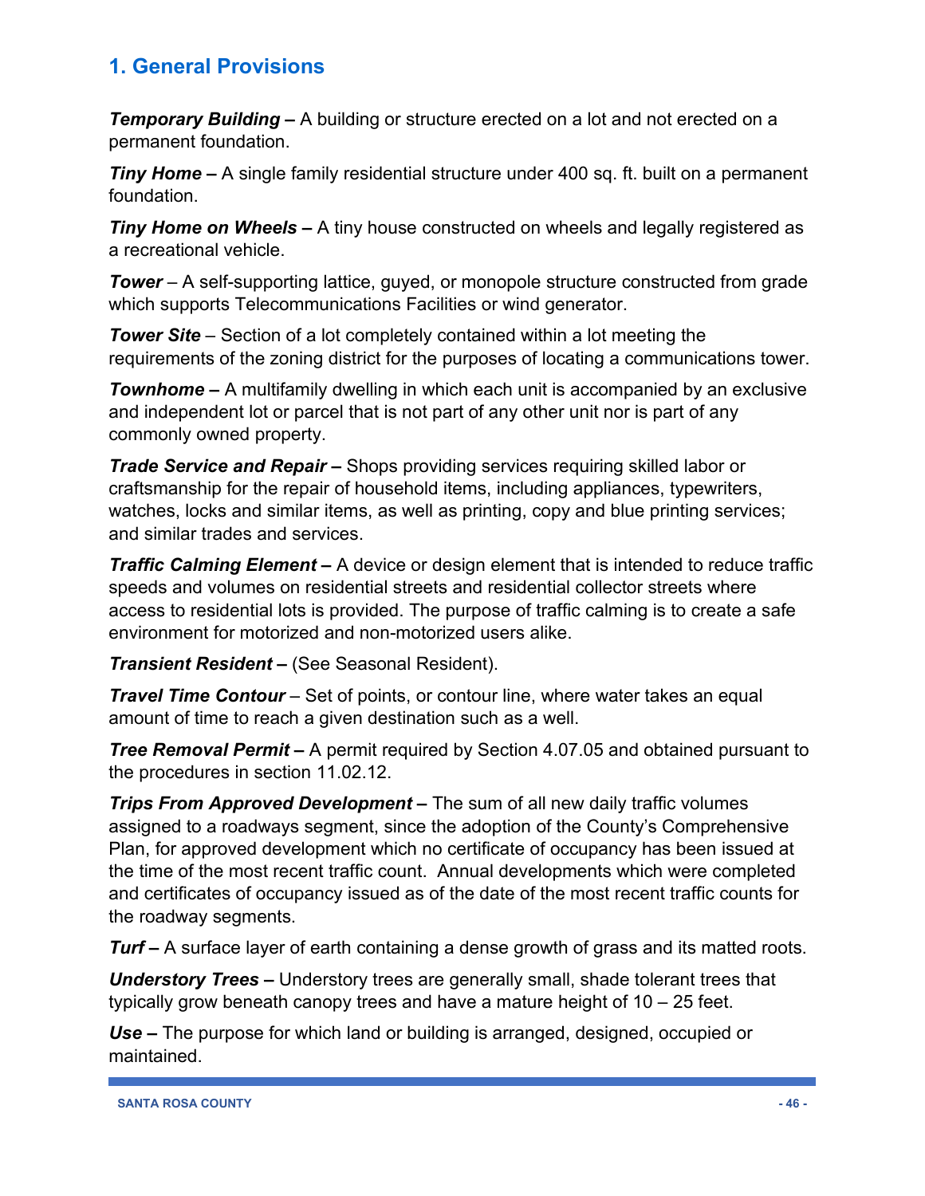## 1. General Provisions

***Temporary Building –*** A building or structure erected on a lot and not erected on a permanent foundation.

***Tiny Home –*** A single family residential structure under 400 sq. ft. built on a permanent foundation.

***Tiny Home on Wheels –*** A tiny house constructed on wheels and legally registered as a recreational vehicle.

***Tower*** – A self-supporting lattice, guyed, or monopole structure constructed from grade which supports Telecommunications Facilities or wind generator.

***Tower Site*** – Section of a lot completely contained within a lot meeting the requirements of the zoning district for the purposes of locating a communications tower.

***Townhome –*** A multifamily dwelling in which each unit is accompanied by an exclusive and independent lot or parcel that is not part of any other unit nor is part of any commonly owned property.

***Trade Service and Repair –*** Shops providing services requiring skilled labor or craftsmanship for the repair of household items, including appliances, typewriters, watches, locks and similar items, as well as printing, copy and blue printing services; and similar trades and services.

***Traffic Calming Element –*** A device or design element that is intended to reduce traffic speeds and volumes on residential streets and residential collector streets where access to residential lots is provided. The purpose of traffic calming is to create a safe environment for motorized and non-motorized users alike.

***Transient Resident –*** (See Seasonal Resident).

***Travel Time Contour*** – Set of points, or contour line, where water takes an equal amount of time to reach a given destination such as a well.

***Tree Removal Permit –*** A permit required by Section 4.07.05 and obtained pursuant to the procedures in section 11.02.12.

***Trips From Approved Development –*** The sum of all new daily traffic volumes assigned to a roadways segment, since the adoption of the County's Comprehensive Plan, for approved development which no certificate of occupancy has been issued at the time of the most recent traffic count. Annual developments which were completed and certificates of occupancy issued as of the date of the most recent traffic counts for the roadway segments.

***Turf –*** A surface layer of earth containing a dense growth of grass and its matted roots.

***Understory Trees –*** Understory trees are generally small, shade tolerant trees that typically grow beneath canopy trees and have a mature height of 10 – 25 feet.

***Use –*** The purpose for which land or building is arranged, designed, occupied or maintained.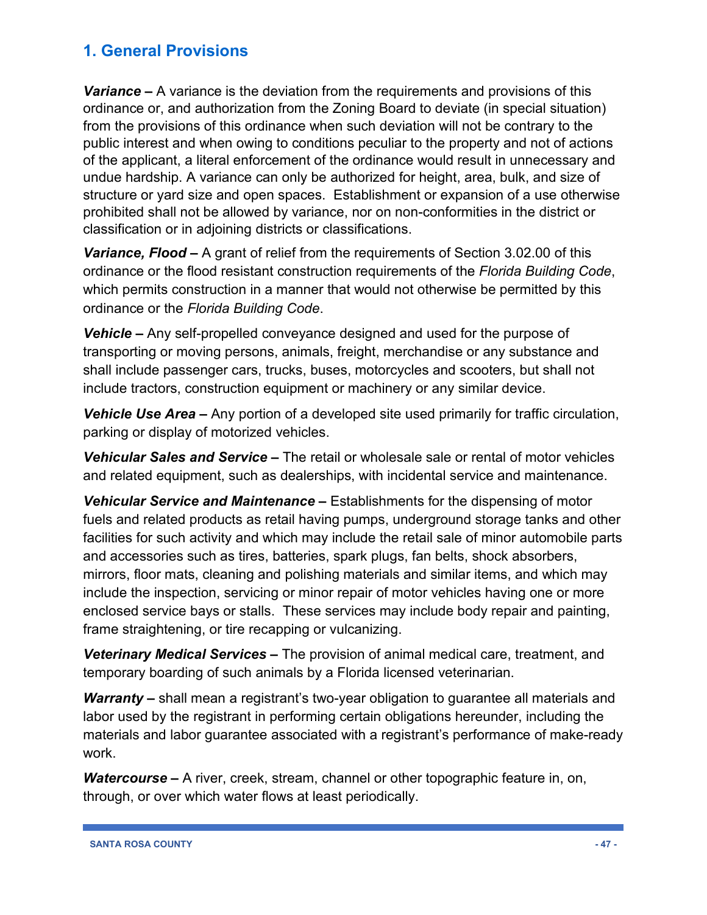## 1. General Provisions

***Variance –*** A variance is the deviation from the requirements and provisions of this ordinance or, and authorization from the Zoning Board to deviate (in special situation) from the provisions of this ordinance when such deviation will not be contrary to the public interest and when owing to conditions peculiar to the property and not of actions of the applicant, a literal enforcement of the ordinance would result in unnecessary and undue hardship. A variance can only be authorized for height, area, bulk, and size of structure or yard size and open spaces. Establishment or expansion of a use otherwise prohibited shall not be allowed by variance, nor on non-conformities in the district or classification or in adjoining districts or classifications.

***Variance, Flood –*** A grant of relief from the requirements of Section 3.02.00 of this ordinance or the flood resistant construction requirements of the *Florida Building Code*, which permits construction in a manner that would not otherwise be permitted by this ordinance or the *Florida Building Code*.

***Vehicle –*** Any self-propelled conveyance designed and used for the purpose of transporting or moving persons, animals, freight, merchandise or any substance and shall include passenger cars, trucks, buses, motorcycles and scooters, but shall not include tractors, construction equipment or machinery or any similar device.

***Vehicle Use Area –*** Any portion of a developed site used primarily for traffic circulation, parking or display of motorized vehicles.

***Vehicular Sales and Service –*** The retail or wholesale sale or rental of motor vehicles and related equipment, such as dealerships, with incidental service and maintenance.

***Vehicular Service and Maintenance –*** Establishments for the dispensing of motor fuels and related products as retail having pumps, underground storage tanks and other facilities for such activity and which may include the retail sale of minor automobile parts and accessories such as tires, batteries, spark plugs, fan belts, shock absorbers, mirrors, floor mats, cleaning and polishing materials and similar items, and which may include the inspection, servicing or minor repair of motor vehicles having one or more enclosed service bays or stalls. These services may include body repair and painting, frame straightening, or tire recapping or vulcanizing.

***Veterinary Medical Services –*** The provision of animal medical care, treatment, and temporary boarding of such animals by a Florida licensed veterinarian.

***Warranty –*** shall mean a registrant's two-year obligation to guarantee all materials and labor used by the registrant in performing certain obligations hereunder, including the materials and labor guarantee associated with a registrant's performance of make-ready work.

***Watercourse –*** A river, creek, stream, channel or other topographic feature in, on, through, or over which water flows at least periodically.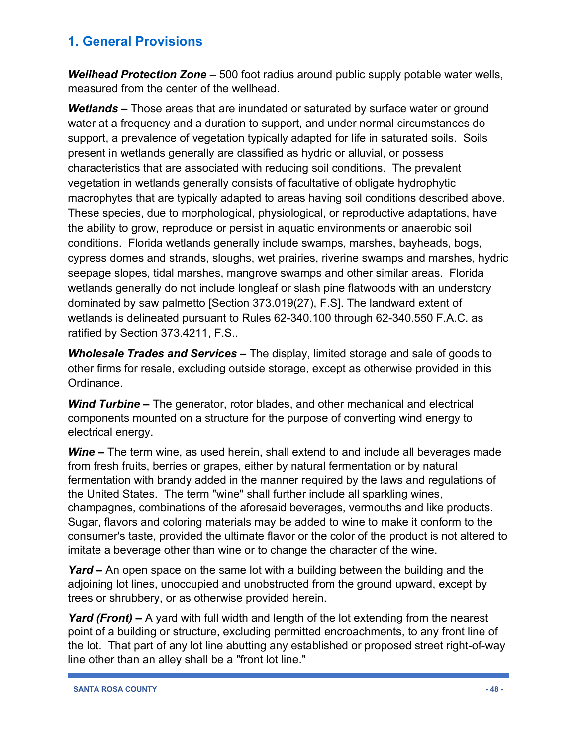## 1. General Provisions

***Wellhead Protection Zone*** – 500 foot radius around public supply potable water wells, measured from the center of the wellhead.

***Wetlands –*** Those areas that are inundated or saturated by surface water or ground water at a frequency and a duration to support, and under normal circumstances do support, a prevalence of vegetation typically adapted for life in saturated soils. Soils present in wetlands generally are classified as hydric or alluvial, or possess characteristics that are associated with reducing soil conditions. The prevalent vegetation in wetlands generally consists of facultative of obligate hydrophytic macrophytes that are typically adapted to areas having soil conditions described above. These species, due to morphological, physiological, or reproductive adaptations, have the ability to grow, reproduce or persist in aquatic environments or anaerobic soil conditions. Florida wetlands generally include swamps, marshes, bayheads, bogs, cypress domes and strands, sloughs, wet prairies, riverine swamps and marshes, hydric seepage slopes, tidal marshes, mangrove swamps and other similar areas. Florida wetlands generally do not include longleaf or slash pine flatwoods with an understory dominated by saw palmetto [Section 373.019(27), F.S]. The landward extent of wetlands is delineated pursuant to Rules 62-340.100 through 62-340.550 F.A.C. as ratified by Section 373.4211, F.S..

***Wholesale Trades and Services –*** The display, limited storage and sale of goods to other firms for resale, excluding outside storage, except as otherwise provided in this Ordinance.

***Wind Turbine –*** The generator, rotor blades, and other mechanical and electrical components mounted on a structure for the purpose of converting wind energy to electrical energy.

***Wine –*** The term wine, as used herein, shall extend to and include all beverages made from fresh fruits, berries or grapes, either by natural fermentation or by natural fermentation with brandy added in the manner required by the laws and regulations of the United States. The term "wine" shall further include all sparkling wines, champagnes, combinations of the aforesaid beverages, vermouths and like products. Sugar, flavors and coloring materials may be added to wine to make it conform to the consumer's taste, provided the ultimate flavor or the color of the product is not altered to imitate a beverage other than wine or to change the character of the wine.

***Yard –*** An open space on the same lot with a building between the building and the adjoining lot lines, unoccupied and unobstructed from the ground upward, except by trees or shrubbery, or as otherwise provided herein.

***Yard (Front) –*** A yard with full width and length of the lot extending from the nearest point of a building or structure, excluding permitted encroachments, to any front line of the lot. That part of any lot line abutting any established or proposed street right-of-way line other than an alley shall be a "front lot line."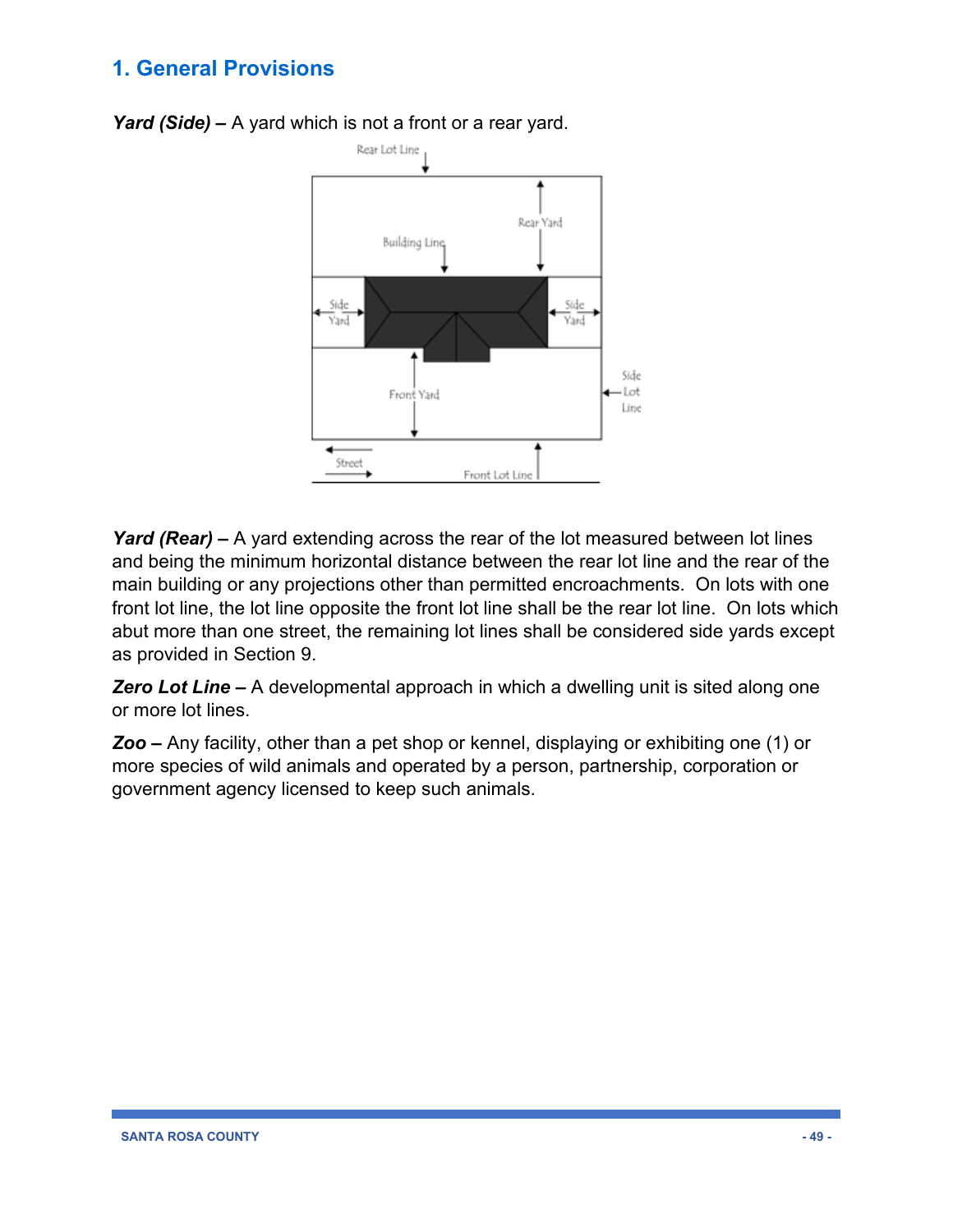## 1. General Provisions

***Yard (Side) –*** A yard which is not a front or a rear yard.

***Yard (Rear) –*** A yard extending across the rear of the lot measured between lot lines and being the minimum horizontal distance between the rear lot line and the rear of the main building or any projections other than permitted encroachments. On lots with one front lot line, the lot line opposite the front lot line shall be the rear lot line. On lots which abut more than one street, the remaining lot lines shall be considered side yards except as provided in Section 9.

***Zero Lot Line –*** A developmental approach in which a dwelling unit is sited along one or more lot lines.

***Zoo –*** Any facility, other than a pet shop or kennel, displaying or exhibiting one (1) or more species of wild animals and operated by a person, partnership, corporation or government agency licensed to keep such animals.